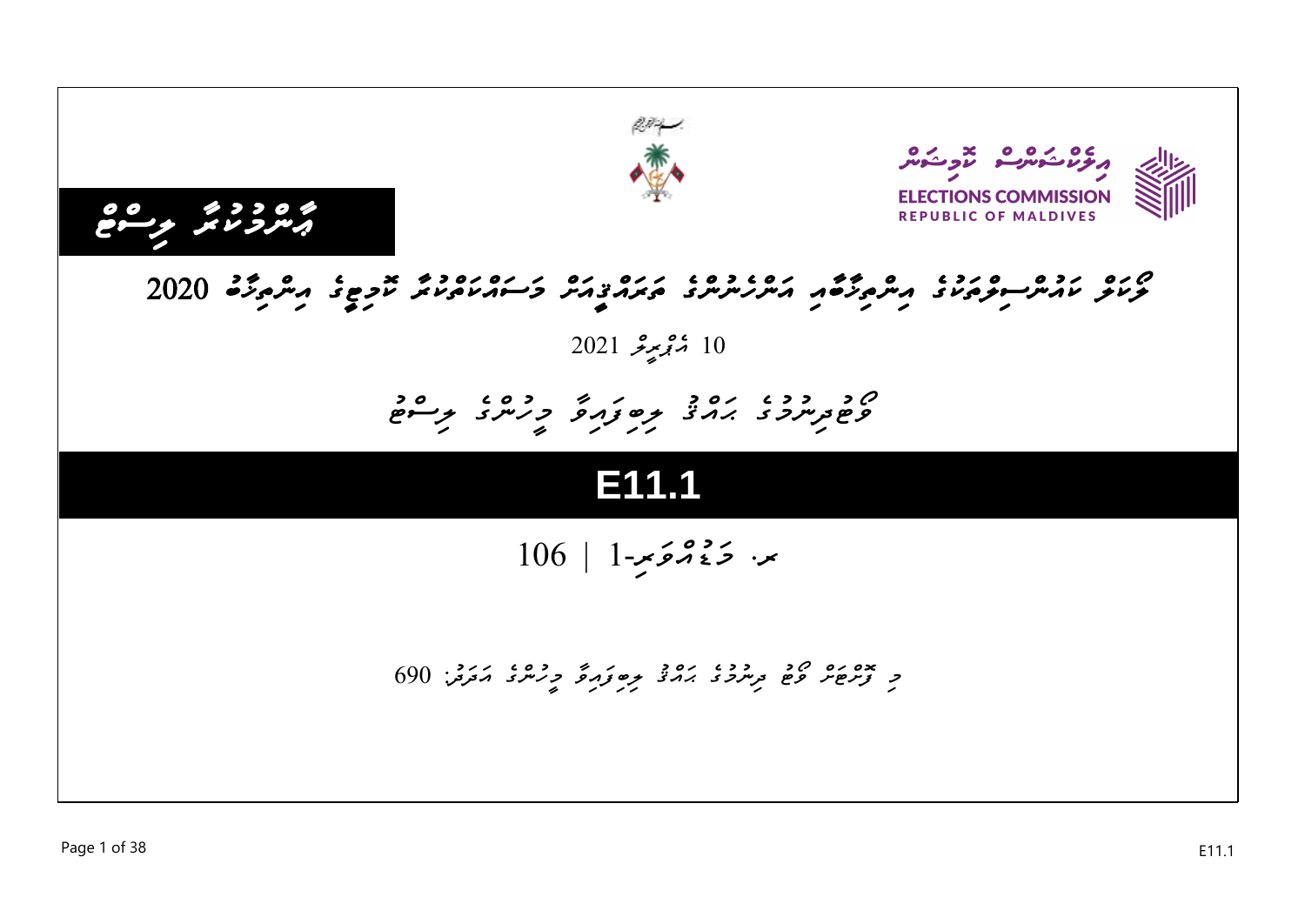ބިސްމިއްލާހިއްރަޙްމާނިއްރަޙީމް

އިލެކްޝަންސް ކޮމިޝަން

ELECTIONS COMMISSION
REPUBLIC OF MALDIVES

އާންމުކުރާ ލިސްޓު

# ލޯކަލް ކައުންސިލްތަކުގެ އިންތިޚާބާއި އަންހެނުންގެ ތަރައްޤީއަށް މަސައްކަތްކުރާ ކޮމިޓީގެ އިންތިޚާބު 2020

10 އޮކްޓޯބަރު 2021

## ވޯޓުދިނުމުގެ ޙައްޤު ލިބިފައިވާ މީހުންގެ ލިސްޓު

# E11.1

ނ. މަގޫދޫ-1 | 106

މި ފޮތުގައި ވޯޓު ދިނުމުގެ ޙައްޤު ލިބިފައިވާ މީހުންގެ އަދަދު: 690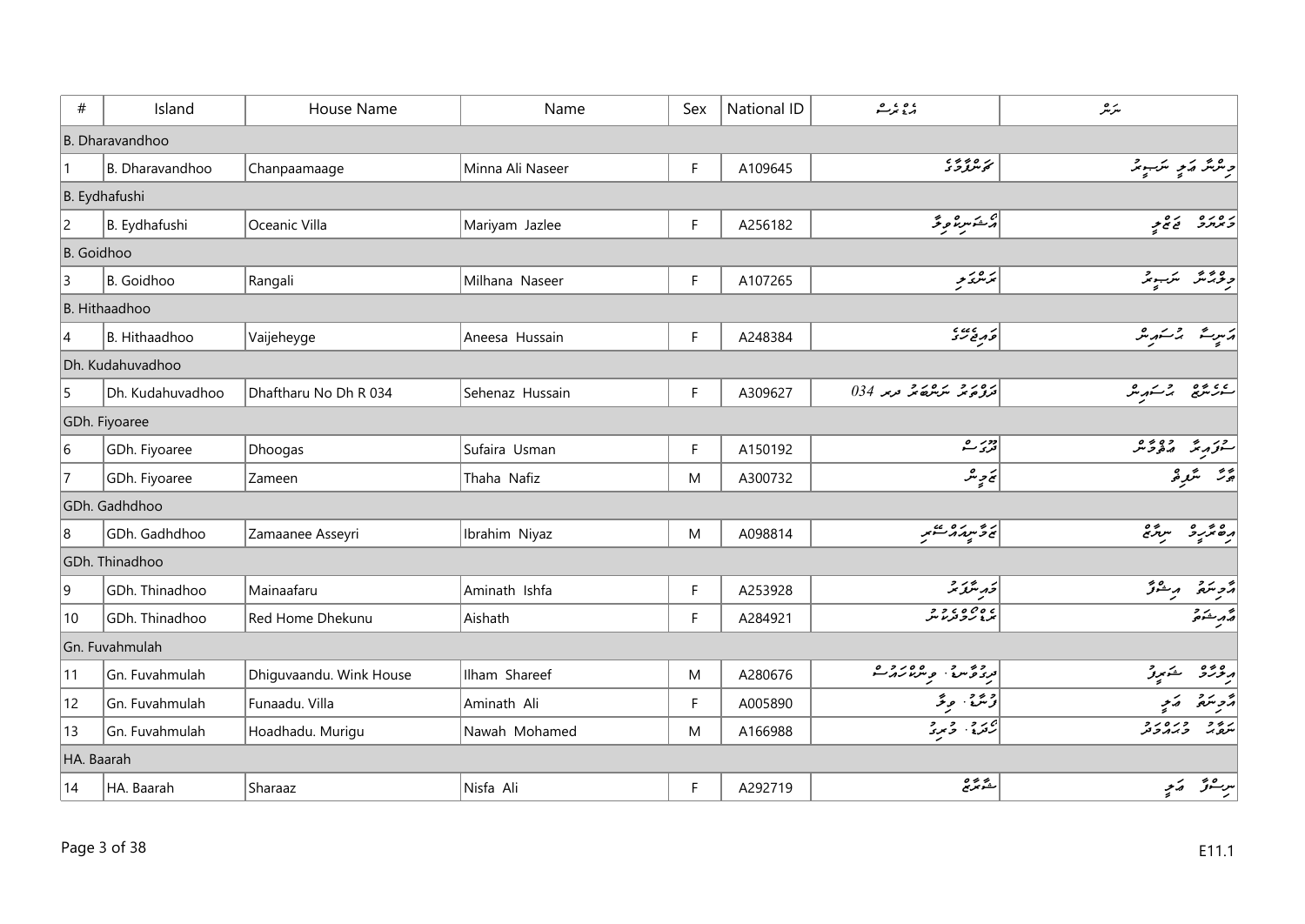| # | Island | House Name | Name | Sex | National ID | ގެއުގެ ނަން | ނަން |
|---|---|---|---|---|---|---|---|
| B. Dharavandhoo | | | | | | | |
| 1 | B. Dharavandhoo | Chanpaamaage | Minna Ali Naseer | F | A109645 | ޗަންޕާމާގެ | މިންނާ އަލި ނަސީރު |
| B. Eydhafushi | | | | | | | |
| 2 | B. Eydhafushi | Oceanic Villa | Mariyam Jazlee | F | A256182 | އޯޝަނިކްވިލާ | މަރިޔަމް ޖަޒްލީ |
| B. Goidhoo | | | | | | | |
| 3 | B. Goidhoo | Rangali | Milhana Naseer | F | A107265 | ރަންގަލި | މިލްހާނާ ނަސީރު |
| B. Hithaadhoo | | | | | | | |
| 4 | B. Hithaadhoo | Vaijeheyge | Aneesa Hussain | F | A248384 | ވައިޖެހޭގެ | އަނީސާ ހުސައިން |
| Dh. Kudahuvadhoo | | | | | | | |
| 5 | Dh. Kudahuvadhoo | Dhaftharu No Dh R 034 | Sehenaz Hussain | F | A309627 | ދަފްތަރު ނަންބަރު ދރ 034 | ސެހެނާޒް ހުސައިން |
| GDh. Fiyoaree | | | | | | | |
| 6 | GDh. Fiyoaree | Dhoogas | Sufaira Usman | F | A150192 | ދޫގަސް | ސުފައިރާ އުސްމާން |
| 7 | GDh. Fiyoaree | Zameen | Thaha Nafiz | M | A300732 | ޒަމީން | ތާހާ ނާފިޒު |
| GDh. Gadhdhoo | | | | | | | |
| 8 | GDh. Gadhdhoo | Zamaanee Asseyri | Ibrahim Niyaz | M | A098814 | ޒަމާނީއައްސޭރި | އިބްރާހީމް ނިޔާޒް |
| GDh. Thinadhoo | | | | | | | |
| 9 | GDh. Thinadhoo | Mainaafaru | Aminath Ishfa | F | A253928 | މައިނާފަރު | އާމިނަތު އިޝްފާ |
| 10 | GDh. Thinadhoo | Red Home Dhekunu | Aishath | F | A284921 | ރެޑްހޯމްދެކުނު | އާއިޝަތު |
| Gn. Fuvahmulah | | | | | | | |
| 11 | Gn. Fuvahmulah | Dhiguvaandu. Wink House | Ilham Shareef | M | A280676 | ދިގުވާންޑު. ވިންކްހައުސް | އިލްހާމް ޝަރީފު |
| 12 | Gn. Fuvahmulah | Funaadu. Villa | Aminath Ali | F | A005890 | ފުނާޑު. ވިލާ | އާމިނަތު އަލި |
| 13 | Gn. Fuvahmulah | Hoadhadu. Murigu | Nawah Mohamed | M | A166988 | ހޯދަޑު. މުރިގު | ނަވާހް މުޙައްމަދު |
| HA. Baarah | | | | | | | |
| 14 | HA. Baarah | Sharaaz | Nisfa Ali | F | A292719 | ޝަރާޒް | ނިސްފާ އަލި |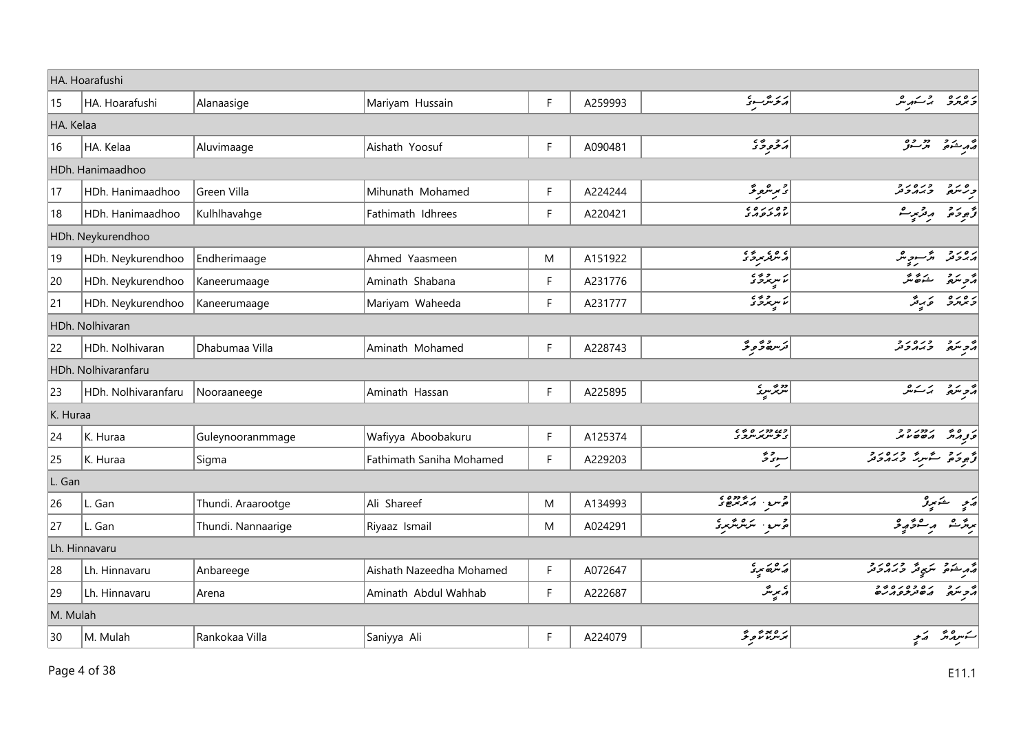| | | | | | | | |
|---|---|---|---|---|---|---|---|
| HA. Hoarafushi | | | | | | | |
| 15 | HA. Hoarafushi | Alanaasige | Mariyam Hussain | F | A259993 | އަލަނާސިގެ | މަރިޔަމް ހުސައިން |
| HA. Kelaa | | | | | | | |
| 16 | HA. Kelaa | Aluvimaage | Aishath Yoosuf | F | A090481 | އަލުވިމާގެ | އައިޝަތު ޔޫސުފް |
| HDh. Hanimaadhoo | | | | | | | |
| 17 | HDh. Hanimaadhoo | Green Villa | Mihunath Mohamed | F | A224244 | ގްރީންވިލާ | މިހުނަތު މުހައްމަދު |
| 18 | HDh. Hanimaadhoo | Kulhlhavahge | Fathimath Idhrees | F | A220421 | ކުޅްޅަވައްގެ | ފާތިމަތު އިދްރީސް |
| HDh. Neykurendhoo | | | | | | | |
| 19 | HDh. Neykurendhoo | Endherimaage | Ahmed Yaasmeen | M | A151922 | އެންދެރިމާގެ | އަހްމަދު ޔާސްމީން |
| 20 | HDh. Neykurendhoo | Kaneerumaage | Aminath Shabana | F | A231776 | ކަނީރުމާގެ | އާމިނަތު ޝަބާނާ |
| 21 | HDh. Neykurendhoo | Kaneerumaage | Mariyam Waheeda | F | A231777 | ކަނީރުމާގެ | މަރިޔަމް ވަހީދާ |
| HDh. Nolhivaran | | | | | | | |
| 22 | HDh. Nolhivaran | Dhabumaa Villa | Aminath Mohamed | F | A228743 | ދަބުމާވިލާ | އާމިނަތު މުހައްމަދު |
| HDh. Nolhivaranfaru | | | | | | | |
| 23 | HDh. Nolhivaranfaru | Nooraaneege | Aminath Hassan | F | A225895 | ނޫރާނީގެ | އާމިނަތު ހަސަން |
| K. Huraa | | | | | | | |
| 24 | K. Huraa | Guleynooranmmage | Wafiyya Aboobakuru | F | A125374 | ގުލޭނޫރަންމާގެ | ވަފިއްޔާ އަބޫބަކުރު |
| 25 | K. Huraa | Sigma | Fathimath Saniha Mohamed | F | A229203 | ސިގްމާ | ފާތިމަތު ސާނިހާ މުހައްމަދު |
| L. Gan | | | | | | | |
| 26 | L. Gan | Thundi. Araarootge | Ali Shareef | M | A134993 | ތުނޑި . އަރާރޫޓްގެ | އަލި ޝަރީފް |
| 27 | L. Gan | Thundi. Nannaarige | Riyaaz Ismail | M | A024291 | ތުނޑި . ނަންނާރިގެ | ރިޔާޒް އިސްމާޢީލް |
| Lh. Hinnavaru | | | | | | | |
| 28 | Lh. Hinnavaru | Anbareege | Aishath Nazeedha Mohamed | F | A072647 | އަންބަރީގެ | އައިޝަތު ނަޒީދާ މުހައްމަދު |
| 29 | Lh. Hinnavaru | Arena | Aminath Abdul Wahhab | F | A222687 | އެރީނާ | އާމިނަތު އަބްދުލްވައްހާބް |
| M. Mulah | | | | | | | |
| 30 | M. Mulah | Rankokaa Villa | Saniyya Ali | F | A224079 | ރަންކޮކާވިލާ | ސަނިއްޔާ އަލި |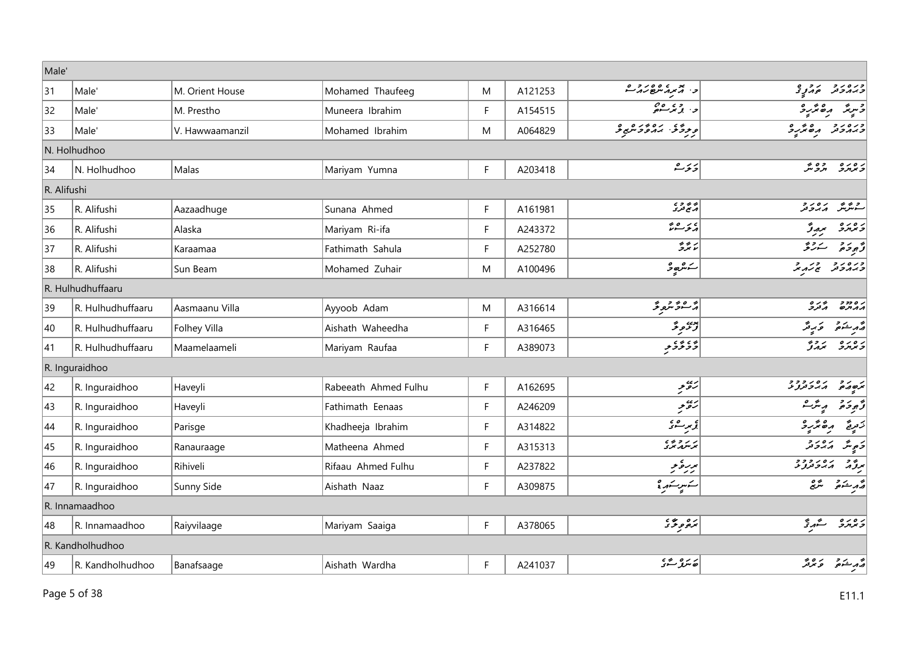| | | | | | | | |
|---|---|---|---|---|---|---|---|
| **Male'** | | | | | | | |
| 31 | Male' | M. Orient House | Mohamed Thaufeeg | M | A121253 | މ. އޯރިއެންޓްހައުސް | މުޙައްމަދު ތައުފީޤު |
| 32 | Male' | M. Prestho | Muneera Ibrahim | F | A154515 | މ.ޕްރެސްތޯ | މުނީރާ އިބްރާހީމް |
| 33 | Male' | V. Hawwaamanzil | Mohamed Ibrahim | M | A064829 | ވިލާގެ. ހައްވާމަންޒިލް | މުޙައްމަދު އިބްރާހީމް |
| **N. Holhudhoo** | | | | | | | |
| 34 | N. Holhudhoo | Malas | Mariyam Yumna | F | A203418 | މަލަސް | މަރިޔަމް ޔުމްނާ |
| **R. Alifushi** | | | | | | | |
| 35 | R. Alifushi | Aazaadhuge | Sunana Ahmed | F | A161981 | އާޒާދުގެ | ސުނަނާ އަޙްމަދު |
| 36 | R. Alifushi | Alaska | Mariyam Ri-ifa | F | A243372 | އަލަސްކާ | މަރިޔަމް ރިއިފާ |
| 37 | R. Alifushi | Karaamaa | Fathimath Sahula | F | A252780 | ކަރާމާ | ފާތިމަތު ސަހުލާ |
| 38 | R. Alifushi | Sun Beam | Mohamed Zuhair | M | A100496 | ސަންބީމް | މުޙައްމަދު ޒުހައިރު |
| **R. Hulhudhuffaaru** | | | | | | | |
| 39 | R. Hulhudhuffaaru | Aasmaanu Villa | Ayyoob Adam | M | A316614 | އާސްމާނުވިލާ | އައްޔޫބު އާދަމް |
| 40 | R. Hulhudhuffaaru | Folhey Villa | Aishath Waheedha | F | A316465 | ފޮޅޭވިލާ | އާއިޝަތު ވަޙީދާ |
| 41 | R. Hulhudhuffaaru | Maamelaameli | Mariyam Raufaa | F | A389073 | މާމެލާމެލި | މަރިޔަމް ރައުފާ |
| **R. Inguraidhoo** | | | | | | | |
| 42 | R. Inguraidhoo | Haveyli | Rabeeath Ahmed Fulhu | F | A162695 | ހަވޭލި | ރަބީޢަތު އަޙްމަދުފުޅު |
| 43 | R. Inguraidhoo | Haveyli | Fathimath Eenaas | F | A246209 | ހަވޭލި | ފާތިމަތު އީނާސް |
| 44 | R. Inguraidhoo | Parisge | Khadheeja Ibrahim | F | A314822 | ޕެރިސްގެ | ޚަދީޖާ އިބްރާހީމް |
| 45 | R. Inguraidhoo | Ranauraage | Matheena Ahmed | F | A315313 | ރަނައުރާގެ | މަތީނާ އަޙްމަދު |
| 46 | R. Inguraidhoo | Rihiveli | Rifaau Ahmed Fulhu | F | A237822 | ރިހިވެލި | ރިފާއު އަޙްމަދުފުޅު |
| 47 | R. Inguraidhoo | Sunny Side | Aishath Naaz | F | A309875 | ސަނީސައިޑް | އާއިޝަތު ނާޒް |
| **R. Innamaadhoo** | | | | | | | |
| 48 | R. Innamaadhoo | Raiyvilaage | Mariyam Saaiga | F | A378065 | ރައްވިލާގެ | މަރިޔަމް ސާއިގާ |
| **R. Kandholhudhoo** | | | | | | | |
| 49 | R. Kandholhudhoo | Banafsaage | Aishath Wardha | F | A241037 | ބަނަފްސާގެ | އާއިޝަތު ވަރދާ |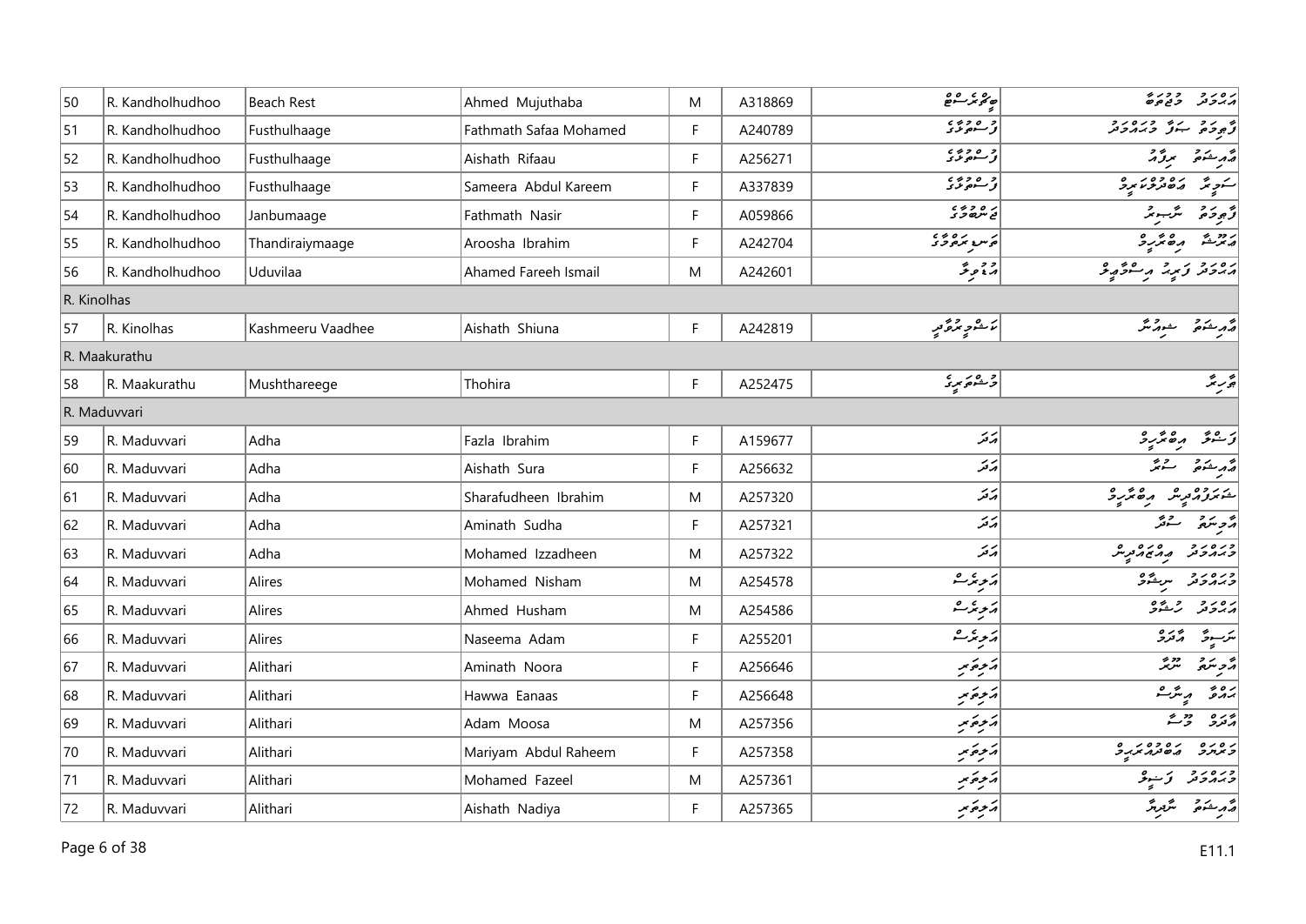| 50 | R. Kandholhudhoo | Beach Rest | Ahmed Mujuthaba | M | A318869 | ބީޗްރެސްޓް | އަހުމަދު މުޖުތަބާ |
|---|---|---|---|---|---|---|---|
| 51 | R. Kandholhudhoo | Fusthulhaage | Fathmath Safaa Mohamed | F | A240789 | ފުސްތުޅާގެ | ފާތިމަތު ސަފާ މުހައްމަދު |
| 52 | R. Kandholhudhoo | Fusthulhaage | Aishath Rifaau | F | A256271 | ފުސްތުޅާގެ | އާއިޝަތު ރިފާއު |
| 53 | R. Kandholhudhoo | Fusthulhaage | Sameera Abdul Kareem | F | A337839 | ފުސްތުޅާގެ | ސަމީރާ އަބްދުލްކަރީމް |
| 54 | R. Kandholhudhoo | Janbumaage | Fathmath Nasir | F | A059866 | ޖަންބުމާގެ | ފާތިމަތު ނާސިރު |
| 55 | R. Kandholhudhoo | Thandiraiymaage | Aroosha Ibrahim | F | A242704 | ތަންދިރައިމާގެ | އަރޫޝާ އިބްރާހިމް |
| 56 | R. Kandholhudhoo | Uduvilaa | Ahamed Fareeh Ismail | M | A242601 | އުދުވިލާ | އަހުމަދު ފަރީހު އިސްމާއީލް |
| R. Kinolhas | | | | | | | |
| 57 | R. Kinolhas | Kashmeeru Vaadhee | Aishath Shiuna | F | A242819 | ކަޝްމީރުވާދީ | އާއިޝަތު ޝިއުނާ |
| R. Maakurathu | | | | | | | |
| 58 | R. Maakurathu | Mushthareege | Thohira | F | A252475 | މުޝްތަރީގެ | ޠާހިރާ |
| R. Maduvvari | | | | | | | |
| 59 | R. Maduvvari | Adha | Fazla Ibrahim | F | A159677 | އަދަ | ފަޟްލާ އިބްރާހިމް |
| 60 | R. Maduvvari | Adha | Aishath Sura | F | A256632 | އަދަ | އާއިޝަތު ސުރާ |
| 61 | R. Maduvvari | Adha | Sharafudheen Ibrahim | M | A257320 | އަދަ | ޝަރަފުއްދީން އިބްރާހިމް |
| 62 | R. Maduvvari | Adha | Aminath Sudha | F | A257321 | އަދަ | އާމިނަތު ސުދާ |
| 63 | R. Maduvvari | Adha | Mohamed Izzadheen | M | A257322 | އަދަ | މުހައްމަދު އިއްޒައްދީން |
| 64 | R. Maduvvari | Alires | Mohamed Nisham | M | A254578 | އަލިރެސް | މުހައްމަދު ނިޝާމް |
| 65 | R. Maduvvari | Alires | Ahmed Husham | M | A254586 | އަލިރެސް | އަހުމަދު ހުޝާމް |
| 66 | R. Maduvvari | Alires | Naseema Adam | F | A255201 | އަލިރެސް | ނަސީމާ އާދަމް |
| 67 | R. Maduvvari | Alithari | Aminath Noora | F | A256646 | އަލިތަރި | އާމިނަތު ނޫރާ |
| 68 | R. Maduvvari | Alithari | Hawwa Eanaas | F | A256648 | އަލިތަރި | ހައްވާ އީނާސް |
| 69 | R. Maduvvari | Alithari | Adam Moosa | M | A257356 | އަލިތަރި | އާދަމް މޫސާ |
| 70 | R. Maduvvari | Alithari | Mariyam Abdul Raheem | F | A257358 | އަލިތަރި | މަރިޔަމް އަބްދުއްރަޙީމް |
| 71 | R. Maduvvari | Alithari | Mohamed Fazeel | M | A257361 | އަލިތަރި | މުހައްމަދު ފަޟީލް |
| 72 | R. Maduvvari | Alithari | Aishath Nadiya | F | A257365 | އަލިތަރި | އާއިޝަތު ނާދިޔާ |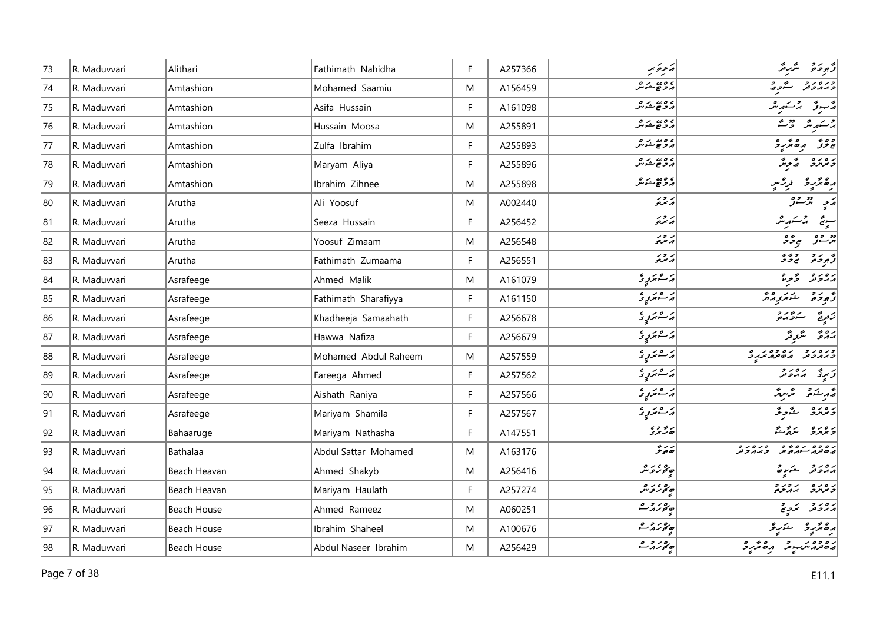| 73 | R. Maduvvari | Alithari | Fathimath Nahidha | F | A257366 | އަލިތަރި | ފާތިމަތު ނާހިދާ |
|---|---|---|---|---|---|---|---|
| 74 | R. Maduvvari | Amtashion | Mohamed Saamiu | M | A156459 | އަމްޓަޝަން | މުޙައްމަދު ސާމިޢު |
| 75 | R. Maduvvari | Amtashion | Asifa Hussain | F | A161098 | އަމްޓަޝަން | އާސިފާ ހުސައިން |
| 76 | R. Maduvvari | Amtashion | Hussain Moosa | M | A255891 | އަމްޓަޝަން | ހުސައިން މޫސާ |
| 77 | R. Maduvvari | Amtashion | Zulfa Ibrahim | F | A255893 | އަމްޓަޝަން | ޒުލްފާ އިބްރާހީމް |
| 78 | R. Maduvvari | Amtashion | Maryam Aliya | F | A255896 | އަމްޓަޝަން | މަރްޔަމް އާލިޔާ |
| 79 | R. Maduvvari | Amtashion | Ibrahim Zihnee | M | A255898 | އަމްޓަޝަން | އިބްރާހީމް ޒިހްނީ |
| 80 | R. Maduvvari | Arutha | Ali Yoosuf | M | A002440 | އަރުތަ | އަލި ޔޫސުފް |
| 81 | R. Maduvvari | Arutha | Seeza Hussain | F | A256452 | އަރުތަ | ސީޒާ ހުސައިން |
| 82 | R. Maduvvari | Arutha | Yoosuf Zimaam | M | A256548 | އަރުތަ | ޔޫސުފް ޒިމާމް |
| 83 | R. Maduvvari | Arutha | Fathimath Zumaama | F | A256551 | އަރުތަ | ފާތިމަތު ޒުމާމާ |
| 84 | R. Maduvvari | Asrafeege | Ahmed Malik | M | A161079 | އަސްރަފީގެ | އަޙްމަދު މާލިކު |
| 85 | R. Maduvvari | Asrafeege | Fathimath Sharafiyya | F | A161150 | އަސްރަފީގެ | ފާތިމަތު ޝަރަފިއްޔާ |
| 86 | R. Maduvvari | Asrafeege | Khadheeja Samaahath | F | A256678 | އަސްރަފީގެ | ޚަދީޖާ ސަމާހަތު |
| 87 | R. Maduvvari | Asrafeege | Hawwa Nafiza | F | A256679 | އަސްރަފީގެ | ހައްވާ ނާފިޒާ |
| 88 | R. Maduvvari | Asrafeege | Mohamed Abdul Raheem | M | A257559 | އަސްރަފީގެ | މުޙައްމަދު އަބްދުއްރަޙީމް |
| 89 | R. Maduvvari | Asrafeege | Fareega Ahmed | F | A257562 | އަސްރަފީގެ | ފަރީގާ އަޙްމަދު |
| 90 | R. Maduvvari | Asrafeege | Aishath Raniya | F | A257566 | އަސްރަފީގެ | އާއިޝަތު ރާނިޔާ |
| 91 | R. Maduvvari | Asrafeege | Mariyam Shamila | F | A257567 | އަސްރަފީގެ | މަރިޔަމް ޝާމިލާ |
| 92 | R. Maduvvari | Bahaaruge | Mariyam Nathasha | F | A147551 | ބަހާރުގެ | މަރިޔަމް ނަތާޝާ |
| 93 | R. Maduvvari | Bathalaa | Abdul Sattar Mohamed | M | A163176 | ބަތަލާ | އަބްދުލްސައްތާރު މުޙައްމަދު |
| 94 | R. Maduvvari | Beach Heavan | Ahmed Shakyb | M | A256416 | ބީޗްހެވަން | އަޙްމަދު ޝަކީބު |
| 95 | R. Maduvvari | Beach Heavan | Mariyam Haulath | F | A257274 | ބީޗްހެވަން | މަރިޔަމް ހައުލަތު |
| 96 | R. Maduvvari | Beach House | Ahmed Rameez | M | A060251 | ބީޗްހައުސް | އަޙްމަދު ރަމީޒު |
| 97 | R. Maduvvari | Beach House | Ibrahim Shaheel | M | A100676 | ބީޗްހައުސް | އިބްރާހީމް ޝަހީލް |
| 98 | R. Maduvvari | Beach House | Abdul Naseer Ibrahim | M | A256429 | ބީޗްހައުސް | އަބްދުއްނަސީރު އިބްރާހީމް |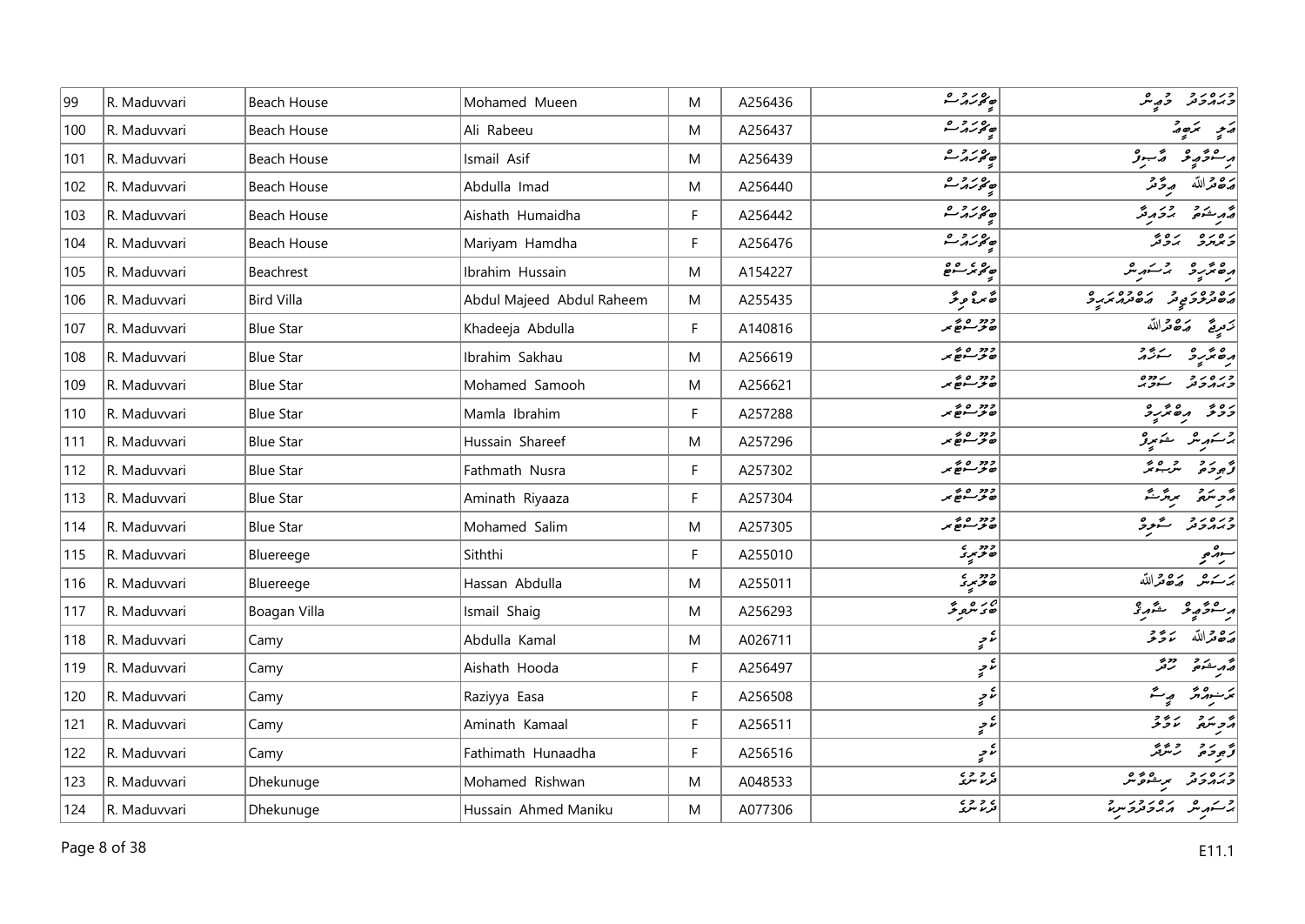| 99 | R. Maduvvari | Beach House | Mohamed Mueen | M | A256436 | ޖިބިރަހު | މުޙައްމަދު މުޢީން |
|---|---|---|---|---|---|---|---|
| 100 | R. Maduvvari | Beach House | Ali Rabeeu | M | A256437 | ބީޗްހައުސް | ޢަލީ ރަބީޢު |
| 101 | R. Maduvvari | Beach House | Ismail Asif | M | A256439 | ބީޗްހައުސް | އިސްމާޢީލް އާސިފް |
| 102 | R. Maduvvari | Beach House | Abdulla Imad | M | A256440 | ބީޗްހައުސް | އަބްދުﷲ އިމާދު |
| 103 | R. Maduvvari | Beach House | Aishath Humaidha | F | A256442 | ބީޗްހައުސް | އާއިޝަތު ހުމައިދާ |
| 104 | R. Maduvvari | Beach House | Mariyam Hamdha | F | A256476 | ބީޗްހައުސް | މަރިޔަމް ހަމްދާ |
| 105 | R. Maduvvari | Beachrest | Ibrahim Hussain | M | A154227 | ބީޗްރެސްޓް | އިބްރާހީމް ހުސައިން |
| 106 | R. Maduvvari | Bird Villa | Abdul Majeed Abdul Raheem | M | A255435 | ބާރޑްވިލާ | އަބްދުލްމަޖީދު އަބްދުއްރަޙީމް |
| 107 | R. Maduvvari | Blue Star | Khadeeja Abdulla | F | A140816 | ބުލޫސްޓާރ | ޚަދީޖާ އަބްދުﷲ |
| 108 | R. Maduvvari | Blue Star | Ibrahim Sakhau | M | A256619 | ބުލޫސްޓާރ | އިބްރާހީމް ސަޚާއު |
| 109 | R. Maduvvari | Blue Star | Mohamed Samooh | M | A256621 | ބުލޫސްޓާރ | މުޙައްމަދު ސަމޫޙު |
| 110 | R. Maduvvari | Blue Star | Mamla Ibrahim | F | A257288 | ބުލޫސްޓާރ | މަމްލާ އިބްރާހީމް |
| 111 | R. Maduvvari | Blue Star | Hussain Shareef | M | A257296 | ބުލޫސްޓާރ | ހުސައިން ޝަރީފް |
| 112 | R. Maduvvari | Blue Star | Fathmath Nusra | F | A257302 | ބުލޫސްޓާރ | ފާތުމަތު ނުސްރާ |
| 113 | R. Maduvvari | Blue Star | Aminath Riyaaza | F | A257304 | ބުލޫސްޓާރ | އާމިނަތު ރިޔާޒާ |
| 114 | R. Maduvvari | Blue Star | Mohamed Salim | M | A257305 | ބުލޫސްޓާރ | މުޙައްމަދު ސާލިމް |
| 115 | R. Maduvvari | Bluereege | Siththi | F | A255010 | ބުލޫރީގެ | ސިއްތި |
| 116 | R. Maduvvari | Bluereege | Hassan Abdulla | M | A255011 | ބުލޫރީގެ | ހަސަން އަބްދުﷲ |
| 117 | R. Maduvvari | Boagan Villa | Ismail Shaig | M | A256293 | ބޯގަންވިލާ | އިސްމާޢީލް ޝާއިގު |
| 118 | R. Maduvvari | Camy | Abdulla Kamal | M | A026711 | ކެމީ | އަބްދުﷲ ކަމާލް |
| 119 | R. Maduvvari | Camy | Aishath Hooda | F | A256497 | ކެމީ | އާއިޝަތު ހޫދާ |
| 120 | R. Maduvvari | Camy | Raziyya Easa | F | A256508 | ކެމީ | ރަޟިއްޔާ ޢީސާ |
| 121 | R. Maduvvari | Camy | Aminath Kamaal | F | A256511 | ކެމީ | އާމިނަތު ކަމާލް |
| 122 | R. Maduvvari | Camy | Fathimath Hunaadha | F | A256516 | ކެމީ | ފާތިމަތު ހުނާދާ |
| 123 | R. Maduvvari | Dhekunuge | Mohamed Rishwan | M | A048533 | ދެކުނުގެ | މުޙައްމަދު ރިޝްވާން |
| 124 | R. Maduvvari | Dhekunuge | Hussain Ahmed Maniku | M | A077306 | ދެކުނުގެ | ހުސައިން އަޙްމަދުމަނިކު |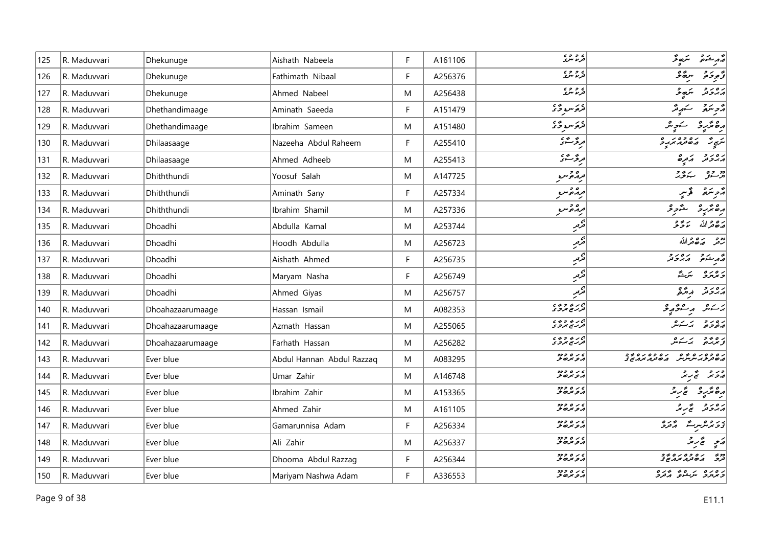| 125 | R. Maduvvari | Dhekunuge | Aishath Nabeela | F | A161106 | ދެކުނުގެ | އާއިޝަތު ނަބީލާ |
|---|---|---|---|---|---|---|---|
| 126 | R. Maduvvari | Dhekunuge | Fathimath Nibaal | F | A256376 | ދެކުނުގެ | ފާތިމަތު ނިބާލް |
| 127 | R. Maduvvari | Dhekunuge | Ahmed Nabeel | M | A256438 | ދެކުނުގެ | އަހުމަދު ނަބީލް |
| 128 | R. Maduvvari | Dhethandimaage | Aminath Saeeda | F | A151479 | ދެތަނދިމާގެ | އާމިނަތު ސަޢީދާ |
| 129 | R. Maduvvari | Dhethandimaage | Ibrahim Sameen | M | A151480 | ދެތަނދިމާގެ | އިބްރާހީމް ސަމީން |
| 130 | R. Maduvvari | Dhilaasaage | Nazeeha Abdul Raheem | F | A255410 | ދިލާސާގެ | ނަޒީހާ އަބްދުލްރަޙީމް |
| 131 | R. Maduvvari | Dhilaasaage | Ahmed Adheeb | M | A255413 | ދިލާސާގެ | އަހުމަދު އަދީބް |
| 132 | R. Maduvvari | Dhiththundi | Yoosuf Salah | M | A147725 | ދިއްތުނޑި | ޔޫސުފް ސަލާހް |
| 133 | R. Maduvvari | Dhiththundi | Aminath Sany | F | A257334 | ދިއްތުނޑި | އާމިނަތު ސާނީ |
| 134 | R. Maduvvari | Dhiththundi | Ibrahim Shamil | M | A257336 | ދިއްތުނޑި | އިބްރާހީމް ޝާމިލް |
| 135 | R. Maduvvari | Dhoadhi | Abdulla Kamal | M | A253744 | ދޮދި | އަބްދުﷲ ކަމާލް |
| 136 | R. Maduvvari | Dhoadhi | Hoodh Abdulla | M | A256723 | ދޮދި | ހޫދު އަބްދުﷲ |
| 137 | R. Maduvvari | Dhoadhi | Aishath Ahmed | F | A256735 | ދޮދި | އާއިޝަތު އަހުމަދު |
| 138 | R. Maduvvari | Dhoadhi | Maryam Nasha | F | A256749 | ދޮދި | މަރްޔަމް ނަޝާ |
| 139 | R. Maduvvari | Dhoadhi | Ahmed Giyas | M | A256757 | ދޮދި | އަހުމަދު ޣިޔާޡް |
| 140 | R. Maduvvari | Dhoahazaarumaage | Hassan Ismail | M | A082353 | ދޯހަޒާރުމާގެ | ހަސަން އިސްމާޢީލް |
| 141 | R. Maduvvari | Dhoahazaarumaage | Azmath Hassan | M | A255065 | ދޯހަޒާރުމާގެ | އަޒްމަތު ހަސަން |
| 142 | R. Maduvvari | Dhoahazaarumaage | Farhath Hassan | M | A256282 | ދޯހަޒާރުމާގެ | ފަރުހަތު ހަސަން |
| 143 | R. Maduvvari | Ever blue | Abdul Hannan Abdul Razzaq | M | A083295 | އެވަރބްލޫ | އަބްދުލްހަންނާން އަބްދުލްރައްޒާޤު |
| 144 | R. Maduvvari | Ever blue | Umar Zahir | M | A146748 | އެވަރބްލޫ | ޢުމަރު ޒާހިރު |
| 145 | R. Maduvvari | Ever blue | Ibrahim Zahir | M | A153365 | އެވަރބްލޫ | އިބްރާހީމް ޒާހިރު |
| 146 | R. Maduvvari | Ever blue | Ahmed Zahir | M | A161105 | އެވަރބްލޫ | އަހުމަދު ޒާހިރު |
| 147 | R. Maduvvari | Ever blue | Gamarunnisa Adam | F | A256334 | އެވަރބްލޫ | ޤަމަރުންނިސާ އާދަމް |
| 148 | R. Maduvvari | Ever blue | Ali Zahir | M | A256337 | އެވަރބްލޫ | ޢަލީ ޒާހިރު |
| 149 | R. Maduvvari | Ever blue | Dhooma Abdul Razzag | F | A256344 | އެވަރބްލޫ | ދޫމާ އަބްދުލްރައްޒާގު |
| 150 | R. Maduvvari | Ever blue | Mariyam Nashwa Adam | F | A336553 | އެވަރބްލޫ | މަރިޔަމް ނަޝްވާ އާދަމް |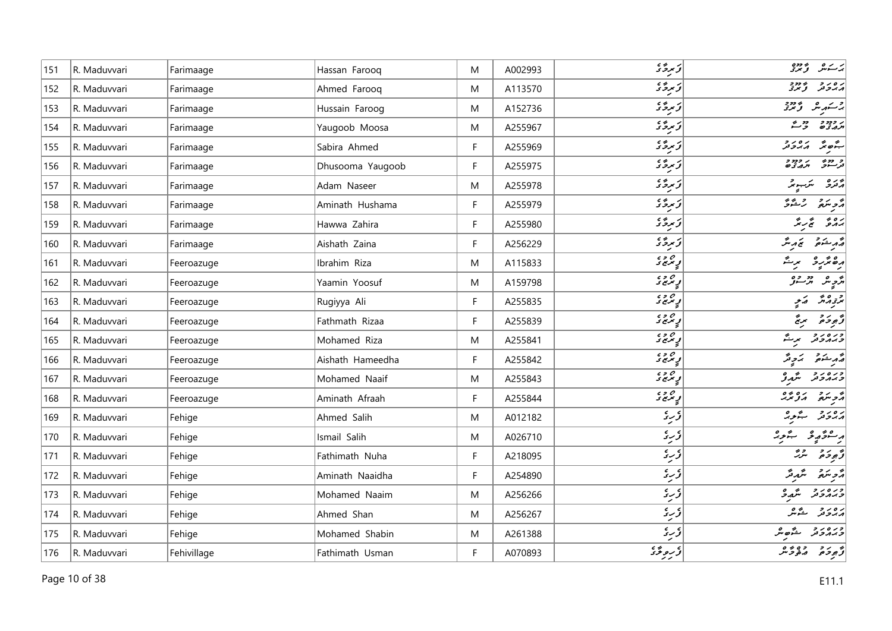| 151 | R. Maduvvari | Farimaage | Hassan Farooq | M | A002993 | ޤަރިމާގެ | ހަސަން ފާރޫޤު |
|---|---|---|---|---|---|---|---|
| 152 | R. Maduvvari | Farimaage | Ahmed Farooq | M | A113570 | ފަރިމާގެ | އަޙްމަދު ފާރޫޤު |
| 153 | R. Maduvvari | Farimaage | Hussain Faroog | M | A152736 | ފަރިމާގެ | ޙުސައިން ފާރޫޤު |
| 154 | R. Maduvvari | Farimaage | Yaugoob Moosa | M | A255967 | ފަރިމާގެ | ޔަޢުޤޫބު މޫސާ |
| 155 | R. Maduvvari | Farimaage | Sabira Ahmed | F | A255969 | ފަރިމާގެ | ސާބިރާ އަޙްމަދު |
| 156 | R. Maduvvari | Farimaage | Dhusooma Yaugoob | F | A255975 | ފަރިމާގެ | ދުސޫމާ ޔަޢުޤޫބު |
| 157 | R. Maduvvari | Farimaage | Adam Naseer | M | A255978 | ފަރިމާގެ | އާދަމް ނަސީރު |
| 158 | R. Maduvvari | Farimaage | Aminath Hushama | F | A255979 | ފަރިމާގެ | އާމިނަތު ހުޝާމާ |
| 159 | R. Maduvvari | Farimaage | Hawwa Zahira | F | A255980 | ފަރިމާގެ | ޙައްވާ ޒާހިރާ |
| 160 | R. Maduvvari | Farimaage | Aishath Zaina | F | A256229 | ފަރިމާގެ | އައިޝަތު ޒައިނާ |
| 161 | R. Maduvvari | Feeroazuge | Ibrahim Riza | M | A115833 | ފީރޯޒުގެ | އިބްރާހީމް ރިޒާ |
| 162 | R. Maduvvari | Feeroazuge | Yaamin Yoosuf | M | A159798 | ފީރޯޒުގެ | ޔާމިން ޔޫސުފް |
| 163 | R. Maduvvari | Feeroazuge | Rugiyya Ali | F | A255835 | ފީރޯޒުގެ | ރުޤިއްޔާ އަލި |
| 164 | R. Maduvvari | Feeroazuge | Fathmath Rizaa | F | A255839 | ފީރޯޒުގެ | ފާތިމަތު ރިޒާ |
| 165 | R. Maduvvari | Feeroazuge | Mohamed Riza | M | A255841 | ފީރޯޒުގެ | މުޙައްމަދު ރިޒާ |
| 166 | R. Maduvvari | Feeroazuge | Aishath Hameedha | F | A255842 | ފީރޯޒުގެ | އައިޝަތު ހަމީދާ |
| 167 | R. Maduvvari | Feeroazuge | Mohamed Naaif | M | A255843 | ފީރޯޒުގެ | މުޙައްމަދު ނާއިފް |
| 168 | R. Maduvvari | Feeroazuge | Aminath Afraah | F | A255844 | ފީރޯޒުގެ | އާމިނަތު އަފްރާހް |
| 169 | R. Maduvvari | Fehige | Ahmed Salih | M | A012182 | ފެހިގެ | އަޙްމަދު ސާލިހް |
| 170 | R. Maduvvari | Fehige | Ismail Salih | M | A026710 | ފެހިގެ | އިސްމާޢީލް ސާލިހް |
| 171 | R. Maduvvari | Fehige | Fathimath Nuha | F | A218095 | ފެހިގެ | ފާތިމަތު ނުހާ |
| 172 | R. Maduvvari | Fehige | Aminath Naaidha | F | A254890 | ފެހިގެ | އާމިނަތު ނާއިދާ |
| 173 | R. Maduvvari | Fehige | Mohamed Naaim | M | A256266 | ފެހިގެ | މުޙައްމަދު ނާއިމް |
| 174 | R. Maduvvari | Fehige | Ahmed Shan | M | A256267 | ފެހިގެ | އަޙްމަދު ޝާން |
| 175 | R. Maduvvari | Fehige | Mohamed Shabin | M | A261388 | ފެހިގެ | މުޙައްމަދު ޝާބިން |
| 176 | R. Maduvvari | Fehivillage | Fathimath Usman | F | A070893 | ފެހިވިލާގެ | ފާތިމަތު އުތުމާން |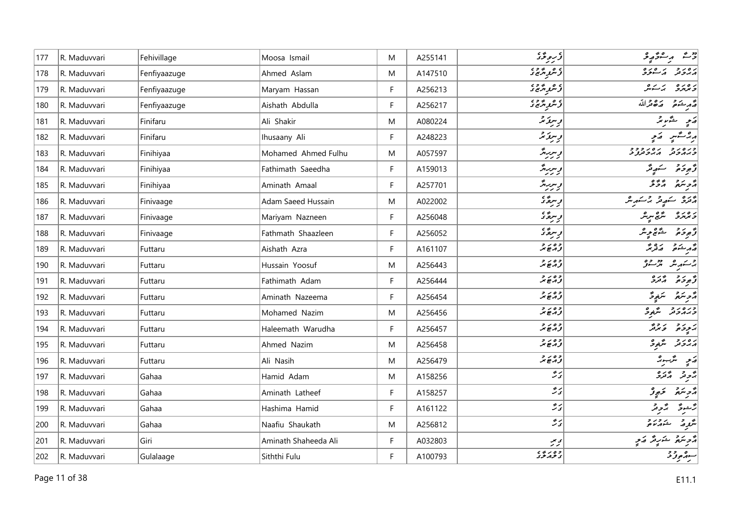| 177 | R. Maduvvari | Fehivillage | Moosa Ismail | M | A255141 | ފެހިވިލެޖް | މޫސާ އިސްމާޢީލް |
|---|---|---|---|---|---|---|---|
| 178 | R. Maduvvari | Fenfiyaazuge | Ahmed Aslam | M | A147510 | ފެންފިޔާޒުގެ | އަޙްމަދު އަސްލަމް |
| 179 | R. Maduvvari | Fenfiyaazuge | Maryam Hassan | F | A256213 | ފެންފިޔާޒުގެ | މަރްޔަމް ޙަސަން |
| 180 | R. Maduvvari | Fenfiyaazuge | Aishath Abdulla | F | A256217 | ފެންފިޔާޒުގެ | އާއިޝަތު އަބްދުﷲ |
| 181 | R. Maduvvari | Finifaru | Ali Shakir | M | A080224 | ފިނިފަރު | އަލި ޝާކިރު |
| 182 | R. Maduvvari | Finifaru | Ihusaany Ali | F | A248223 | ފިނިފަރު | އިޙްސާނީ އަލި |
| 183 | R. Maduvvari | Finihiyaa | Mohamed Ahmed Fulhu | M | A057597 | ފިނިހިޔާ | މުޙައްމަދު އަޙްމަދުފުޅު |
| 184 | R. Maduvvari | Finihiyaa | Fathimath Saeedha | F | A159013 | ފިނިހިޔާ | ފާތިމަތު ސަޢީދާ |
| 185 | R. Maduvvari | Finihiyaa | Aminath Amaal | F | A257701 | ފިނިހިޔާ | އާމިނަތު އަމާލް |
| 186 | R. Maduvvari | Finivaage | Adam Saeed Hussain | M | A022002 | ފިނިވާގެ | އާދަމް ސައީދު ޙުސައިން |
| 187 | R. Maduvvari | Finivaage | Mariyam Nazneen | F | A256048 | ފިނިވާގެ | މަރިޔަމް ނާޒްނީން |
| 188 | R. Maduvvari | Finivaage | Fathmath Shaazleen | F | A256052 | ފިނިވާގެ | ފާތިމަތު ޝާޒްލީން |
| 189 | R. Maduvvari | Futtaru | Aishath Azra | F | A161107 | ފުއްޓަރު | އާއިޝަތު އަޒްރާ |
| 190 | R. Maduvvari | Futtaru | Hussain Yoosuf | M | A256443 | ފުއްޓަރު | ޙުސައިން ޔޫސުފް |
| 191 | R. Maduvvari | Futtaru | Fathimath Adam | F | A256444 | ފުއްޓަރު | ފާތިމަތު އާދަމް |
| 192 | R. Maduvvari | Futtaru | Aminath Nazeema | F | A256454 | ފުއްޓަރު | އާމިނަތު ނަޒީމާ |
| 193 | R. Maduvvari | Futtaru | Mohamed Nazim | M | A256456 | ފުއްޓަރު | މުޙައްމަދު ނާޒިމް |
| 194 | R. Maduvvari | Futtaru | Haleemath Warudha | F | A256457 | ފުއްޓަރު | ހަލީމަތު ވަރުދާ |
| 195 | R. Maduvvari | Futtaru | Ahmed Nazim | M | A256458 | ފުއްޓަރު | އަޙްމަދު ނާޒިމް |
| 196 | R. Maduvvari | Futtaru | Ali Nasih | M | A256479 | ފުއްޓަރު | އަލި ނާސިޙް |
| 197 | R. Maduvvari | Gahaa | Hamid Adam | M | A158256 | ގަހާ | ހާމިދު އާދަމް |
| 198 | R. Maduvvari | Gahaa | Aminath Latheef | F | A158257 | ގަހާ | އާމިނަތު ލަޠީފް |
| 199 | R. Maduvvari | Gahaa | Hashima Hamid | F | A161122 | ގަހާ | ހާޝިމާ ހާމިދު |
| 200 | R. Maduvvari | Gahaa | Naafiu Shaukath | M | A256812 | ގަހާ | ނާފިޢު ޝައުކަތު |
| 201 | R. Maduvvari | Giri | Aminath Shaheeda Ali | F | A032803 | ގިރި | އާމިނަތު ޝަހީދާ އަލި |
| 202 | R. Maduvvari | Gulalaage | Siththi Fulu | F | A100793 | ގުލަލާގެ | ސިއްތިފުލު |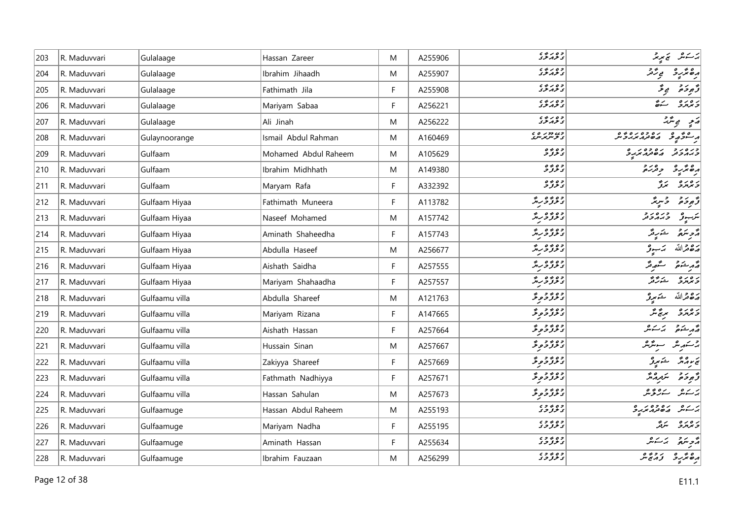| 203 | R. Maduvvari | Gulalaage | Hassan Zareer | M | A255906 | ގުލަލާގެ | ހަސަން ޒަރީރު |
|---|---|---|---|---|---|---|---|
| 204 | R. Maduvvari | Gulalaage | Ibrahim Jihaadh | M | A255907 | ގުލަލާގެ | އިބްރާހީމް ޖިހާދު |
| 205 | R. Maduvvari | Gulalaage | Fathimath Jila | F | A255908 | ގުލަލާގެ | ފާތިމަތު ޖިލާ |
| 206 | R. Maduvvari | Gulalaage | Mariyam Sabaa | F | A256221 | ގުލަލާގެ | މަރިޔަމް ސަބާ |
| 207 | R. Maduvvari | Gulalaage | Ali Jinah | M | A256222 | ގުލަލާގެ | އަލި ޖިނާހް |
| 208 | R. Maduvvari | Gulaynoorange | Ismail Abdul Rahman | M | A160469 | ގުލޭނޫރަންގެ | އިސްމާއީލް އަބްދުއްރަހްމާން |
| 209 | R. Maduvvari | Gulfaam | Mohamed Abdul Raheem | M | A105629 | ގުލްފާމް | މުހައްމަދު އަބްދުއްރަހީމް |
| 210 | R. Maduvvari | Gulfaam | Ibrahim Midhhath | M | A149380 | ގުލްފާމް | އިބްރާހީމް މިދުހަތު |
| 211 | R. Maduvvari | Gulfaam | Maryam Rafa | F | A332392 | ގުލްފާމް | މަރްޔަމް ރަފާ |
| 212 | R. Maduvvari | Gulfaam Hiyaa | Fathimath Muneera | F | A113782 | ގުލްފާމްހިޔާ | ފާތިމަތު މުނީރާ |
| 213 | R. Maduvvari | Gulfaam Hiyaa | Naseef Mohamed | M | A157742 | ގުލްފާމްހިޔާ | ނަސީފު މުހައްމަދު |
| 214 | R. Maduvvari | Gulfaam Hiyaa | Aminath Shaheedha | F | A157743 | ގުލްފާމްހިޔާ | އާމިނަތު ޝަހީދާ |
| 215 | R. Maduvvari | Gulfaam Hiyaa | Abdulla Haseef | M | A256677 | ގުލްފާމްހިޔާ | އަބްދުﷲ ހަސީފު |
| 216 | R. Maduvvari | Gulfaam Hiyaa | Aishath Saidha | F | A257555 | ގުލްފާމްހިޔާ | އާއިޝަތު ސާއިދާ |
| 217 | R. Maduvvari | Gulfaam Hiyaa | Mariyam Shahaadha | F | A257557 | ގުލްފާމްހިޔާ | މަރިޔަމް ޝަހާދާ |
| 218 | R. Maduvvari | Gulfaamu villa | Abdulla Shareef | M | A121763 | ގުލްފާމުވިލާ | އަބްދުﷲ ޝަރީފު |
| 219 | R. Maduvvari | Gulfaamu villa | Mariyam Rizana | F | A147665 | ގުލްފާމުވިލާ | މަރިޔަމް ރިޒާނާ |
| 220 | R. Maduvvari | Gulfaamu villa | Aishath Hassan | F | A257664 | ގުލްފާމުވިލާ | އާއިޝަތު ހަސަން |
| 221 | R. Maduvvari | Gulfaamu villa | Hussain Sinan | M | A257667 | ގުލްފާމުވިލާ | ހުސައިން ސިނާން |
| 222 | R. Maduvvari | Gulfaamu villa | Zakiyya Shareef | F | A257669 | ގުލްފާމުވިލާ | ޒަކިއްޔާ ޝަރީފު |
| 223 | R. Maduvvari | Gulfaamu villa | Fathmath Nadhiyya | F | A257671 | ގުލްފާމުވިލާ | ފާތުމަތު ނަދިއްޔާ |
| 224 | R. Maduvvari | Gulfaamu villa | Hassan Sahulan | M | A257673 | ގުލްފާމުވިލާ | ހަސަން ސަހުލާން |
| 225 | R. Maduvvari | Gulfaamuge | Hassan Abdul Raheem | M | A255193 | ގުލްފާމުގެ | ހަސަން އަބްދުއްރަހީމް |
| 226 | R. Maduvvari | Gulfaamuge | Mariyam Nadha | F | A255195 | ގުލްފާމުގެ | މަރިޔަމް ނަދާ |
| 227 | R. Maduvvari | Gulfaamuge | Aminath Hassan | F | A255634 | ގުލްފާމުގެ | އާމިނަތު ހަސަން |
| 228 | R. Maduvvari | Gulfaamuge | Ibrahim Fauzaan | M | A256299 | ގުލްފާމުގެ | އިބްރާހީމް ފައުޒާން |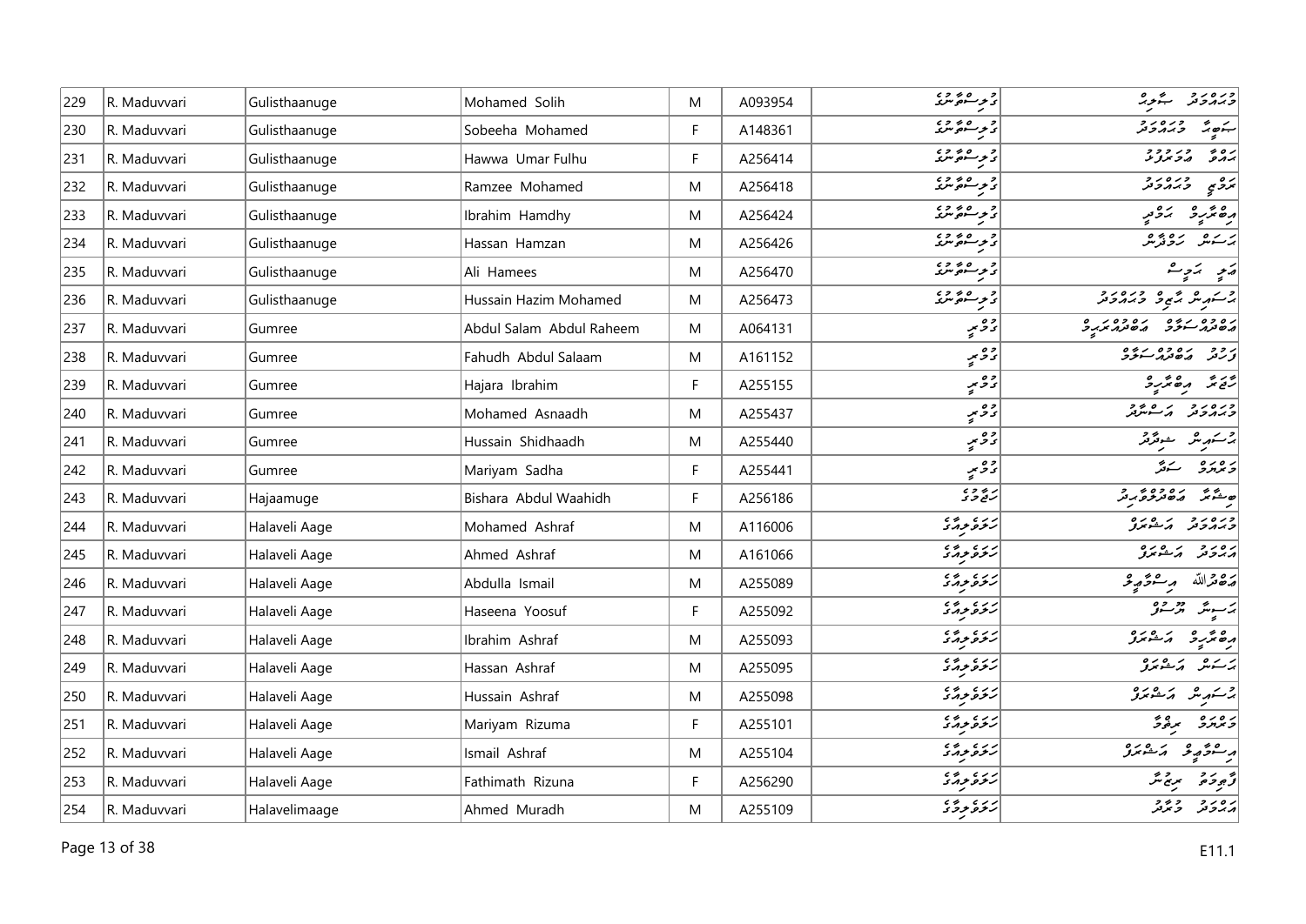| 229 | R. Maduvvari | Gulisthaanuge | Mohamed Solih | M | A093954 | ގުލިސްތާނުގެ | މުހައްމަދު ސާލިހު |
|---|---|---|---|---|---|---|---|
| 230 | R. Maduvvari | Gulisthaanuge | Sobeeha Mohamed | F | A148361 | ގުލިސްތާނުގެ | ސަބީހާ މުހައްމަދު |
| 231 | R. Maduvvari | Gulisthaanuge | Hawwa Umar Fulhu | F | A256414 | ގުލިސްތާނުގެ | ހައްވާ ޢުމަރުފުޅު |
| 232 | R. Maduvvari | Gulisthaanuge | Ramzee Mohamed | M | A256418 | ގުލިސްތާނުގެ | ރަމްޒީ މުހައްމަދު |
| 233 | R. Maduvvari | Gulisthaanuge | Ibrahim Hamdhy | M | A256424 | ގުލިސްތާނުގެ | އިބްރާހީމް ހަމްދީ |
| 234 | R. Maduvvari | Gulisthaanuge | Hassan Hamzan | M | A256426 | ގުލިސްތާނުގެ | ހަސަން ހަމްޒާން |
| 235 | R. Maduvvari | Gulisthaanuge | Ali Hamees | M | A256470 | ގުލިސްތާނުގެ | ޢަލީ ހަމީސް |
| 236 | R. Maduvvari | Gulisthaanuge | Hussain Hazim Mohamed | M | A256473 | ގުލިސްތާނުގެ | ޙުސައިން ހާޒިމް މުހައްމަދު |
| 237 | R. Maduvvari | Gumree | Abdul Salam Abdul Raheem | M | A064131 | ގުމްރީ | ޢަބްދުލްސަލާމް ޢަބްދުއްރަޙީމް |
| 238 | R. Maduvvari | Gumree | Fahudh Abdul Salaam | M | A161152 | ގުމްރީ | ފަހުދު ޢަބްދުލްސަލާމް |
| 239 | R. Maduvvari | Gumree | Hajara Ibrahim | F | A255155 | ގުމްރީ | ހާޖަރާ އިބްރާހީމް |
| 240 | R. Maduvvari | Gumree | Mohamed Asnaadh | M | A255437 | ގުމްރީ | މުހައްމަދު އަސްނާދު |
| 241 | R. Maduvvari | Gumree | Hussain Shidhaadh | M | A255440 | ގުމްރީ | ޙުސައިން ޝިދާދު |
| 242 | R. Maduvvari | Gumree | Mariyam Sadha | F | A255441 | ގުމްރީ | މަރިޔަމް ސަދާ |
| 243 | R. Maduvvari | Hajaamuge | Bishara Abdul Waahidh | F | A256186 | ހަޖާމުގެ | ބިޝާރާ ޢަބްދުލްވާހިދު |
| 244 | R. Maduvvari | Halaveli Aage | Mohamed Ashraf | M | A116006 | ހަލަވެލިއާގެ | މުހައްމަދު އަޝްރަފް |
| 245 | R. Maduvvari | Halaveli Aage | Ahmed Ashraf | M | A161066 | ހަލަވެލިއާގެ | އަހްމަދު އަޝްރަފް |
| 246 | R. Maduvvari | Halaveli Aage | Abdulla Ismail | M | A255089 | ހަލަވެލިއާގެ | އަބްދުﷲ އިސްމާޢީލް |
| 247 | R. Maduvvari | Halaveli Aage | Haseena Yoosuf | F | A255092 | ހަލަވެލިއާގެ | ހަސީނާ ޔޫސުފް |
| 248 | R. Maduvvari | Halaveli Aage | Ibrahim Ashraf | M | A255093 | ހަލަވެލިއާގެ | އިބްރާހީމް އަޝްރަފް |
| 249 | R. Maduvvari | Halaveli Aage | Hassan Ashraf | M | A255095 | ހަލަވެލިއާގެ | ހަސަން އަޝްރަފް |
| 250 | R. Maduvvari | Halaveli Aage | Hussain Ashraf | M | A255098 | ހަލަވެލިއާގެ | ޙުސައިން އަޝްރަފް |
| 251 | R. Maduvvari | Halaveli Aage | Mariyam Rizuma | F | A255101 | ހަލަވެލިއާގެ | މަރިޔަމް ރިޒުމާ |
| 252 | R. Maduvvari | Halaveli Aage | Ismail Ashraf | M | A255104 | ހަލަވެލިއާގެ | އިސްމާޢީލް އަޝްރަފް |
| 253 | R. Maduvvari | Halaveli Aage | Fathimath Rizuna | F | A256290 | ހަލަވެލިއާގެ | ފާތިމަތު ރިޒުނާ |
| 254 | R. Maduvvari | Halavelimaage | Ahmed Muradh | M | A255109 | ހަލަވެލިމާގެ | އަހްމަދު މުރާދު |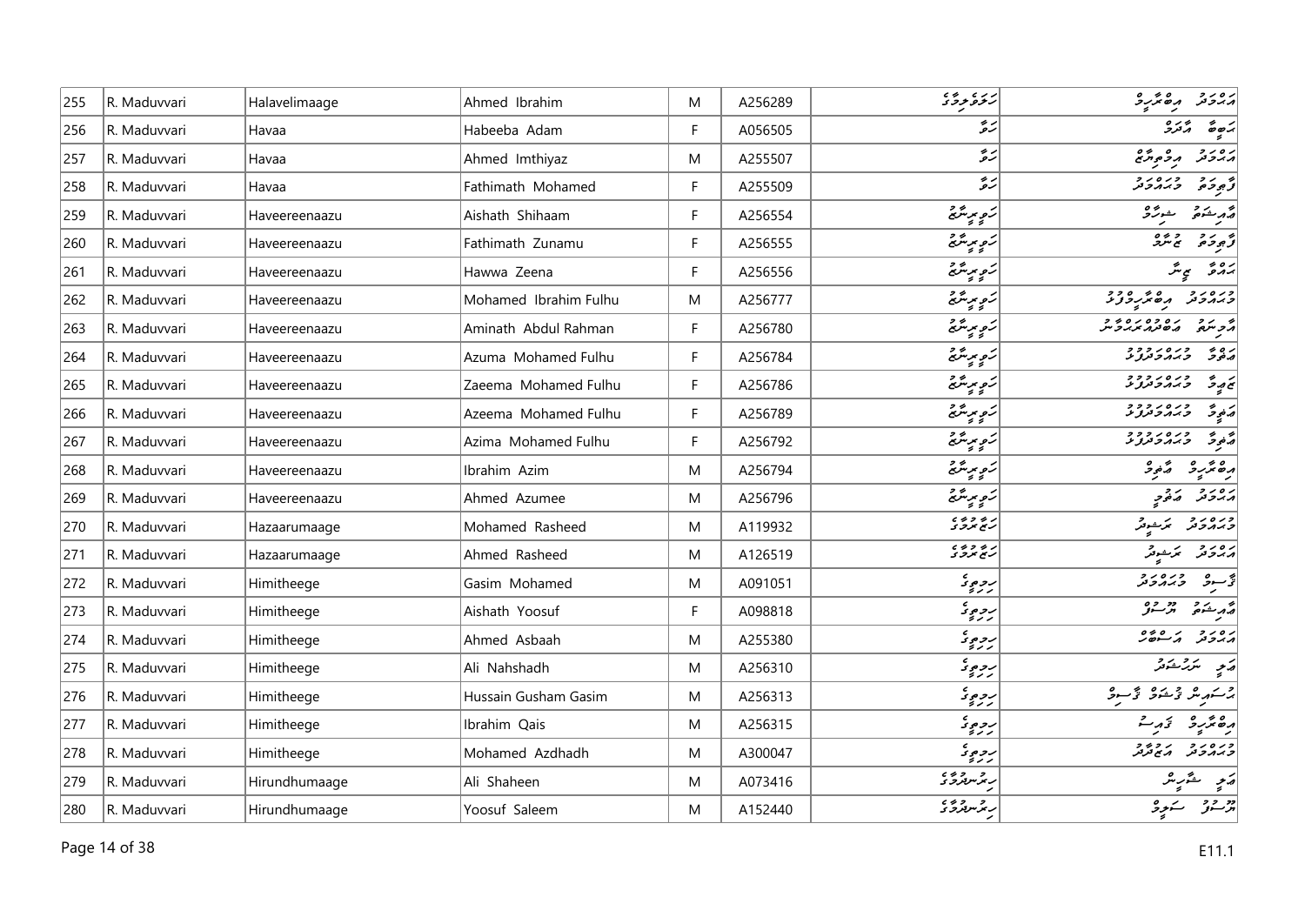| 255 | R. Maduvvari | Halavelimaage | Ahmed Ibrahim | M | A256289 | ހަލަވެލިމާގެ | އަޙްމަދު އިބްރާހީމް |
|---|---|---|---|---|---|---|---|
| 256 | R. Maduvvari | Havaa | Habeeba Adam | F | A056505 | ހަވާ | ހަބީބާ އާދަމް |
| 257 | R. Maduvvari | Havaa | Ahmed Imthiyaz | M | A255507 | ހަވާ | އަޙްމަދު އިމްތިޔާޒް |
| 258 | R. Maduvvari | Havaa | Fathimath Mohamed | F | A255509 | ހަވާ | ފާތިމަތު މުޙައްމަދު |
| 259 | R. Maduvvari | Haveereenaazu | Aishath Shihaam | F | A256554 | ހަވީރީނާޒު | އާއިޝަތު ޝިހާމް |
| 260 | R. Maduvvari | Haveereenaazu | Fathimath Zunamu | F | A256555 | ހަވީރީނާޒު | ފާތިމަތު ޒުނަމު |
| 261 | R. Maduvvari | Haveereenaazu | Hawwa Zeena | F | A256556 | ހަވީރީނާޒު | ހައްވާ ޒީނާ |
| 262 | R. Maduvvari | Haveereenaazu | Mohamed Ibrahim Fulhu | M | A256777 | ހަވީރީނާޒު | މުޙައްމަދު އިބްރާހީމްފުޅު |
| 263 | R. Maduvvari | Haveereenaazu | Aminath Abdul Rahman | F | A256780 | ހަވީރީނާޒު | އާމިނަތު އަބްދުއްރަޙްމާން |
| 264 | R. Maduvvari | Haveereenaazu | Azuma Mohamed Fulhu | F | A256784 | ހަވީރީނާޒު | އަޒުމާ މުޙައްމަދުފުޅު |
| 265 | R. Maduvvari | Haveereenaazu | Zaeema Mohamed Fulhu | F | A256786 | ހަވީރީނާޒު | ޒައީމާ މުޙައްމަދުފުޅު |
| 266 | R. Maduvvari | Haveereenaazu | Azeema Mohamed Fulhu | F | A256789 | ހަވީރީނާޒު | އަޒީމާ މުޙައްމަދުފުޅު |
| 267 | R. Maduvvari | Haveereenaazu | Azima Mohamed Fulhu | F | A256792 | ހަވީރީނާޒު | އާޒިމާ މުޙައްމަދުފުޅު |
| 268 | R. Maduvvari | Haveereenaazu | Ibrahim Azim | M | A256794 | ހަވީރީނާޒު | އިބްރާހީމް އާޒިމް |
| 269 | R. Maduvvari | Haveereenaazu | Ahmed Azumee | M | A256796 | ހަވީރީނާޒު | އަޙްމަދު އަޒުމީ |
| 270 | R. Maduvvari | Hazaarumaage | Mohamed Rasheed | M | A119932 | ހަޒާރުމާގެ | މުޙައްމަދު ރަޝީދު |
| 271 | R. Maduvvari | Hazaarumaage | Ahmed Rasheed | M | A126519 | ހަޒާރުމާގެ | އަޙްމަދު ރަޝީދު |
| 272 | R. Maduvvari | Himitheege | Gasim Mohamed | M | A091051 | ހިމިތީގެ | ޤާސިމް މުޙައްމަދު |
| 273 | R. Maduvvari | Himitheege | Aishath Yoosuf | F | A098818 | ހިމިތީގެ | އާއިޝަތު ޔޫސުފް |
| 274 | R. Maduvvari | Himitheege | Ahmed Asbaah | M | A255380 | ހިމިތީގެ | އަޙްމަދު އަސްބާޙް |
| 275 | R. Maduvvari | Himitheege | Ali Nahshadh | M | A256310 | ހިމިތީގެ | އަލި ނަހްޝަދު |
| 276 | R. Maduvvari | Himitheege | Hussain Gusham Gasim | M | A256313 | ހިމިތީގެ | ޙުސައިން ގުޝަމް ޤާސިމް |
| 277 | R. Maduvvari | Himitheege | Ibrahim Qais | M | A256315 | ހިމިތީގެ | އިބްރާހީމް ޤައިސް |
| 278 | R. Maduvvari | Himitheege | Mohamed Azdhadh | M | A300047 | ހިމިތީގެ | މުޙައްމަދު އަޒްދަދު |
| 279 | R. Maduvvari | Hirundhumaage | Ali Shaheen | M | A073416 | ހިރުނދުމާގެ | އަލި ޝާހީން |
| 280 | R. Maduvvari | Hirundhumaage | Yoosuf Saleem | M | A152440 | ހިރުނދުމާގެ | ޔޫސުފް ސަލީމް |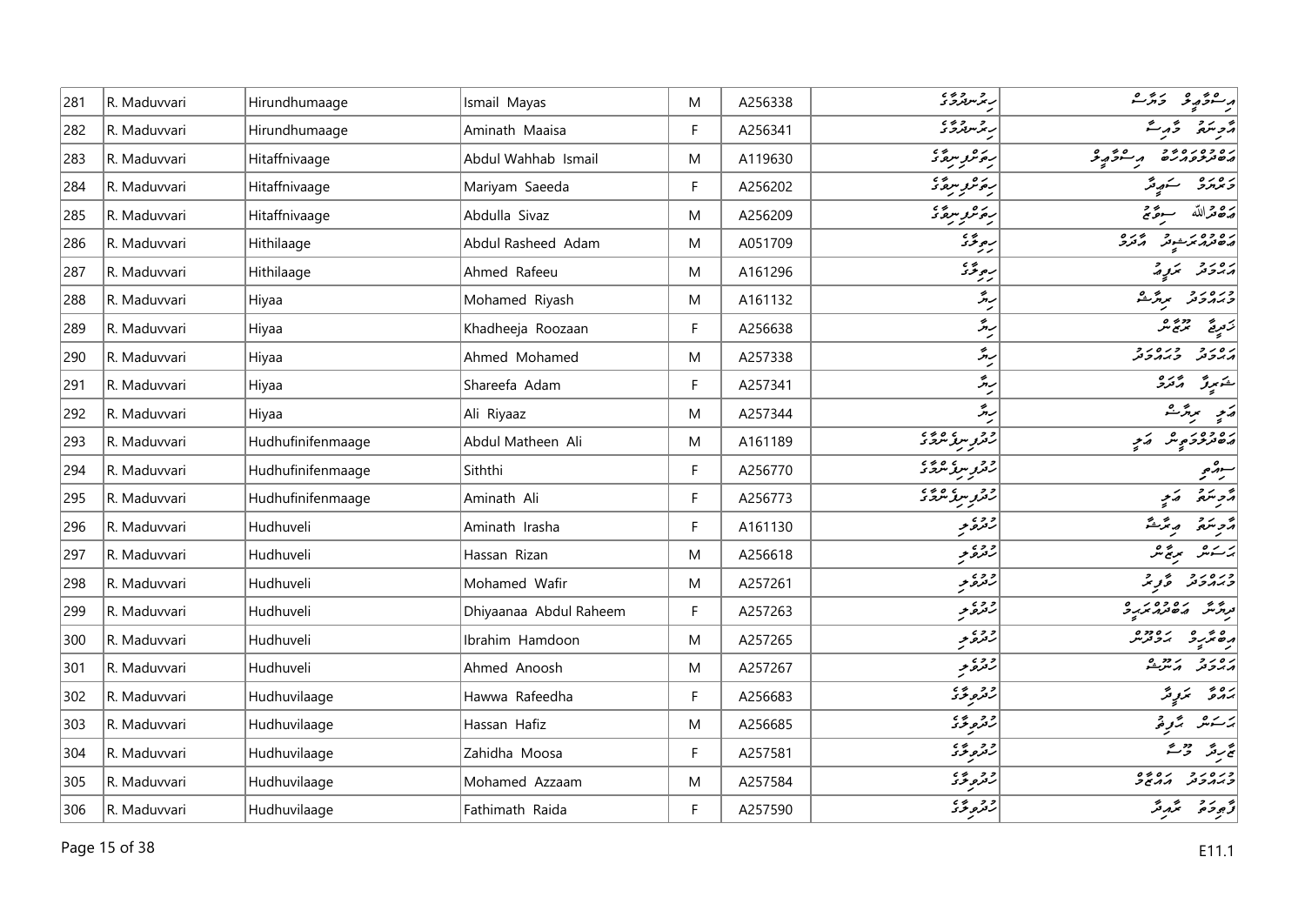| 281 | R. Maduvvari | Hirundhumaage | Ismail Mayas | M | A256338 | ހިރުނދުމާގެ | އިސްމާއިލް މަޔާސް |
|---|---|---|---|---|---|---|---|
| 282 | R. Maduvvari | Hirundhumaage | Aminath Maaisa | F | A256341 | ހިރުނދުމާގެ | އާމިނަތު މާއިސާ |
| 283 | R. Maduvvari | Hitaffnivaage | Abdul Wahhab Ismail | M | A119630 | ހިތަފްނިވާގެ | އަބްދުލްވައްހާބް އިސްމާއިލް |
| 284 | R. Maduvvari | Hitaffnivaage | Mariyam Saeeda | F | A256202 | ހިތަފްނިވާގެ | މަރިޔަމް ސައީދާ |
| 285 | R. Maduvvari | Hitaffnivaage | Abdulla Sivaz | M | A256209 | ހިތަފްނިވާގެ | އަބްދުﷲ ސިވާޒް |
| 286 | R. Maduvvari | Hithilaage | Abdul Rasheed Adam | M | A051709 | ހިތިލާގެ | އަބްދުއްރަޝީދު އާދަމް |
| 287 | R. Maduvvari | Hithilaage | Ahmed Rafeeu | M | A161296 | ހިތިލާގެ | އަހްމަދު ރަފީއު |
| 288 | R. Maduvvari | Hiyaa | Mohamed Riyash | M | A161132 | ހިޔާ | މުހައްމަދު ރިޔާޝް |
| 289 | R. Maduvvari | Hiyaa | Khadheeja Roozaan | F | A256638 | ހިޔާ | ޚަދީޖާ ރޫޒާން |
| 290 | R. Maduvvari | Hiyaa | Ahmed Mohamed | M | A257338 | ހިޔާ | އަހްމަދު މުހައްމަދު |
| 291 | R. Maduvvari | Hiyaa | Shareefa Adam | F | A257341 | ހިޔާ | ޝަރީފާ އާދަމް |
| 292 | R. Maduvvari | Hiyaa | Ali Riyaaz | M | A257344 | ހިޔާ | އަލި ރިޔާޒް |
| 293 | R. Maduvvari | Hudhufinifenmaage | Abdul Matheen Ali | M | A161189 | ހުދުފިނިފެންމާގެ | އަބްދުލްމަތީން އަލި |
| 294 | R. Maduvvari | Hudhufinifenmaage | Siththi | F | A256770 | ހުދުފިނިފެންމާގެ | ސިއްތި |
| 295 | R. Maduvvari | Hudhufinifenmaage | Aminath Ali | F | A256773 | ހުދުފިނިފެންމާގެ | އާމިނަތު އަލި |
| 296 | R. Maduvvari | Hudhuveli | Aminath Irasha | F | A161130 | ހުދުވެލި | އާމިނަތު އިރާޝާ |
| 297 | R. Maduvvari | Hudhuveli | Hassan Rizan | M | A256618 | ހުދުވެލި | ހަސަން ރިޒާން |
| 298 | R. Maduvvari | Hudhuveli | Mohamed Wafir | M | A257261 | ހުދުވެލި | މުހައްމަދު ވާފިރު |
| 299 | R. Maduvvari | Hudhuveli | Dhiyaanaa Abdul Raheem | F | A257263 | ހުދުވެލި | ދިޔާނާ އަބްދުއްރަޙީމް |
| 300 | R. Maduvvari | Hudhuveli | Ibrahim Hamdoon | M | A257265 | ހުދުވެލި | އިބްރާހީމް ހަމްދޫން |
| 301 | R. Maduvvari | Hudhuveli | Ahmed Anoosh | M | A257267 | ހުދުވެލި | އަހްމަދު އަނޫޝް |
| 302 | R. Maduvvari | Hudhuvilaage | Hawwa Rafeedha | F | A256683 | ހުދުވިލާގެ | ހައްވާ ރަފީދާ |
| 303 | R. Maduvvari | Hudhuvilaage | Hassan Hafiz | M | A256685 | ހުދުވިލާގެ | ހަސަން ހާފިޒު |
| 304 | R. Maduvvari | Hudhuvilaage | Zahidha Moosa | F | A257581 | ހުދުވިލާގެ | ޒާހިދާ މޫސާ |
| 305 | R. Maduvvari | Hudhuvilaage | Mohamed Azzaam | M | A257584 | ހުދުވިލާގެ | މުހައްމަދު އައްޒާމް |
| 306 | R. Maduvvari | Hudhuvilaage | Fathimath Raida | F | A257590 | ހުދުވިލާގެ | ފާތިމަތު ރާއިދާ |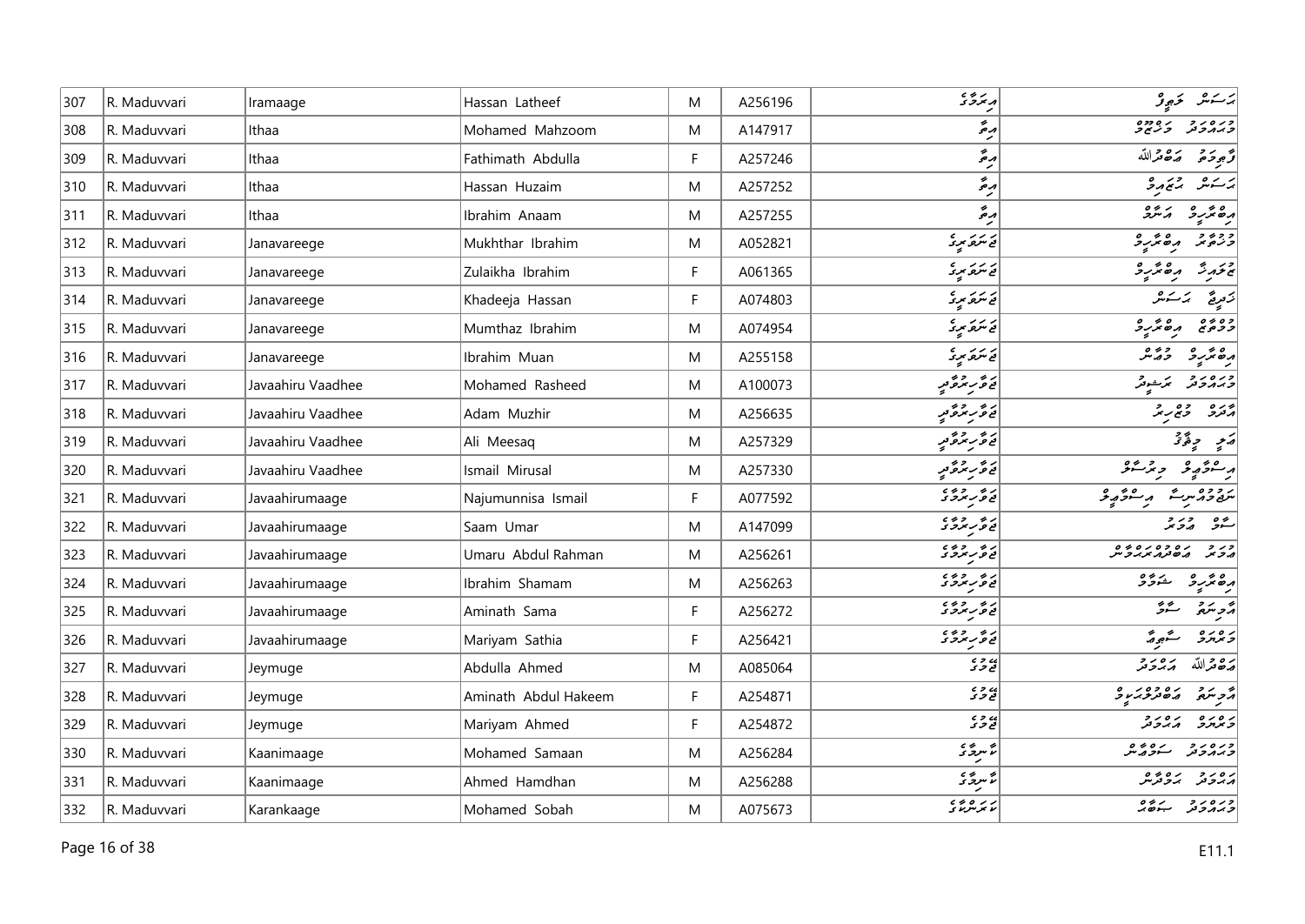| 307 | R. Maduvvari | Iramaage | Hassan Latheef | M | A256196 | ރިރަމާގެ | ހަސަން ލަތީފު |
|---|---|---|---|---|---|---|---|
| 308 | R. Maduvvari | Ithaa | Mohamed Mahzoom | M | A147917 | އިތާ | މުހައްމަދު މަޙްޒޫމް |
| 309 | R. Maduvvari | Ithaa | Fathimath Abdulla | F | A257246 | އިތާ | ފާތިމަތު އަބްދުاللہ |
| 310 | R. Maduvvari | Ithaa | Hassan Huzaim | M | A257252 | އިތާ | ހަސަން ހުޒައިމް |
| 311 | R. Maduvvari | Ithaa | Ibrahim Anaam | M | A257255 | އިތާ | އިބްރާހީމް އަނާމް |
| 312 | R. Maduvvari | Janavareege | Mukhthar Ibrahim | M | A052821 | ޖަނަވަރީގެ | މުޚްތާރު އިބްރާހީމް |
| 313 | R. Maduvvari | Janavareege | Zulaikha Ibrahim | F | A061365 | ޖަނަވަރީގެ | ޒުލައިޚާ އިބްރާހީމް |
| 314 | R. Maduvvari | Janavareege | Khadeeja Hassan | F | A074803 | ޖަނަވަރީގެ | ޚަދީޖާ ހަސަން |
| 315 | R. Maduvvari | Janavareege | Mumthaz Ibrahim | M | A074954 | ޖަނަވަރީގެ | މުމްތާޒު އިބްރާހީމް |
| 316 | R. Maduvvari | Janavareege | Ibrahim Muan | M | A255158 | ޖަނަވަރީގެ | އިބްރާހީމް މުއަން |
| 317 | R. Maduvvari | Javaahiru Vaadhee | Mohamed Rasheed | M | A100073 | ޖަވާހިރުވާދީ | މުހައްމަދު ރަޝީދު |
| 318 | R. Maduvvari | Javaahiru Vaadhee | Adam Muzhir | M | A256635 | ޖަވާހިރުވާދީ | އާދަމް މުޒްހިރު |
| 319 | R. Maduvvari | Javaahiru Vaadhee | Ali Meesaq | M | A257329 | ޖަވާހިރުވާދީ | އަލީ މީޘާޤު |
| 320 | R. Maduvvari | Javaahiru Vaadhee | Ismail Mirusal | M | A257330 | ޖަވާހިރުވާދީ | އިސްމާޢީލް މިރުސަލް |
| 321 | R. Maduvvari | Javaahirumaage | Najumunnisa Ismail | F | A077592 | ޖަވާހިރުމާގެ | ނަޖުމުންނިސާ އިސްމާޢީލް |
| 322 | R. Maduvvari | Javaahirumaage | Saam Umar | M | A147099 | ޖަވާހިރުމާގެ | ސާމް އުމަރު |
| 323 | R. Maduvvari | Javaahirumaage | Umaru Abdul Rahman | M | A256261 | ޖަވާހިރުމާގެ | އުމަރު އަބްދުއްރަޙްމާން |
| 324 | R. Maduvvari | Javaahirumaage | Ibrahim Shamam | M | A256263 | ޖަވާހިރުމާގެ | އިބްރާހީމް ޝަމާމް |
| 325 | R. Maduvvari | Javaahirumaage | Aminath Sama | F | A256272 | ޖަވާހިރުމާގެ | އާމިނަތު ސަމާ |
| 326 | R. Maduvvari | Javaahirumaage | Mariyam Sathia | F | A256421 | ޖަވާހިރުމާގެ | މަރިޔަމް ސާތިޢާ |
| 327 | R. Maduvvari | Jeymuge | Abdulla Ahmed | M | A085064 | ޖޭމުގެ | އަބްދުاللہ އަޙްމަދު |
| 328 | R. Maduvvari | Jeymuge | Aminath Abdul Hakeem | F | A254871 | ޖޭމުގެ | އާމިނަތު އަބްދުލްޙަކީމް |
| 329 | R. Maduvvari | Jeymuge | Mariyam Ahmed | F | A254872 | ޖޭމުގެ | މަރިޔަމް އަޙްމަދު |
| 330 | R. Maduvvari | Kaanimaage | Mohamed Samaan | M | A256284 | ކާނިމާގެ | މުހައްމަދު ސަމްޢާން |
| 331 | R. Maduvvari | Kaanimaage | Ahmed Hamdhan | M | A256288 | ކާނިމާގެ | އަޙްމަދު ހަމްދާން |
| 332 | R. Maduvvari | Karankaage | Mohamed Sobah | M | A075673 | ކަރަންކާގެ | މުހައްމަދު ޞަބާޙް |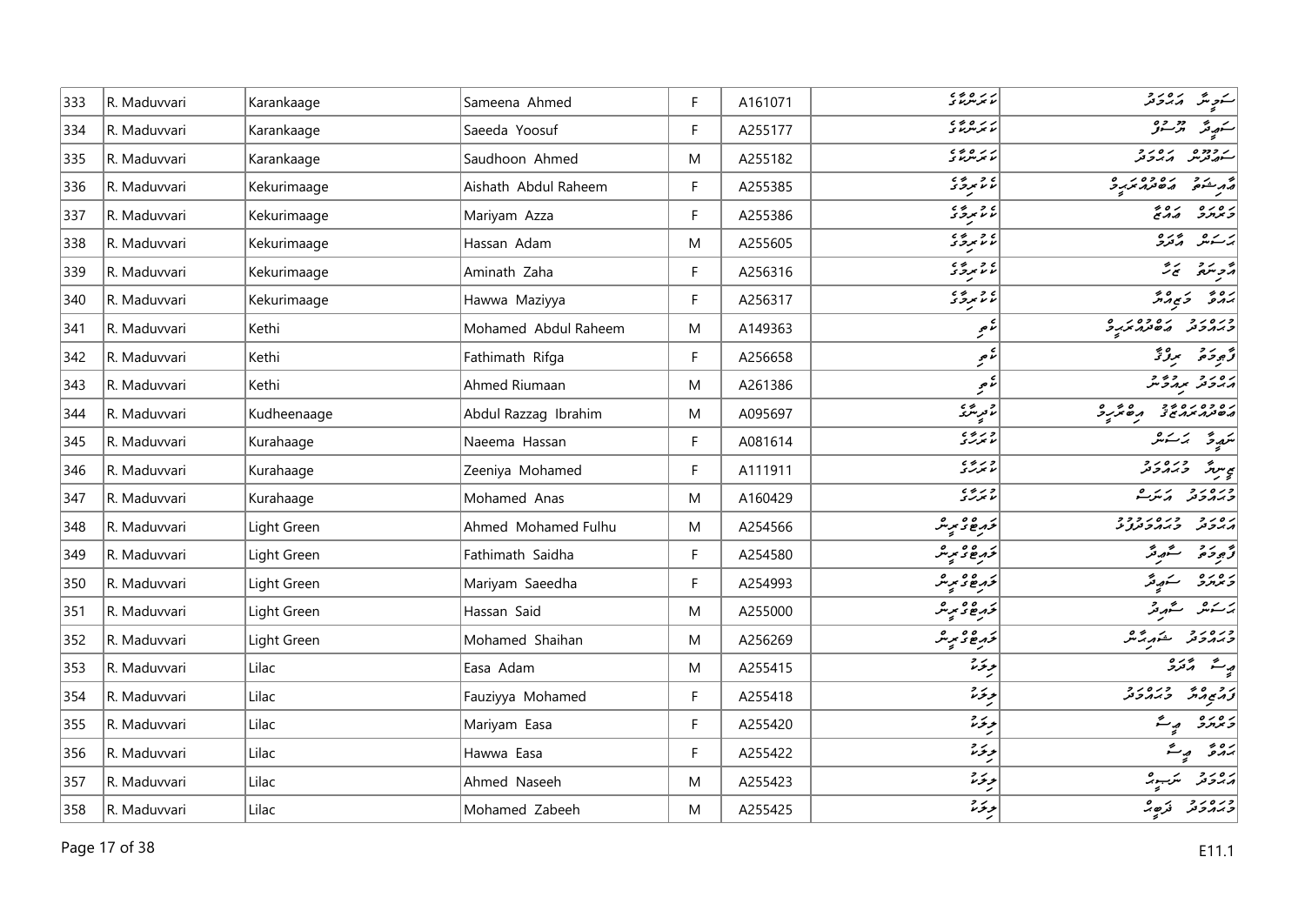| 333 | R. Maduvvari | Karankaage | Sameena Ahmed | F | A161071 | ކަރަންކާގެ | ސަމީނާ އަހްމަދު |
|---|---|---|---|---|---|---|---|
| 334 | R. Maduvvari | Karankaage | Saeeda Yoosuf | F | A255177 | ކަރަންކާގެ | ސައީދާ ޔޫސުފު |
| 335 | R. Maduvvari | Karankaage | Saudhoon Ahmed | M | A255182 | ކަރަންކާގެ | ސައުދޫން އަހްމަދު |
| 336 | R. Maduvvari | Kekurimaage | Aishath Abdul Raheem | F | A255385 | ކެކުރިމާގެ | އާއިޝަތު އަބްދުލްރަޙީމް |
| 337 | R. Maduvvari | Kekurimaage | Mariyam Azza | F | A255386 | ކެކުރިމާގެ | މަރިޔަމް އައްޒާ |
| 338 | R. Maduvvari | Kekurimaage | Hassan Adam | M | A255605 | ކެކުރިމާގެ | ހަސަން އާދަމް |
| 339 | R. Maduvvari | Kekurimaage | Aminath Zaha | F | A256316 | ކެކުރިމާގެ | އާމިނަތު ޒަހާ |
| 340 | R. Maduvvari | Kekurimaage | Hawwa Maziyya | F | A256317 | ކެކުރިމާގެ | ހައްވާ މަޒިއްޔާ |
| 341 | R. Maduvvari | Kethi | Mohamed Abdul Raheem | M | A149363 | ކެތި | މުޙައްމަދު އަބްދުލްރަޙީމް |
| 342 | R. Maduvvari | Kethi | Fathimath Rifga | F | A256658 | ކެތި | ފާތިމަތު ރިފްގާ |
| 343 | R. Maduvvari | Kethi | Ahmed Riumaan | M | A261386 | ކެތި | އަހްމަދު ރިއުމާން |
| 344 | R. Maduvvari | Kudheenaage | Abdul Razzag Ibrahim | M | A095697 | ކުދީނާގެ | އަބްދުލްރައްޒާގު އިބްރާހިމް |
| 345 | R. Maduvvari | Kurahaage | Naeema Hassan | F | A081614 | ކުރަހާގެ | ނައީމާ ހަސަން |
| 346 | R. Maduvvari | Kurahaage | Zeeniya Mohamed | F | A111911 | ކުރަހާގެ | ޒީނިޔާ މުޙައްމަދު |
| 347 | R. Maduvvari | Kurahaage | Mohamed Anas | M | A160429 | ކުރަހާގެ | މުޙައްމަދު އަނަސް |
| 348 | R. Maduvvari | Light Green | Ahmed Mohamed Fulhu | M | A254566 | ލައިޓްގްރީން | އަހްމަދު މުޙައްމަދުފުޅު |
| 349 | R. Maduvvari | Light Green | Fathimath Saidha | F | A254580 | ލައިޓްގްރީން | ފާތިމަތު ސާއިދާ |
| 350 | R. Maduvvari | Light Green | Mariyam Saeedha | F | A254993 | ލައިޓްގްރީން | މަރިޔަމް ސައީދާ |
| 351 | R. Maduvvari | Light Green | Hassan Said | M | A255000 | ލައިޓްގްރީން | ހަސަން ސާއިދު |
| 352 | R. Maduvvari | Light Green | Mohamed Shaihan | M | A256269 | ލައިޓްގްރީން | މުޙައްމަދު ޝައިހާން |
| 353 | R. Maduvvari | Lilac | Easa Adam | M | A255415 | ލިލަކް | އީސާ އާދަމް |
| 354 | R. Maduvvari | Lilac | Fauziyya Mohamed | F | A255418 | ލިލަކް | ފައުޒިއްޔާ މުޙައްމަދު |
| 355 | R. Maduvvari | Lilac | Mariyam Easa | F | A255420 | ލިލަކް | މަރިޔަމް އީސާ |
| 356 | R. Maduvvari | Lilac | Hawwa Easa | F | A255422 | ލިލަކް | ހައްވާ އީސާ |
| 357 | R. Maduvvari | Lilac | Ahmed Naseeh | M | A255423 | ލިލަކް | އަހްމަދު ނަސީހު |
| 358 | R. Maduvvari | Lilac | Mohamed Zabeeh | M | A255425 | ލިލަކް | މުޙައްމަދު ޒަބީހު |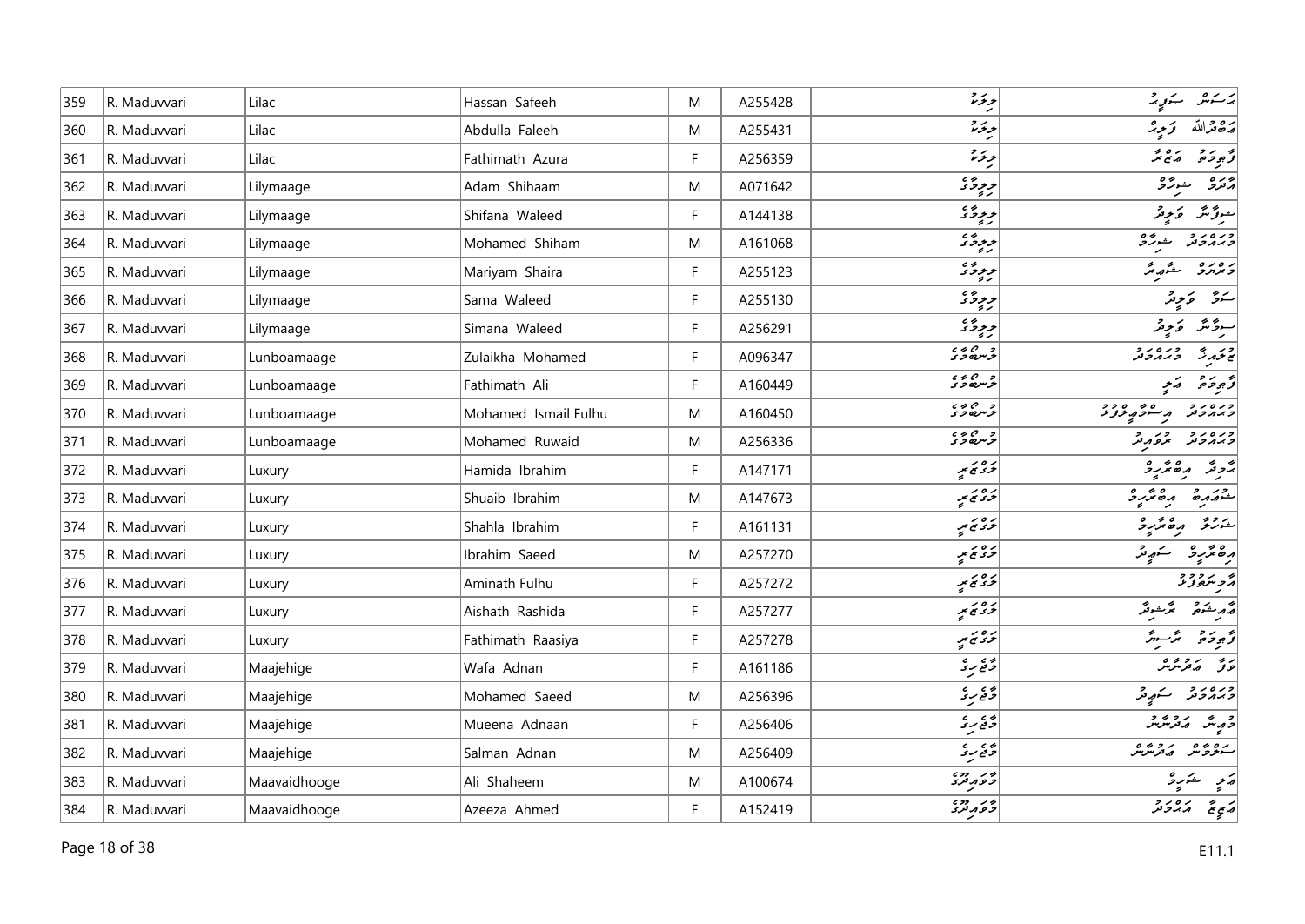| 359 | R. Maduvvari | Lilac | Hassan Safeeh | M | A255428 | ލައިލަކް | ހަސަން ސަފީހު |
|---|---|---|---|---|---|---|---|
| 360 | R. Maduvvari | Lilac | Abdulla Faleeh | M | A255431 | ލައިލަކް | އަބްދުﷲ ފަލީހު |
| 361 | R. Maduvvari | Lilac | Fathimath Azura | F | A256359 | ލައިލަކް | ފާތިމަތު އަޒުރާ |
| 362 | R. Maduvvari | Lilymaage | Adam Shihaam | M | A071642 | ލިލީމާގެ | އާދަމް ޝިހާމް |
| 363 | R. Maduvvari | Lilymaage | Shifana Waleed | F | A144138 | ލިލީމާގެ | ޝިފާނާ ވަލީދު |
| 364 | R. Maduvvari | Lilymaage | Mohamed Shiham | M | A161068 | ލިލީމާގެ | މުހައްމަދު ޝިހާމް |
| 365 | R. Maduvvari | Lilymaage | Mariyam Shaira | F | A255123 | ލިލީމާގެ | މަރިޔަމް ޝާއިރާ |
| 366 | R. Maduvvari | Lilymaage | Sama Waleed | F | A255130 | ލިލީމާގެ | ސަމާ ވަލީދު |
| 367 | R. Maduvvari | Lilymaage | Simana Waleed | F | A256291 | ލިލީމާގެ | ސިމާނާ ވަލީދު |
| 368 | R. Maduvvari | Lunboamaage | Zulaikha Mohamed | F | A096347 | ލުނބޯމާގެ | ޒުލައިޚާ މުހައްމަދު |
| 369 | R. Maduvvari | Lunboamaage | Fathimath Ali | F | A160449 | ލުނބޯމާގެ | ފާތިމަތު އަލި |
| 370 | R. Maduvvari | Lunboamaage | Mohamed Ismail Fulhu | M | A160450 | ލުނބޯމާގެ | މުހައްމަދު އިސްމާޢީލްފުޅު |
| 371 | R. Maduvvari | Lunboamaage | Mohamed Ruwaid | M | A256336 | ލުނބޯމާގެ | މުހައްމަދު ރުވައިދު |
| 372 | R. Maduvvari | Luxury | Hamida Ibrahim | F | A147171 | ލަގްޒަރީ | ހާމިދާ އިބްރާހިމް |
| 373 | R. Maduvvari | Luxury | Shuaib Ibrahim | M | A147673 | ލަގްޒަރީ | ޝުޢައިބު އިބްރާހިމް |
| 374 | R. Maduvvari | Luxury | Shahla Ibrahim | F | A161131 | ލަގްޒަރީ | ޝަހުލާ އިބްރާހިމް |
| 375 | R. Maduvvari | Luxury | Ibrahim Saeed | M | A257270 | ލަގްޒަރީ | އިބްރާހިމް ސަޢީދު |
| 376 | R. Maduvvari | Luxury | Aminath Fulhu | F | A257272 | ލަގްޒަރީ | އާމިނަތުފުޅު |
| 377 | R. Maduvvari | Luxury | Aishath Rashida | F | A257277 | ލަގްޒަރީ | އާއިޝަތު ރާޝިދާ |
| 378 | R. Maduvvari | Luxury | Fathimath Raasiya | F | A257278 | ލަގްޒަރީ | ފާތިމަތު ރާސިޔާ |
| 379 | R. Maduvvari | Maajehige | Wafa Adnan | F | A161186 | މާޖެހިގެ | ވަފާ އަދުނާން |
| 380 | R. Maduvvari | Maajehige | Mohamed Saeed | M | A256396 | މާޖެހިގެ | މުހައްމަދު ސަޢީދު |
| 381 | R. Maduvvari | Maajehige | Mueena Adnaan | F | A256406 | މާޖެހިގެ | މުޢީނާ އަދުނާން |
| 382 | R. Maduvvari | Maajehige | Salman Adnan | M | A256409 | މާޖެހިގެ | ސަލްމާން އަދުނާން |
| 383 | R. Maduvvari | Maavaidhooge | Ali Shaheem | M | A100674 | މާވައިދޫގެ | އަލި ޝަހީމް |
| 384 | R. Maduvvari | Maavaidhooge | Azeeza Ahmed | F | A152419 | މާވައިދޫގެ | އަޒީޒާ އަހްމަދު |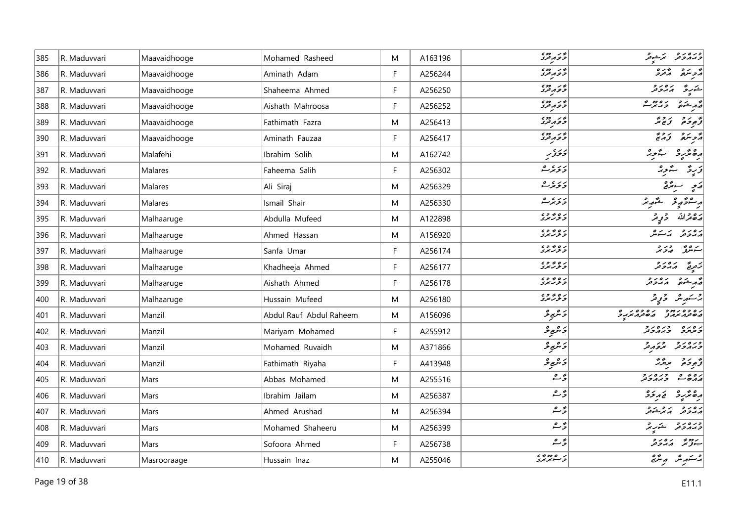| 385 | R. Maduvvari | Maavaidhooge | Mohamed Rasheed | M | A163196 | ޵ﮔﮔ | ﻣﺤﻤﺪ ﺭﺷﻴﺪ |
|---|---|---|---|---|---|---|---|
| 386 | R. Maduvvari | Maavaidhooge | Aminath Adam | F | A256244 | | |
| 387 | R. Maduvvari | Maavaidhooge | Shaheema Ahmed | F | A256250 | | |
| 388 | R. Maduvvari | Maavaidhooge | Aishath Mahroosa | F | A256252 | | |
| 389 | R. Maduvvari | Maavaidhooge | Fathimath Fazra | M | A256413 | | |
| 390 | R. Maduvvari | Maavaidhooge | Aminath Fauzaa | F | A256417 | | |
| 391 | R. Maduvvari | Malafehi | Ibrahim Solih | M | A162742 | | |
| 392 | R. Maduvvari | Malares | Faheema Salih | F | A256302 | | |
| 393 | R. Maduvvari | Malares | Ali Siraj | M | A256329 | | |
| 394 | R. Maduvvari | Malares | Ismail Shair | M | A256330 | | |
| 395 | R. Maduvvari | Malhaaruge | Abdulla Mufeed | M | A122898 | | |
| 396 | R. Maduvvari | Malhaaruge | Ahmed Hassan | M | A156920 | | |
| 397 | R. Maduvvari | Malhaaruge | Sanfa Umar | F | A256174 | | |
| 398 | R. Maduvvari | Malhaaruge | Khadheeja Ahmed | F | A256177 | | |
| 399 | R. Maduvvari | Malhaaruge | Aishath Ahmed | F | A256178 | | |
| 400 | R. Maduvvari | Malhaaruge | Hussain Mufeed | M | A256180 | | |
| 401 | R. Maduvvari | Manzil | Abdul Rauf Abdul Raheem | M | A156096 | | |
| 402 | R. Maduvvari | Manzil | Mariyam Mohamed | F | A255912 | | |
| 403 | R. Maduvvari | Manzil | Mohamed Ruvaidh | M | A371866 | | |
| 404 | R. Maduvvari | Manzil | Fathimath Riyaha | F | A413948 | | |
| 405 | R. Maduvvari | Mars | Abbas Mohamed | M | A255516 | | |
| 406 | R. Maduvvari | Mars | Ibrahim Jailam | M | A256387 | | |
| 407 | R. Maduvvari | Mars | Ahmed Arushad | M | A256394 | | |
| 408 | R. Maduvvari | Mars | Mohamed Shaheeru | M | A256399 | | |
| 409 | R. Maduvvari | Mars | Sofoora Ahmed | F | A256738 | | |
| 410 | R. Maduvvari | Masrooraage | Hussain Inaz | M | A255046 | | |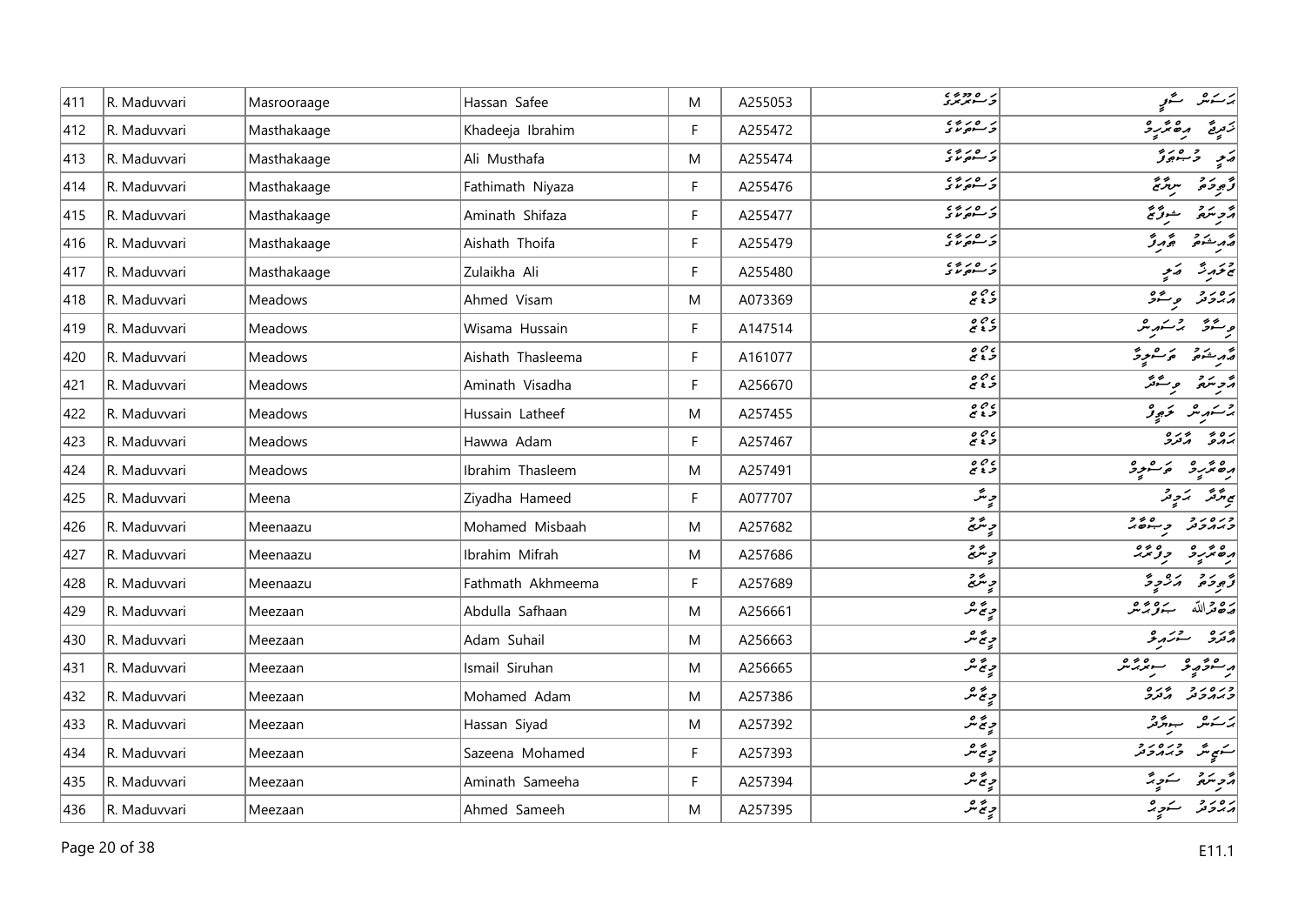| 411 | R. Maduvvari | Masrooraage | Hassan Safee | M | A255053 | ދަސްރޫރާގެ | ހަސަން ސާފީ |
|---|---|---|---|---|---|---|---|
| 412 | R. Maduvvari | Masthakaage | Khadeeja Ibrahim | F | A255472 | މަސްތަކާގެ | ޚަދީޖާ އިބްރާހީމް |
| 413 | R. Maduvvari | Masthakaage | Ali Musthafa | M | A255474 | މަސްތަކާގެ | އަލީ މުސްތަފާ |
| 414 | R. Maduvvari | Masthakaage | Fathimath Niyaza | F | A255476 | މަސްތަކާގެ | ފާތިމަތު ނިޔާޒާ |
| 415 | R. Maduvvari | Masthakaage | Aminath Shifaza | F | A255477 | މަސްތަކާގެ | އާމިނަތު ޝިފާޒާ |
| 416 | R. Maduvvari | Masthakaage | Aishath Thoifa | F | A255479 | މަސްތަކާގެ | އާއިޝަތު ޠޯއިފާ |
| 417 | R. Maduvvari | Masthakaage | Zulaikha Ali | F | A255480 | މަސްތަކާގެ | ޒުލައިޚާ އަލީ |
| 418 | R. Maduvvari | Meadows | Ahmed Visam | M | A073369 | މެޑޯޒް | އަހުމަދު ވިސާމް |
| 419 | R. Maduvvari | Meadows | Wisama Hussain | F | A147514 | މެޑޯޒް | ވިސާމާ ހުސައިން |
| 420 | R. Maduvvari | Meadows | Aishath Thasleema | F | A161077 | މެޑޯޒް | އާއިޝަތު ތަސްލީމާ |
| 421 | R. Maduvvari | Meadows | Aminath Visadha | F | A256670 | މެޑޯޒް | އާމިނަތު ވިސާދާ |
| 422 | R. Maduvvari | Meadows | Hussain Latheef | M | A257455 | މެޑޯޒް | ހުސައިން ލަޠީފު |
| 423 | R. Maduvvari | Meadows | Hawwa Adam | F | A257467 | މެޑޯޒް | ހައްވާ އާދަމް |
| 424 | R. Maduvvari | Meadows | Ibrahim Thasleem | M | A257491 | މެޑޯޒް | އިބްރާހީމް ތަސްލީމް |
| 425 | R. Maduvvari | Meena | Ziyadha Hameed | F | A077707 | މީނާ | ޒިޔާދާ ހަމީދު |
| 426 | R. Maduvvari | Meenaazu | Mohamed Misbaah | M | A257682 | މީނާޒު | މުހައްމަދު މިސްބާހު |
| 427 | R. Maduvvari | Meenaazu | Ibrahim Mifrah | M | A257686 | މީނާޒު | އިބްރާހީމް މިފްރާހު |
| 428 | R. Maduvvari | Meenaazu | Fathmath Akhmeema | F | A257689 | މީނާޒު | ފާތިމަތު އަޚްމީމާ |
| 429 | R. Maduvvari | Meezaan | Abdulla Safhaan | M | A256661 | މީޒާން | އަބްދުﷲ ސަފްހާން |
| 430 | R. Maduvvari | Meezaan | Adam Suhail | M | A256663 | މީޒާން | އާދަމް ސުހައިލް |
| 431 | R. Maduvvari | Meezaan | Ismail Siruhan | M | A256665 | މީޒާން | އިސްމާއީލް ސިރުހާން |
| 432 | R. Maduvvari | Meezaan | Mohamed Adam | M | A257386 | މީޒާން | މުހައްމަދު އާދަމް |
| 433 | R. Maduvvari | Meezaan | Hassan Siyad | M | A257392 | މީޒާން | ހަސަން ސިޔާދު |
| 434 | R. Maduvvari | Meezaan | Sazeena Mohamed | F | A257393 | މީޒާން | ސަޒީނާ މުހައްމަދު |
| 435 | R. Maduvvari | Meezaan | Aminath Sameeha | F | A257394 | މީޒާން | އާމިނަތު ސަމީހާ |
| 436 | R. Maduvvari | Meezaan | Ahmed Sameeh | M | A257395 | މީޒާން | އަހުމަދު ސަމީހު |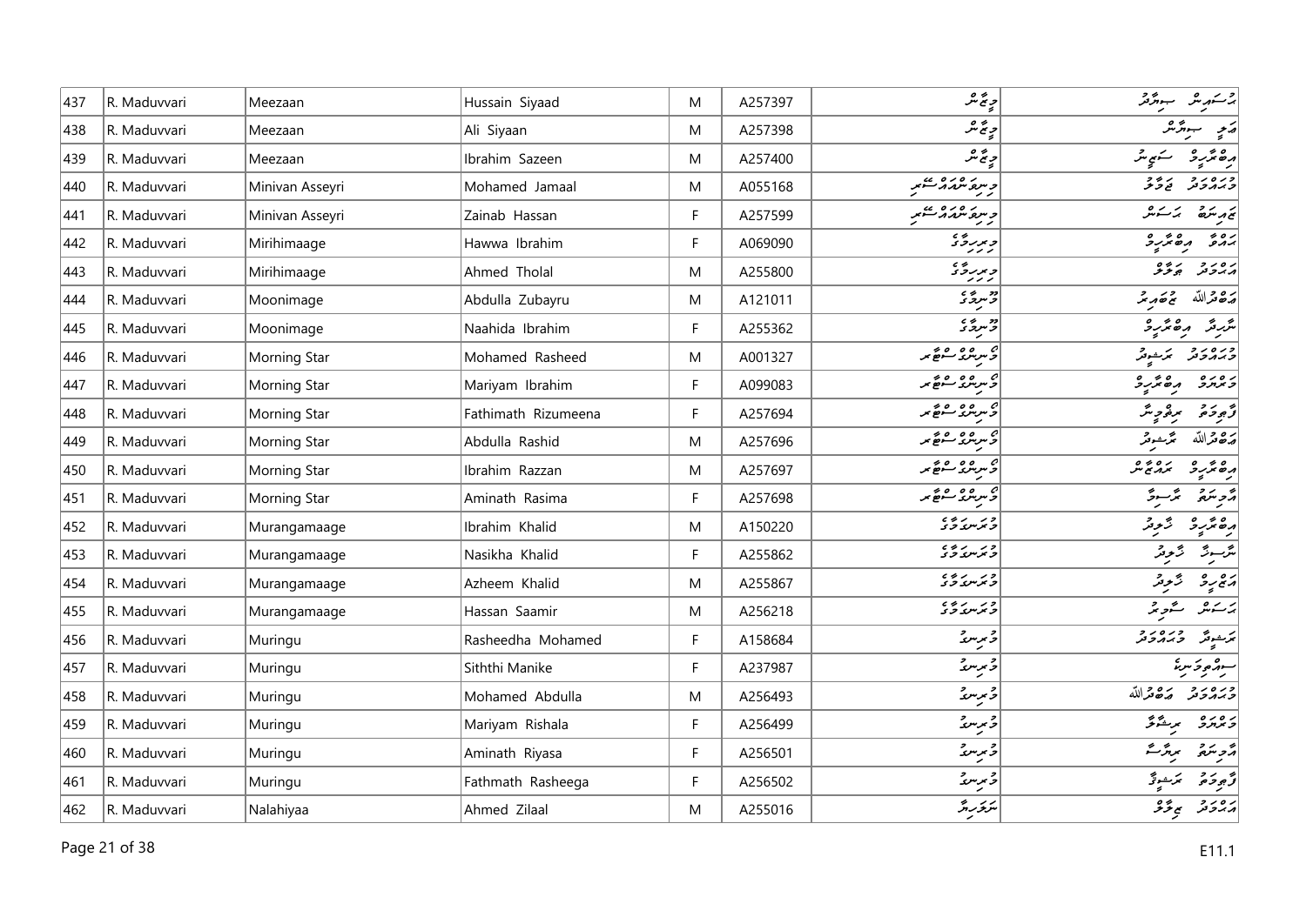| 437 | R. Maduvvari | Meezaan | Hussain Siyaad | M | A257397 | ޑިޒާން | ޙުސައިން ސިޔާދު |
|---|---|---|---|---|---|---|---|
| 438 | R. Maduvvari | Meezaan | Ali Siyaan | M | A257398 | ޑިޒާން | އަލި ސިޔާން |
| 439 | R. Maduvvari | Meezaan | Ibrahim Sazeen | M | A257400 | ޑިޒާން | އިބްރާހީމް ސަޒީން |
| 440 | R. Maduvvari | Minivan Asseyri | Mohamed Jamaal | M | A055168 | މިނިވަންއައްސޭރި | މުޙައްމަދު ޖަމާލް |
| 441 | R. Maduvvari | Minivan Asseyri | Zainab Hassan | F | A257599 | މިނިވަންއައްސޭރި | ޒައިނަބް ހަސަން |
| 442 | R. Maduvvari | Mirihimaage | Hawwa Ibrahim | F | A069090 | މިރިހިމާގެ | ހައްވާ އިބްރާހީމް |
| 443 | R. Maduvvari | Mirihimaage | Ahmed Tholal | M | A255800 | މިރިހިމާގެ | އަހްމަދު ތޮލާލް |
| 444 | R. Maduvvari | Moonimage | Abdulla Zubayru | M | A121011 | މޫނިމާގެ | އަބްދުﷲ ޒުބައިރު |
| 445 | R. Maduvvari | Moonimage | Naahida Ibrahim | F | A255362 | މޫނިމާގެ | ނާހިދާ އިބްރާހީމް |
| 446 | R. Maduvvari | Morning Star | Mohamed Rasheed | M | A001327 | މޯނިންގ ސްޓާރ | މުޙައްމަދު ރަޝީދު |
| 447 | R. Maduvvari | Morning Star | Mariyam Ibrahim | F | A099083 | މޯނިންގ ސްޓާރ | މަރިޔަމް އިބްރާހީމް |
| 448 | R. Maduvvari | Morning Star | Fathimath Rizumeena | F | A257694 | މޯނިންގ ސްޓާރ | ފާތިމަތު ރިޒުމީނާ |
| 449 | R. Maduvvari | Morning Star | Abdulla Rashid | M | A257696 | މޯނިންގ ސްޓާރ | އަބްދުﷲ ރާޝިދު |
| 450 | R. Maduvvari | Morning Star | Ibrahim Razzan | M | A257697 | މޯނިންގ ސްޓާރ | އިބްރާހީމް ރައްޒާން |
| 451 | R. Maduvvari | Morning Star | Aminath Rasima | F | A257698 | މޯނިންގ ސްޓާރ | އާމިނަތު ރާސިމާ |
| 452 | R. Maduvvari | Murangamaage | Ibrahim Khalid | M | A150220 | މުރަނގަމާގެ | އިބްރާހީމް ޚާލިދު |
| 453 | R. Maduvvari | Murangamaage | Nasikha Khalid | F | A255862 | މުރަނގަމާގެ | ނާސިޚާ ޚާލިދު |
| 454 | R. Maduvvari | Murangamaage | Azheem Khalid | M | A255867 | މުރަނގަމާގެ | އަޒްހީމް ޚާލިދު |
| 455 | R. Maduvvari | Murangamaage | Hassan Saamir | M | A256218 | މުރަނގަމާގެ | ހަސަން ސާމިރު |
| 456 | R. Maduvvari | Muringu | Rasheedha Mohamed | F | A158684 | މުރިނގު | ރަޝީދާ މުޙައްމަދު |
| 457 | R. Maduvvari | Muringu | Siththi Manike | F | A237987 | މުރިނގު | ސިއްތިމަނިކެ |
| 458 | R. Maduvvari | Muringu | Mohamed Abdulla | M | A256493 | މުރިނގު | މުޙައްމަދު އަބްދުﷲ |
| 459 | R. Maduvvari | Muringu | Mariyam Rishala | F | A256499 | މުރިނގު | މަރިޔަމް ރިޝާލާ |
| 460 | R. Maduvvari | Muringu | Aminath Riyasa | F | A256501 | މުރިނގު | އާމިނަތު ރިޔާސާ |
| 461 | R. Maduvvari | Muringu | Fathmath Rasheega | F | A256502 | މުރިނގު | ފާތިމަތު ރަޝީގާ |
| 462 | R. Maduvvari | Nalahiyaa | Ahmed Zilaal | M | A255016 | ނަލަހިޔާ | އަހްމަދު ޒިލާލް |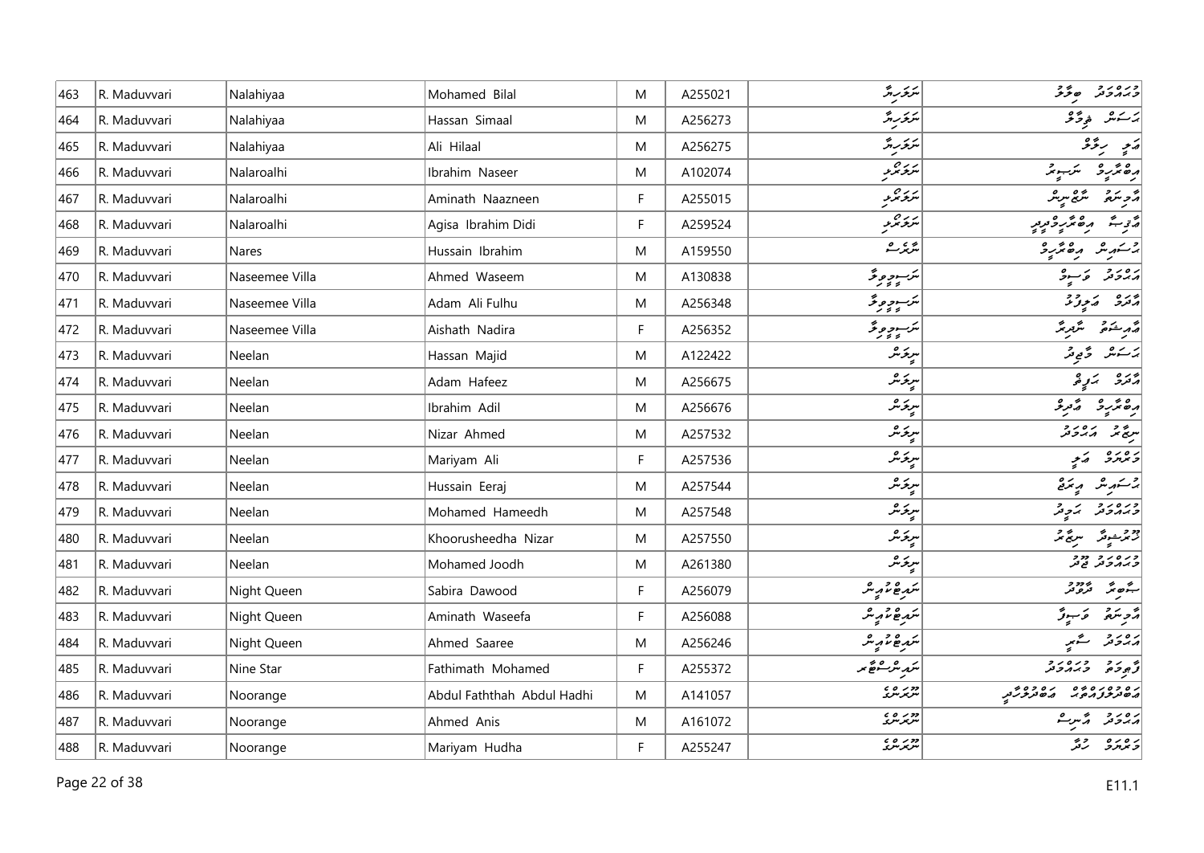| 463 | R. Maduvvari | Nalahiyaa | Mohamed Bilal | M | A255021 | ނަލަހިޔާ | މުހައްމަދު ބިލާލް |
|---|---|---|---|---|---|---|---|
| 464 | R. Maduvvari | Nalahiyaa | Hassan Simaal | M | A256273 | ނަލަހިޔާ | ހަސަން ސިމާލް |
| 465 | R. Maduvvari | Nalahiyaa | Ali Hilaal | M | A256275 | ނަލަހިޔާ | އަލި ހިލާލް |
| 466 | R. Maduvvari | Nalaroalhi | Ibrahim Naseer | M | A102074 | ނަލަރޯޅި | އިބްރާހީމް ނަސީރު |
| 467 | R. Maduvvari | Nalaroalhi | Aminath Naazneen | F | A255015 | ނަލަރޯޅި | އާމިނަތު ނާޒްނީން |
| 468 | R. Maduvvari | Nalaroalhi | Agisa Ibrahim Didi | F | A259524 | ނަލަރޯޅި | އާގިސާ އިބްރާހީމްދީދީ |
| 469 | R. Maduvvari | Nares | Hussain Ibrahim | M | A159550 | ނާރެސް | ޙުސައިން އިބްރާހީމް |
| 470 | R. Maduvvari | Naseemee Villa | Ahmed Waseem | M | A130838 | ނަސީމީވިލާ | އަޙްމަދު ވަސީމް |
| 471 | R. Maduvvari | Naseemee Villa | Adam Ali Fulhu | M | A256348 | ނަސީމީވިލާ | އާދަމް އަލިފުޅު |
| 472 | R. Maduvvari | Naseemee Villa | Aishath Nadira | F | A256352 | ނަސީމީވިލާ | އާއިޝަތު ނާދިރާ |
| 473 | R. Maduvvari | Neelan | Hassan Majid | M | A122422 | ނީލަން | ހަސަން މާޖިދު |
| 474 | R. Maduvvari | Neelan | Adam Hafeez | M | A256675 | ނީލަން | އާދަމް ހަފީޒު |
| 475 | R. Maduvvari | Neelan | Ibrahim Adil | M | A256676 | ނީލަން | އިބްރާހީމް އާދިލް |
| 476 | R. Maduvvari | Neelan | Nizar Ahmed | M | A257532 | ނީލަން | ނިޒާރު އަޙްމަދު |
| 477 | R. Maduvvari | Neelan | Mariyam Ali | F | A257536 | ނީލަން | މަރިޔަމް އަލި |
| 478 | R. Maduvvari | Neelan | Hussain Eeraj | M | A257544 | ނީލަން | ޙުސައިން އީރަޖް |
| 479 | R. Maduvvari | Neelan | Mohamed Hameedh | M | A257548 | ނީލަން | މުހައްމަދު ހަމީދު |
| 480 | R. Maduvvari | Neelan | Khoorusheedha Nizar | M | A257550 | ނީލަން | ޚޫރުޝީދާ ނިޒާރު |
| 481 | R. Maduvvari | Neelan | Mohamed Joodh | M | A261380 | ނީލަން | މުހައްމަދު ޖޫދު |
| 482 | R. Maduvvari | Night Queen | Sabira Dawood | F | A256079 | ނައިޓްކުއީން | ސާބިރާ ދާވޫދު |
| 483 | R. Maduvvari | Night Queen | Aminath Waseefa | F | A256088 | ނައިޓްކުއީން | އާމިނަތު ވަސީފާ |
| 484 | R. Maduvvari | Night Queen | Ahmed Saaree | M | A256246 | ނައިޓްކުއީން | އަޙްމަދު ސާރީ |
| 485 | R. Maduvvari | Nine Star | Fathimath Mohamed | F | A255372 | ނައިންސްޓާރ | ފާތިމަތު މުހައްމަދު |
| 486 | R. Maduvvari | Noorange | Abdul Faththah Abdul Hadhi | M | A141057 | ނޫރަންޖް | އަބްދުލްފައްތާޙް އަބްދުލްހާދީ |
| 487 | R. Maduvvari | Noorange | Ahmed Anis | M | A161072 | ނޫރަންޖް | އަޙްމަދު އަނީސް |
| 488 | R. Maduvvari | Noorange | Mariyam Hudha | F | A255247 | ނޫރަންޖް | މަރިޔަމް ހުދާ |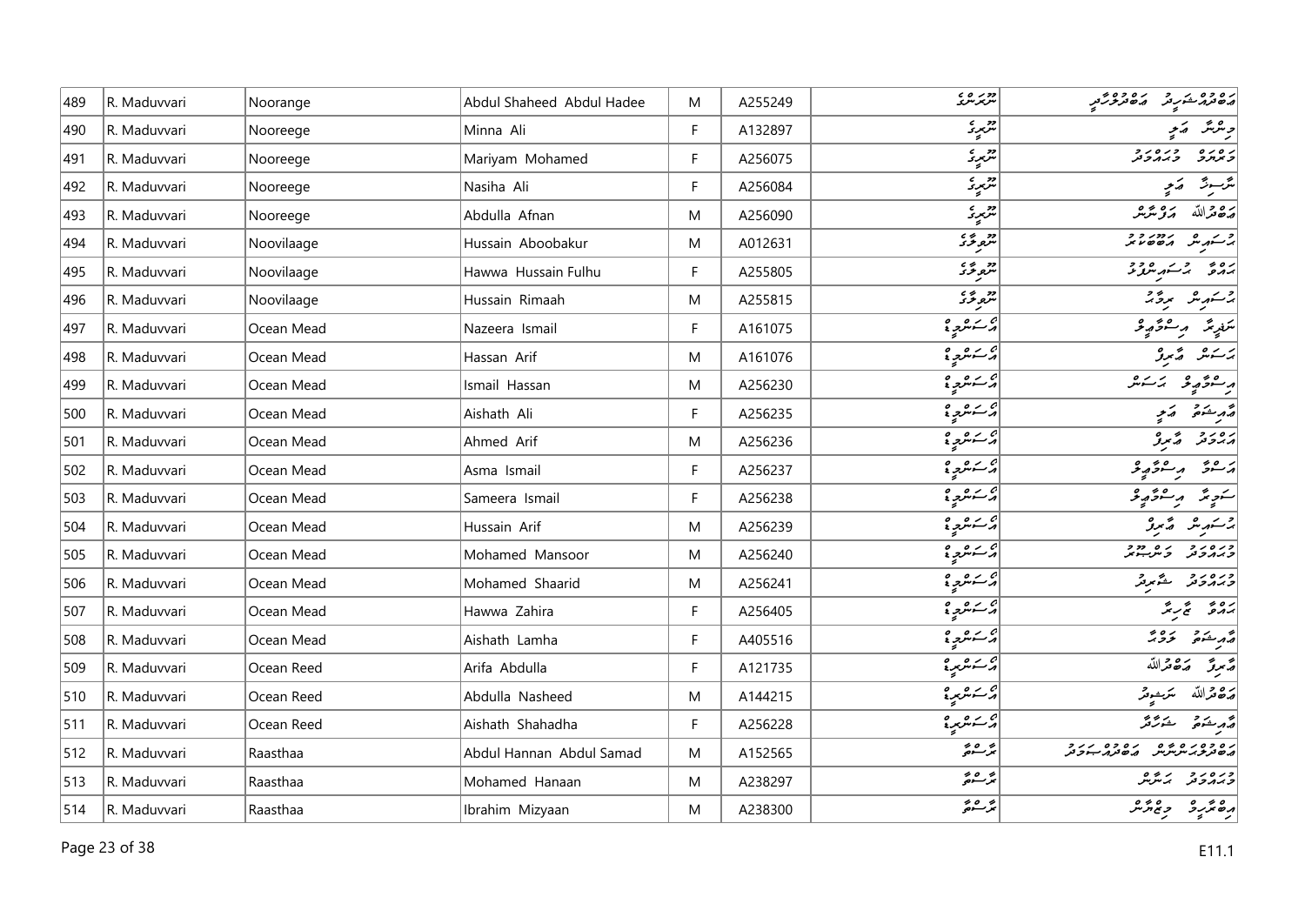| 489 | R. Maduvvari | Noorange | Abdul Shaheed Abdul Hadee | M | A255249 | ﬁﬁﬁﬁ | ﬁﬁﬁﬁﬁﬁﬁ ﬁﬁﬁﬁﬁﬁﬁ |
|---|---|---|---|---|---|---|---|
| 490 | R. Maduvvari | Nooreege | Minna Ali | F | A132897 | ނޫރީގެ | މިންނާ އަލި |
| 491 | R. Maduvvari | Nooreege | Mariyam Mohamed | F | A256075 | ނޫރީގެ | މަރިޔަމް މުޙައްމަދު |
| 492 | R. Maduvvari | Nooreege | Nasiha Ali | F | A256084 | ނޫރީގެ | ނާސިހާ އަލި |
| 493 | R. Maduvvari | Nooreege | Abdulla Afnan | M | A256090 | ނޫރީގެ | އަބްދުاللهِ އަފްނާން |
| 494 | R. Maduvvari | Noovilaage | Hussain Aboobakur | M | A012631 | ނޫވިލާގެ | ޙުސައިން އަބޫބަކުރު |
| 495 | R. Maduvvari | Noovilaage | Hawwa Hussain Fulhu | F | A255805 | ނޫވިލާގެ | ހައްވާ ހުސައިންފުޅު |
| 496 | R. Maduvvari | Noovilaage | Hussain Rimaah | M | A255815 | ނޫވިލާގެ | ޙުސައިން ރިމާޙް |
| 497 | R. Maduvvari | Ocean Mead | Nazeera Ismail | F | A161075 | އޯޝަންމީޑް | ނަޒީރާ އިސްމާޢީލް |
| 498 | R. Maduvvari | Ocean Mead | Hassan Arif | M | A161076 | އޯޝަންމީޑް | ޙަސަން ޢާރިފް |
| 499 | R. Maduvvari | Ocean Mead | Ismail Hassan | M | A256230 | އޯޝަންމީޑް | އިސްމާޢީލް ޙަސަން |
| 500 | R. Maduvvari | Ocean Mead | Aishath Ali | F | A256235 | އޯޝަންމީޑް | ޢާއިޝަތު އަލި |
| 501 | R. Maduvvari | Ocean Mead | Ahmed Arif | M | A256236 | އޯޝަންމީޑް | އަޙްމަދު ޢާރިފް |
| 502 | R. Maduvvari | Ocean Mead | Asma Ismail | F | A256237 | އޯޝަންމީޑް | އަސްމާ އިސްމާޢީލް |
| 503 | R. Maduvvari | Ocean Mead | Sameera Ismail | F | A256238 | އޯޝަންމީޑް | ސަމީރާ އިސްމާޢީލް |
| 504 | R. Maduvvari | Ocean Mead | Hussain Arif | M | A256239 | އޯޝަންމީޑް | ޙުސައިން ޢާރިފް |
| 505 | R. Maduvvari | Ocean Mead | Mohamed Mansoor | M | A256240 | އޯޝަންމީޑް | މުޙައްމަދު މަންސޫރު |
| 506 | R. Maduvvari | Ocean Mead | Mohamed Shaarid | M | A256241 | އޯޝަންމީޑް | މުޙައްމަދު ޝާރިދު |
| 507 | R. Maduvvari | Ocean Mead | Hawwa Zahira | F | A256405 | އޯޝަންމީޑް | ހައްވާ ޒާހިރާ |
| 508 | R. Maduvvari | Ocean Mead | Aishath Lamha | F | A405516 | އޯޝަންމީޑް | ޢާއިޝަތު ލަމްހާ |
| 509 | R. Maduvvari | Ocean Reed | Arifa Abdulla | F | A121735 | އޯޝަންރީޑް | ޢާރިފާ އަބްދުاللهِ |
| 510 | R. Maduvvari | Ocean Reed | Abdulla Nasheed | M | A144215 | އޯޝަންރީޑް | އަބްދުاللهِ ނަޝީދު |
| 511 | R. Maduvvari | Ocean Reed | Aishath Shahadha | F | A256228 | އޯޝަންރީޑް | ޢާއިޝަތު ޝަހާދާ |
| 512 | R. Maduvvari | Raasthaa | Abdul Hannan Abdul Samad | M | A152565 | ރާސްތާ | އަބްދުލްޙައްނާން އަބްދުލްޞަމަދު |
| 513 | R. Maduvvari | Raasthaa | Mohamed Hanaan | M | A238297 | ރާސްތާ | މުޙައްމަދު ހަނާން |
| 514 | R. Maduvvari | Raasthaa | Ibrahim Mizyaan | M | A238300 | ރާސްތާ | އިބްރާހީމް މިޒްޔާން |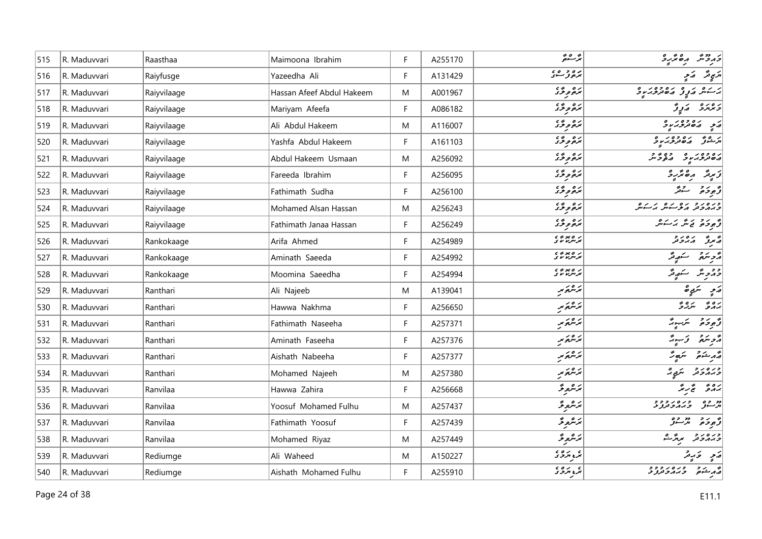| 515 | R. Maduvvari | Raasthaa | Maimoona Ibrahim | F | A255170 | ރާސްތާ | މައިމޫނާ އިބްރާހީމް |
|---|---|---|---|---|---|---|---|
| 516 | R. Maduvvari | Raiyfusge | Yazeedha Ali | F | A131429 | ރައްފުސްގެ | ޔަޒީދާ އަލީ |
| 517 | R. Maduvvari | Raiyvilaage | Hassan Afeef Abdul Hakeem | M | A001967 | ރައްވިލާގެ | ހަސަން އަފީފް އަބްދުލްހަކީމް |
| 518 | R. Maduvvari | Raiyvilaage | Mariyam Afeefa | F | A086182 | ރައްވިލާގެ | މަރިޔަމް އަފީފާ |
| 519 | R. Maduvvari | Raiyvilaage | Ali Abdul Hakeem | M | A116007 | ރައްވިލާގެ | އަލީ އަބްދުލްހަކީމް |
| 520 | R. Maduvvari | Raiyvilaage | Yashfa Abdul Hakeem | F | A161103 | ރައްވިލާގެ | ޔަޝްފާ އަބްދުލްހަކީމް |
| 521 | R. Maduvvari | Raiyvilaage | Abdul Hakeem Usmaan | M | A256092 | ރައްވިލާގެ | އަބްދުލްހަކީމް އުސްމާން |
| 522 | R. Maduvvari | Raiyvilaage | Fareeda Ibrahim | F | A256095 | ރައްވިލާގެ | ފަރީދާ އިބްރާހީމް |
| 523 | R. Maduvvari | Raiyvilaage | Fathimath Sudha | F | A256100 | ރައްވިލާގެ | ފާތިމަތު ސުދާ |
| 524 | R. Maduvvari | Raiyvilaage | Mohamed Alsan Hassan | M | A256243 | ރައްވިލާގެ | މުޙައްމަދު އަލްސަން ހަސަން |
| 525 | R. Maduvvari | Raiyvilaage | Fathimath Janaa Hassan | F | A256249 | ރައްވިލާގެ | ފާތިމަތު ޖަނާ ހަސަން |
| 526 | R. Maduvvari | Rankokaage | Arifa Ahmed | F | A254989 | ރަންކޮކާގެ | އާރިފާ އަޙްމަދު |
| 527 | R. Maduvvari | Rankokaage | Aminath Saeeda | F | A254992 | ރަންކޮކާގެ | އާމިނަތު ސައީދާ |
| 528 | R. Maduvvari | Rankokaage | Moomina Saeedha | F | A254994 | ރަންކޮކާގެ | މޫމިނާ ސައީދާ |
| 529 | R. Maduvvari | Ranthari | Ali Najeeb | M | A139041 | ރަންތަރި | އަލީ ނަޖީބު |
| 530 | R. Maduvvari | Ranthari | Hawwa Nakhma | F | A256650 | ރަންތަރި | ހައްވާ ނަޚްމާ |
| 531 | R. Maduvvari | Ranthari | Fathimath Naseeha | F | A257371 | ރަންތަރި | ފާތިމަތު ނަސީހާ |
| 532 | R. Maduvvari | Ranthari | Aminath Faseeha | F | A257376 | ރަންތަރި | އާމިނަތު ފަސީހާ |
| 533 | R. Maduvvari | Ranthari | Aishath Nabeeha | F | A257377 | ރަންތަރި | އާއިޝަތު ނަބީހާ |
| 534 | R. Maduvvari | Ranthari | Mohamed Najeeh | M | A257380 | ރަންތަރި | މުޙައްމަދު ނަޖީހު |
| 535 | R. Maduvvari | Ranvilaa | Hawwa Zahira | F | A256668 | ރަންވިލާ | ހައްވާ ޒާހިރާ |
| 536 | R. Maduvvari | Ranvilaa | Yoosuf Mohamed Fulhu | M | A257437 | ރަންވިލާ | ޔޫސުފް މުޙައްމަދުފުޅު |
| 537 | R. Maduvvari | Ranvilaa | Fathimath Yoosuf | F | A257439 | ރަންވިލާ | ފާތިމަތު ޔޫސުފް |
| 538 | R. Maduvvari | Ranvilaa | Mohamed Riyaz | M | A257449 | ރަންވިލާ | މުޙައްމަދު ރިޔާޒް |
| 539 | R. Maduvvari | Rediumge | Ali Waheed | M | A150227 | ރެޑިއުމްގެ | އަލީ ވަހީދު |
| 540 | R. Maduvvari | Rediumge | Aishath Mohamed Fulhu | F | A255910 | ރެޑިއުމްގެ | އާއިޝަތު މުޙައްމަދުފުޅު |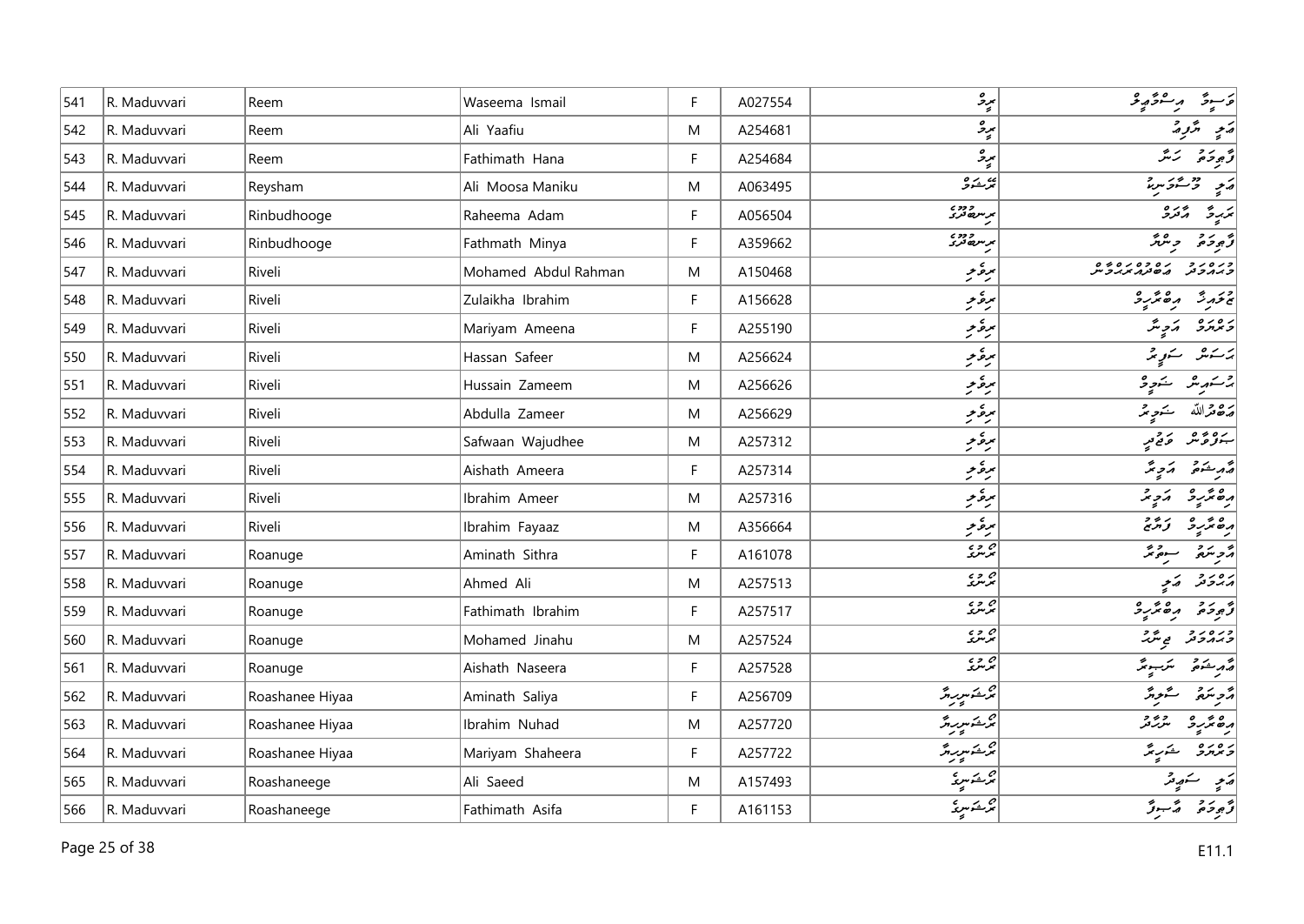| 541 | R. Maduvvari | Reem | Waseema Ismail | F | A027554 | ރީމް | ވަސީމާ އިސްމާއިލް |
|---|---|---|---|---|---|---|---|
| 542 | R. Maduvvari | Reem | Ali Yaafiu | M | A254681 | ރީމް | އަލީ ޔާފިއު |
| 543 | R. Maduvvari | Reem | Fathimath Hana | F | A254684 | ރީމް | ފާތިމަތު ހަނާ |
| 544 | R. Maduvvari | Reysham | Ali Moosa Maniku | M | A063495 | ރޭޝަމް | އަލީ މޫސާމަނިކު |
| 545 | R. Maduvvari | Rinbudhooge | Raheema Adam | F | A056504 | ރިންބުދޫގެ | ރަހީމާ އާދަމް |
| 546 | R. Maduvvari | Rinbudhooge | Fathmath Minya | F | A359662 | ރިންބުދޫގެ | ފާތިމަތު މިންޔާ |
| 547 | R. Maduvvari | Riveli | Mohamed Abdul Rahman | M | A150468 | ރިވެލި | މުހައްމަދު ޢަބްދުއްރަޙްމާން |
| 548 | R. Maduvvari | Riveli | Zulaikha Ibrahim | F | A156628 | ރިވެލި | ޒުލައިޚާ އިބްރާހީމް |
| 549 | R. Maduvvari | Riveli | Mariyam Ameena | F | A255190 | ރިވެލި | މަރިޔަމް އަމީނާ |
| 550 | R. Maduvvari | Riveli | Hassan Safeer | M | A256624 | ރިވެލި | ހަސަން ސަފީރު |
| 551 | R. Maduvvari | Riveli | Hussain Zameem | M | A256626 | ރިވެލި | ހުސައިން ޒަމީމް |
| 552 | R. Maduvvari | Riveli | Abdulla Zameer | M | A256629 | ރިވެލި | ޢަބްދުﷲ ޒަމީރު |
| 553 | R. Maduvvari | Riveli | Safwaan Wajudhee | M | A257312 | ރިވެލި | ސަފްވާން ވަޖުދީ |
| 554 | R. Maduvvari | Riveli | Aishath Ameera | F | A257314 | ރިވެލި | އައިޝަތު އަމީރާ |
| 555 | R. Maduvvari | Riveli | Ibrahim Ameer | M | A257316 | ރިވެލި | އިބްރާހީމް އަމީރު |
| 556 | R. Maduvvari | Riveli | Ibrahim Fayaaz | M | A356664 | ރިވެލި | އިބްރާހީމް ފަޔާޒު |
| 557 | R. Maduvvari | Roanuge | Aminath Sithra | F | A161078 | ރޯނުގެ | އާމިނަތު ސިތުރާ |
| 558 | R. Maduvvari | Roanuge | Ahmed Ali | M | A257513 | ރޯނުގެ | އަހުމަދު އަލީ |
| 559 | R. Maduvvari | Roanuge | Fathimath Ibrahim | F | A257517 | ރޯނުގެ | ފާތިމަތު އިބްރާހީމް |
| 560 | R. Maduvvari | Roanuge | Mohamed Jinahu | M | A257524 | ރޯނުގެ | މުހައްމަދު ޖިނާހު |
| 561 | R. Maduvvari | Roanuge | Aishath Naseera | F | A257528 | ރޯނުގެ | އައިޝަތު ނަސީރާ |
| 562 | R. Maduvvari | Roashanee Hiyaa | Aminath Saliya | F | A256709 | ރޯޝަނީހިޔާ | އާމިނަތު ސާލިޔާ |
| 563 | R. Maduvvari | Roashanee Hiyaa | Ibrahim Nuhad | M | A257720 | ރޯޝަނީހިޔާ | އިބްރާހީމް ނުހާދު |
| 564 | R. Maduvvari | Roashanee Hiyaa | Mariyam Shaheera | F | A257722 | ރޯޝަނީހިޔާ | މަރިޔަމް ޝަހީރާ |
| 565 | R. Maduvvari | Roashaneege | Ali Saeed | M | A157493 | ރޯޝަނީގެ | އަލީ ސައީދު |
| 566 | R. Maduvvari | Roashaneege | Fathimath Asifa | F | A161153 | ރޯޝަނީގެ | ފާތިމަތު އާސިފާ |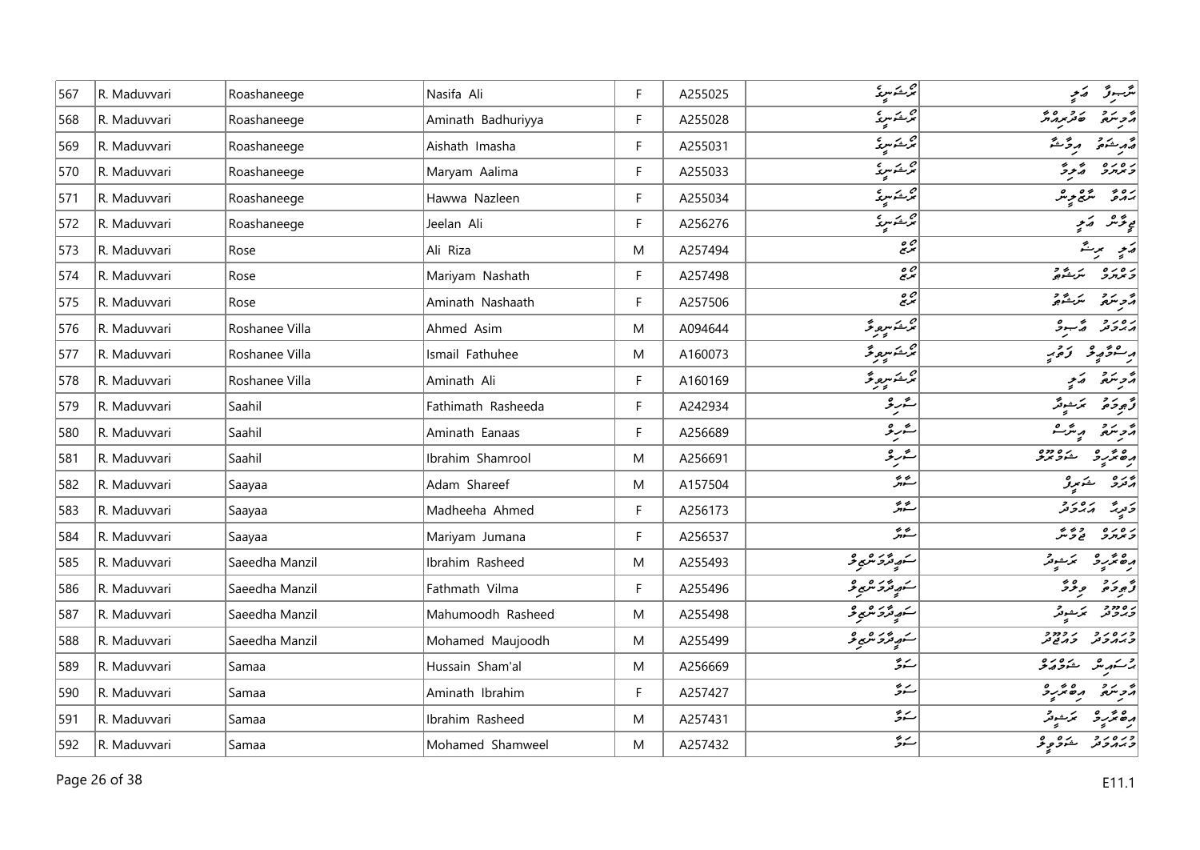| 567 | R. Maduvvari | Roashaneege | Nasifa Ali | F | A255025 | ރޯޝަނީގެ | ނާސިފާ އަލި |
|---|---|---|---|---|---|---|---|
| 568 | R. Maduvvari | Roashaneege | Aminath Badhuriyya | F | A255028 | ރޯޝަނީގެ | އާމިނަތު ބަދުރިއްޔާ |
| 569 | R. Maduvvari | Roashaneege | Aishath Imasha | F | A255031 | ރޯޝަނީގެ | އައިޝަތު އިމާޝާ |
| 570 | R. Maduvvari | Roashaneege | Maryam Aalima | F | A255033 | ރޯޝަނީގެ | މަރްޔަމް އާލިމާ |
| 571 | R. Maduvvari | Roashaneege | Hawwa Nazleen | F | A255034 | ރޯޝަނީގެ | ހައްވާ ނާޒްލީން |
| 572 | R. Maduvvari | Roashaneege | Jeelan Ali | F | A256276 | ރޯޝަނީގެ | ޖީލާން އަލި |
| 573 | R. Maduvvari | Rose | Ali Riza | M | A257494 | ރޯޒް | އަލި ރިޒާ |
| 574 | R. Maduvvari | Rose | Mariyam Nashath | F | A257498 | ރޯޒް | މަރިޔަމް ނަޝާތު |
| 575 | R. Maduvvari | Rose | Aminath Nashaath | F | A257506 | ރޯޒް | އާމިނަތު ނަޝާތު |
| 576 | R. Maduvvari | Roshanee Villa | Ahmed Asim | M | A094644 | ރޯޝަނީވިލާ | އަހްމަދު އާސިމު |
| 577 | R. Maduvvari | Roshanee Villa | Ismail Fathuhee | M | A160073 | ރޯޝަނީވިލާ | އިސްމާޢީލް ފަތުހީ |
| 578 | R. Maduvvari | Roshanee Villa | Aminath Ali | F | A160169 | ރޯޝަނީވިލާ | އާމިނަތު އަލި |
| 579 | R. Maduvvari | Saahil | Fathimath Rasheeda | F | A242934 | ސާހިލް | ފާތިމަތު ރަޝީދާ |
| 580 | R. Maduvvari | Saahil | Aminath Eanaas | F | A256689 | ސާހިލް | އާމިނަތު އީނާސް |
| 581 | R. Maduvvari | Saahil | Ibrahim Shamrool | M | A256691 | ސާހިލް | އިބްރާހީމް ޝަމްރޫލް |
| 582 | R. Maduvvari | Saayaa | Adam Shareef | M | A157504 | ސާޔާ | އާދަމް ޝަރީފް |
| 583 | R. Maduvvari | Saayaa | Madheeha Ahmed | F | A256173 | ސާޔާ | މަދީހާ އަހްމަދު |
| 584 | R. Maduvvari | Saayaa | Mariyam Jumana | F | A256537 | ސާޔާ | މަރިޔަމް ޖުމާނާ |
| 585 | R. Maduvvari | Saeedha Manzil | Ibrahim Rasheed | M | A255493 | ސައީދާމަންޒިލް | އިބްރާހީމް ރަޝީދު |
| 586 | R. Maduvvari | Saeedha Manzil | Fathmath Vilma | F | A255496 | ސައީދާމަންޒިލް | ފާތިމަތު ވިލްމާ |
| 587 | R. Maduvvari | Saeedha Manzil | Mahumoodh Rasheed | M | A255498 | ސައީދާމަންޒިލް | މަހުމޫދު ރަޝީދު |
| 588 | R. Maduvvari | Saeedha Manzil | Mohamed Maujoodh | M | A255499 | ސައީދާމަންޒިލް | މުހައްމަދު މައުޖޫދު |
| 589 | R. Maduvvari | Samaa | Hussain Sham'al | M | A256669 | ސަމާ | ހުސައިން ޝަމްއަލް |
| 590 | R. Maduvvari | Samaa | Aminath Ibrahim | F | A257427 | ސަމާ | އާމިނަތު އިބްރާހީމް |
| 591 | R. Maduvvari | Samaa | Ibrahim Rasheed | M | A257431 | ސަމާ | އިބްރާހީމް ރަޝީދު |
| 592 | R. Maduvvari | Samaa | Mohamed Shamweel | M | A257432 | ސަމާ | މުހައްމަދު ޝަމްވީލް |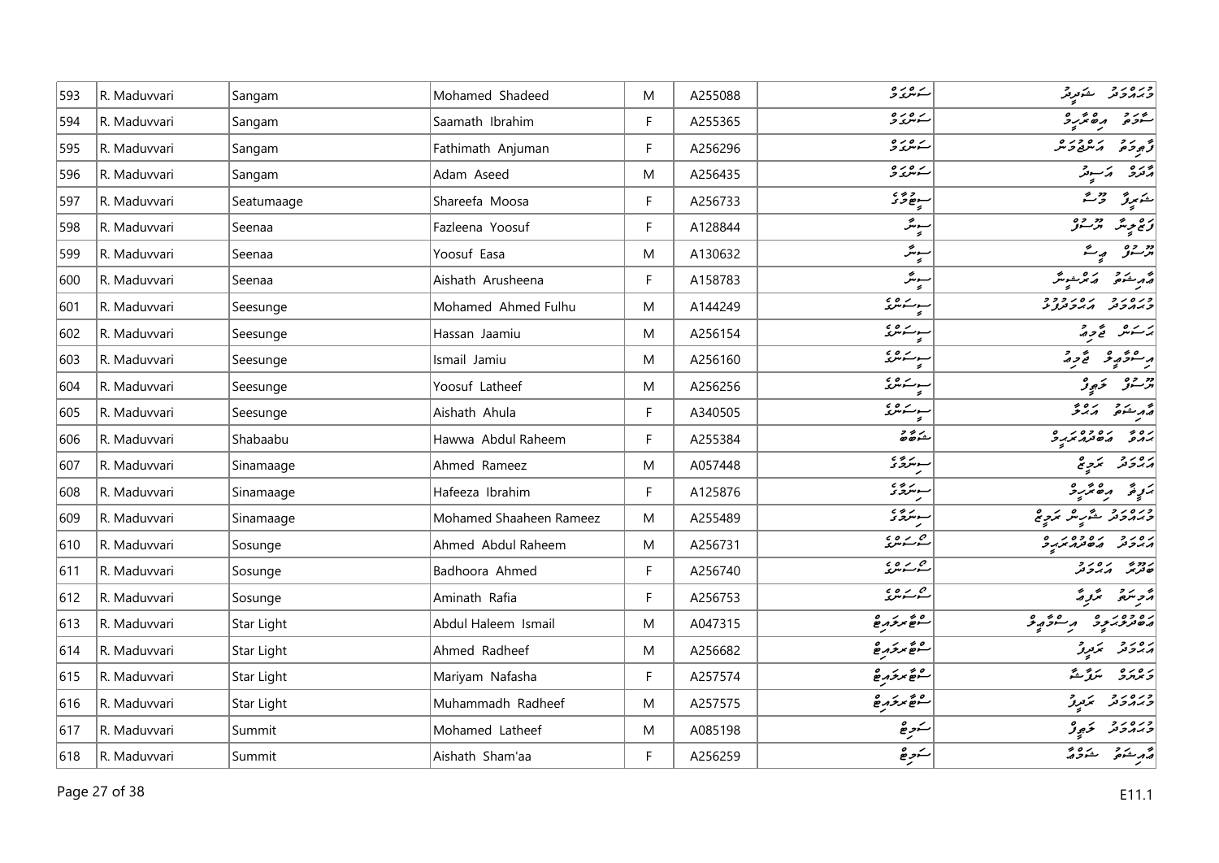| 593 | R. Maduvvari | Sangam | Mohamed Shadeed | M | A255088 | سَەھرَوْ | وُرَرُوَدْ شَوَرِيْرْ |
|---|---|---|---|---|---|---|---|
| 594 | R. Maduvvari | Sangam | Saamath Ibrahim | F | A255365 | سَەھرَوْ | سُوَرَمْ مِرْھَگْرِرْوْ |
| 595 | R. Maduvvari | Sangam | Fathimath Anjuman | F | A256296 | سَەھرَوْ | ژَّجِوَدَمْ مَسْعِرْدَسْ |
| 596 | R. Maduvvari | Sangam | Adam Aseed | M | A256435 | سَەھرَوْ | مُرْتَرْدْ مَرْسِيْرْ |
| 597 | R. Maduvvari | Seatumaage | Shareefa Moosa | F | A256733 | سِرِڇُرُّ | شَمِرِوُّ دُرْسٌ |
| 598 | R. Maduvvari | Seenaa | Fazleena Yoosuf | F | A128844 | سِرِسٌ | وَعْجِسٌ دُرْسُوْ |
| 599 | R. Maduvvari | Seenaa | Yoosuf Easa | M | A130632 | سِرِسٌ | دُرْسُوْ مِرْسٌ |
| 600 | R. Maduvvari | Seenaa | Aishath Arusheena | F | A158783 | سِرِسٌ | مُهرِشَوْمْ مَمْرْشِسٌ |
| 601 | R. Maduvvari | Seesunge | Mohamed Ahmed Fulhu | M | A144249 | سِرِسَمْرُو | وُرَرُوَدْ مَرْوَدْرُوْ |
| 602 | R. Maduvvari | Seesunge | Hassan Jaamiu | M | A256154 | سِرِسَمْرُو | بَرْسَرْسْ قُحِرْ |
| 603 | R. Maduvvari | Seesunge | Ismail Jamiu | M | A256160 | سِرِسَمْرُو | مِرْسْوُمِوْ قُحِرْ |
| 604 | R. Maduvvari | Seesunge | Yoosuf Latheef | M | A256256 | سِرِسَمْرُو | دُرْسُوْ وَجِوْ |
| 605 | R. Maduvvari | Seesunge | Aishath Ahula | F | A340505 | سِرِسَمْرُو | مُهرِشَوْمْ مَرْوُّ |
| 606 | R. Maduvvari | Shabaabu | Hawwa Abdul Raheem | F | A255384 | شَوَھُ | بَرْمُوْ مَھْرْمْرَرِدْ |
| 607 | R. Maduvvari | Sinamaage | Ahmed Rameez | M | A057448 | سِرِسَرْدُّ | مَرْوَدْ بَرْجِعْ |
| 608 | R. Maduvvari | Sinamaage | Hafeeza Ibrahim | F | A125876 | سِرِسَرْدُّ | بَرْوِقٌ مِرْھَگْرِرْوْ |
| 609 | R. Maduvvari | Sinamaage | Mohamed Shaaheen Rameez | M | A255489 | سِرِسَرْدُّ | وُرَرُوَدْ شُرِسْ بَرْجِعْ |
| 610 | R. Maduvvari | Sosunge | Ahmed Abdul Raheem | M | A256731 | سُرسَمْرُو | مَرْوَدْ مَھْرْمْرَرِدْ |
| 611 | R. Maduvvari | Sosunge | Badhoora Ahmed | F | A256740 | سُرسَمْرُو | ھَرْبَرْ مَرْوَدْ |
| 612 | R. Maduvvari | Sosunge | Aminath Rafia | F | A256753 | سُرسَمْرُو | مُرْمِرْوَمْ بَرُوِمٌ |
| 613 | R. Maduvvari | Star Light | Abdul Haleem Ismail | M | A047315 | سْھْمرَبَرْعْ | مَھْرْوُبَرْوِدْ مِرْسْوُمِوْ |
| 614 | R. Maduvvari | Star Light | Ahmed Radheef | M | A256682 | سْھْمرَبَرْعْ | مَرْوَدْ بَرْمِرِوْ |
| 615 | R. Maduvvari | Star Light | Mariyam Nafasha | F | A257574 | سْھْمرَبَرْعْ | وَبْرْمَرْدْ سَرْوَشٌ |
| 616 | R. Maduvvari | Star Light | Muhammadh Radheef | M | A257575 | سْھْمرَبَرْعْ | وُرَرْوَدْ بَرْمِرِوْ |
| 617 | R. Maduvvari | Summit | Mohamed Latheef | M | A085198 | سَوِعْ | وُرَرُوَدْ وَجِوْ |
| 618 | R. Maduvvari | Summit | Aishath Sham'aa | F | A256259 | سَوِعْ | مُهرِشَوْمْ شَوْمُ |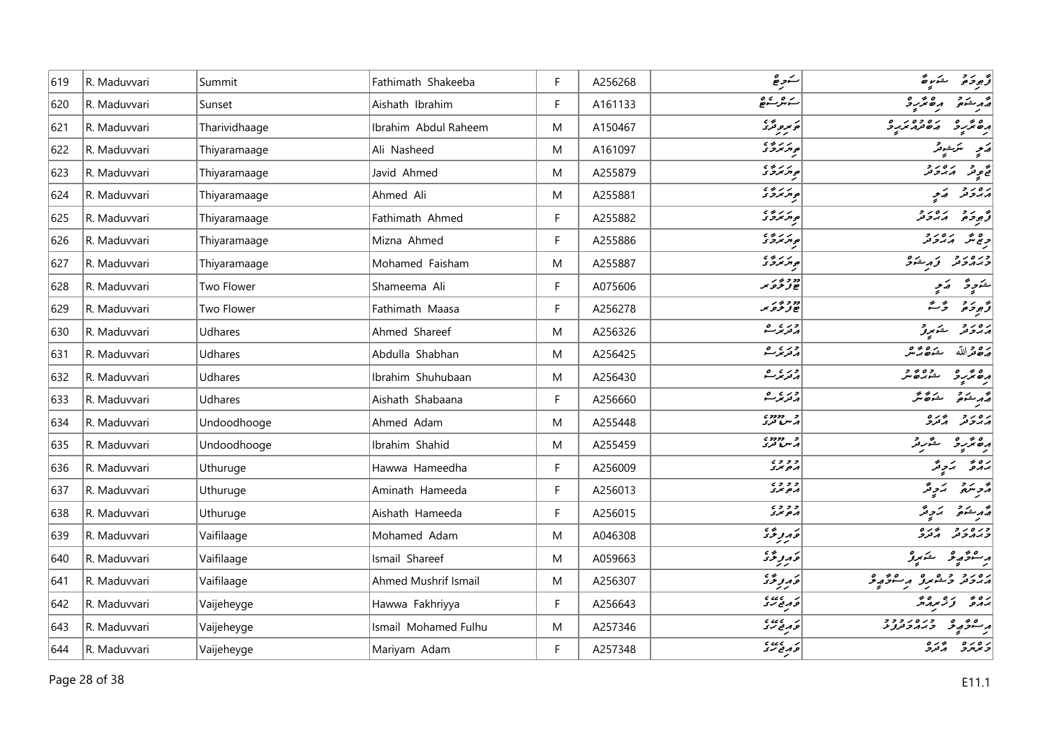| 619 | R. Maduvvari | Summit | Fathimath Shakeeba | F | A256268 | ސަމިޓް | ފާތިމަތު ޝަކީބާ |
|---|---|---|---|---|---|---|---|
| 620 | R. Maduvvari | Sunset | Aishath Ibrahim | F | A161133 | ސަންސެޓް | އާއިޝަތު އިބްރާހީމް |
| 621 | R. Maduvvari | Tharividhaage | Ibrahim Abdul Raheem | M | A150467 | ތަރިވިދާގެ | އިބްރާހީމް އަބްދުއްރަޙީމް |
| 622 | R. Maduvvari | Thiyaramaage | Ali Nasheed | M | A161097 | ތިޔަރަމާގެ | އަލީ ނަޝީދު |
| 623 | R. Maduvvari | Thiyaramaage | Javid Ahmed | M | A255879 | ތިޔަރަމާގެ | ޖާވިދު އަހުމަދު |
| 624 | R. Maduvvari | Thiyaramaage | Ahmed Ali | M | A255881 | ތިޔަރަމާގެ | އަހުމަދު އަލީ |
| 625 | R. Maduvvari | Thiyaramaage | Fathimath Ahmed | F | A255882 | ތިޔަރަމާގެ | ފާތިމަތު އަހުމަދު |
| 626 | R. Maduvvari | Thiyaramaage | Mizna Ahmed | F | A255886 | ތިޔަރަމާގެ | މިޒްނާ އަހުމަދު |
| 627 | R. Maduvvari | Thiyaramaage | Mohamed Faisham | M | A255887 | ތިޔަރަމާގެ | މުޙައްމަދު ފައިޝަމް |
| 628 | R. Maduvvari | Two Flower | Shameema Ali | F | A075606 | ޓޫފްލަވަރ | ޝަމީމާ އަލީ |
| 629 | R. Maduvvari | Two Flower | Fathimath Maasa | F | A256278 | ޓޫފްލަވަރ | ފާތިމަތު މާސާ |
| 630 | R. Maduvvari | Udhares | Ahmed Shareef | M | A256326 | އުދަރެސް | އަހުމަދު ޝަރީފު |
| 631 | R. Maduvvari | Udhares | Abdulla Shabhan | M | A256425 | އުދަރެސް | އަބްދުﷲ ޝަބްހާން |
| 632 | R. Maduvvari | Udhares | Ibrahim Shuhubaan | M | A256430 | އުދަރެސް | އިބްރާހީމް ޝުހުބާން |
| 633 | R. Maduvvari | Udhares | Aishath Shabaana | F | A256660 | އުދަރެސް | އާއިޝަތު ޝަބާނާ |
| 634 | R. Maduvvari | Undoodhooge | Ahmed Adam | M | A255448 | އުންދޫދޫގެ | އަހުމަދު އާދަމް |
| 635 | R. Maduvvari | Undoodhooge | Ibrahim Shahid | M | A255459 | އުންދޫދޫގެ | އިބްރާހީމް ޝާހިދު |
| 636 | R. Maduvvari | Uthuruge | Hawwa Hameedha | F | A256009 | އުތުރުގެ | ހައްވާ ހަމީދާ |
| 637 | R. Maduvvari | Uthuruge | Aminath Hameeda | F | A256013 | އުތުރުގެ | އާމިނަތު ހަމީދާ |
| 638 | R. Maduvvari | Uthuruge | Aishath Hameeda | F | A256015 | އުތުރުގެ | އާއިޝަތު ހަމީދާ |
| 639 | R. Maduvvari | Vaifilaage | Mohamed Adam | M | A046308 | ވައިފިލާގެ | މުޙައްމަދު އާދަމް |
| 640 | R. Maduvvari | Vaifilaage | Ismail Shareef | M | A059663 | ވައިފިލާގެ | އިސްމާއީލް ޝަރީފު |
| 641 | R. Maduvvari | Vaifilaage | Ahmed Mushrif Ismail | M | A256307 | ވައިފިލާގެ | އަހުމަދު މުޝްރިފު އިސްމާއީލް |
| 642 | R. Maduvvari | Vaijeheyge | Hawwa Fakhriyya | F | A256643 | ވައިޖެހޭގެ | ހައްވާ ފަޚްރިއްޔާ |
| 643 | R. Maduvvari | Vaijeheyge | Ismail Mohamed Fulhu | M | A257346 | ވައިޖެހޭގެ | އިސްމާއީލް މުޙައްމަދުފުޅު |
| 644 | R. Maduvvari | Vaijeheyge | Mariyam Adam | F | A257348 | ވައިޖެހޭގެ | މަރިޔަމް އާދަމް |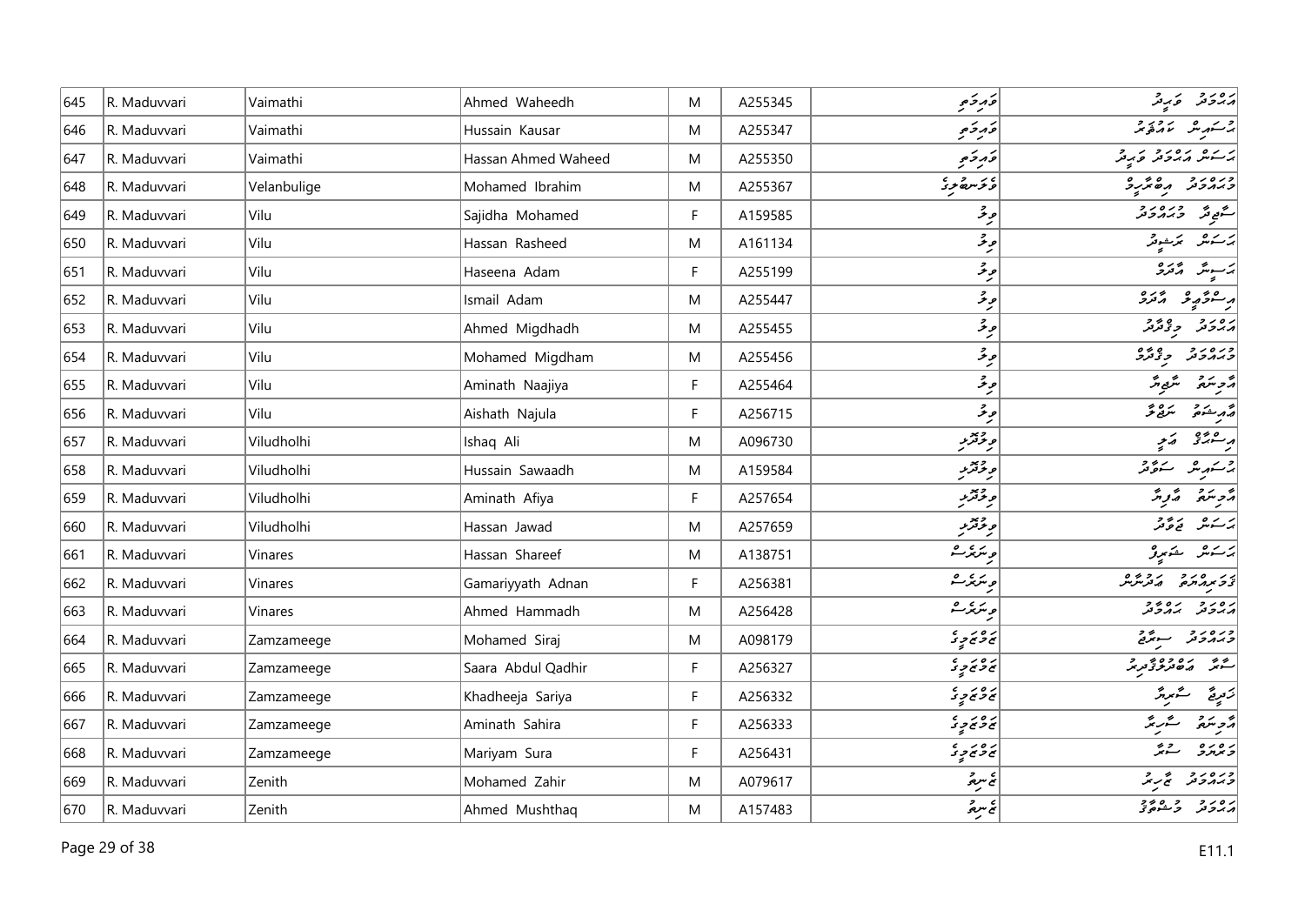| 645 | R. Maduvvari | Vaimathi | Ahmed Waheedh | M | A255345 | ئەرىخ | ئەرىخ ئەرىخ |
|---|---|---|---|---|---|---|---|
| 646 | R. Maduvvari | Vaimathi | Hussain Kausar | M | A255347 | ئەرىخ | ئەرىخ ئەرىخ |
| 647 | R. Maduvvari | Vaimathi | Hassan Ahmed Waheed | M | A255350 | ئەرىخ | ئەرىخ ئەرىخ ئەرىخ |
| 648 | R. Maduvvari | Velanbulige | Mohamed Ibrahim | M | A255367 | ئەرىخ | ئەرىخ ئەرىخ |
| 649 | R. Maduvvari | Vilu | Sajidha Mohamed | F | A159585 | ئەرىخ | ئەرىخ ئەرىخ |
| 650 | R. Maduvvari | Vilu | Hassan Rasheed | M | A161134 | ئەرىخ | ئەرىخ ئەرىخ |
| 651 | R. Maduvvari | Vilu | Haseena Adam | F | A255199 | ئەرىخ | ئەرىخ ئەرىخ |
| 652 | R. Maduvvari | Vilu | Ismail Adam | M | A255447 | ئەرىخ | ئەرىخ ئەرىخ |
| 653 | R. Maduvvari | Vilu | Ahmed Migdhadh | M | A255455 | ئەرىخ | ئەرىخ ئەرىخ |
| 654 | R. Maduvvari | Vilu | Mohamed Migdham | M | A255456 | ئەرىخ | ئەرىخ ئەرىخ |
| 655 | R. Maduvvari | Vilu | Aminath Naajiya | F | A255464 | ئەرىخ | ئەرىخ ئەرىخ |
| 656 | R. Maduvvari | Vilu | Aishath Najula | F | A256715 | ئەرىخ | ئەرىخ ئەرىخ |
| 657 | R. Maduvvari | Viludholhi | Ishaq Ali | M | A096730 | ئەرىخ | ئەرىخ ئەرىخ |
| 658 | R. Maduvvari | Viludholhi | Hussain Sawaadh | M | A159584 | ئەرىخ | ئەرىخ ئەرىخ |
| 659 | R. Maduvvari | Viludholhi | Aminath Afiya | F | A257654 | ئەرىخ | ئەرىخ ئەرىخ |
| 660 | R. Maduvvari | Viludholhi | Hassan Jawad | M | A257659 | ئەرىخ | ئەرىخ ئەرىخ |
| 661 | R. Maduvvari | Vinares | Hassan Shareef | M | A138751 | ئەرىخ | ئەرىخ ئەرىخ |
| 662 | R. Maduvvari | Vinares | Gamariyyath Adnan | F | A256381 | ئەرىخ | ئەرىخ ئەرىخ |
| 663 | R. Maduvvari | Vinares | Ahmed Hammadh | M | A256428 | ئەرىخ | ئەرىخ ئەرىخ |
| 664 | R. Maduvvari | Zamzameege | Mohamed Siraj | M | A098179 | ئەرىخ | ئەرىخ ئەرىخ |
| 665 | R. Maduvvari | Zamzameege | Saara Abdul Qadhir | F | A256327 | ئەرىخ | ئەرىخ ئەرىخ |
| 666 | R. Maduvvari | Zamzameege | Khadheeja Sariya | F | A256332 | ئەرىخ | ئەرىخ ئەرىخ |
| 667 | R. Maduvvari | Zamzameege | Aminath Sahira | F | A256333 | ئەرىخ | ئەرىخ ئەرىخ |
| 668 | R. Maduvvari | Zamzameege | Mariyam Sura | F | A256431 | ئەرىخ | ئەرىخ ئەرىخ |
| 669 | R. Maduvvari | Zenith | Mohamed Zahir | M | A079617 | ئەرىخ | ئەرىخ ئەرىخ |
| 670 | R. Maduvvari | Zenith | Ahmed Mushthaq | M | A157483 | ئەرىخ | ئەرىخ ئەرىخ |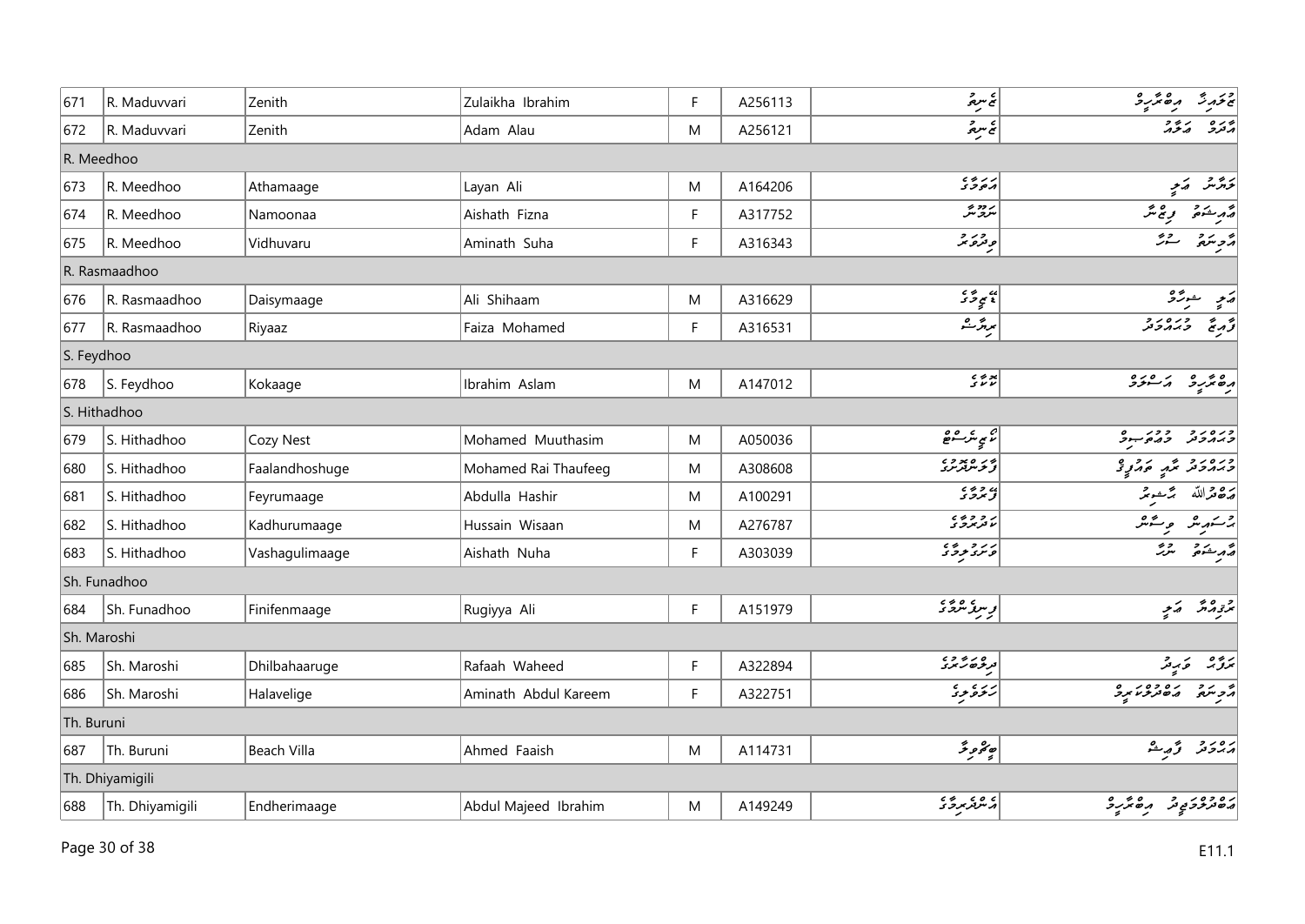| | | | | | | | |
|---|---|---|---|---|---|---|---|
| 671 | R. Maduvvari | Zenith | Zulaikha Ibrahim | F | A256113 | ޒެނިތު | ޒުލައިޚާ އިބްރާހީމް |
| 672 | R. Maduvvari | Zenith | Adam Alau | M | A256121 | ޒެނިތު | އާދަމް އަލާއު |
| R. Meedhoo | | | | | | | |
| 673 | R. Meedhoo | Athamaage | Layan Ali | M | A164206 | އަތަމާގެ | ލަޔާން އަލީ |
| 674 | R. Meedhoo | Namoonaa | Aishath Fizna | F | A317752 | ނަމޫނާ | އައިޝަތު ފިޒްނާ |
| 675 | R. Meedhoo | Vidhuvaru | Aminath Suha | F | A316343 | ވިދުވަރު | އާމިނަތު ސުހާ |
| R. Rasmaadhoo | | | | | | | |
| 676 | R. Rasmaadhoo | Daisymaage | Ali Shihaam | M | A316629 | ޑޭޒީމާގެ | އަލީ ޝިހާމް |
| 677 | R. Rasmaadhoo | Riyaaz | Faiza Mohamed | F | A316531 | ރިޔާޒް | ފާއިޒާ މުހައްމަދު |
| S. Feydhoo | | | | | | | |
| 678 | S. Feydhoo | Kokaage | Ibrahim Aslam | M | A147012 | ކޮކާގެ | އިބްރާހީމް އަސްލަމް |
| S. Hithadhoo | | | | | | | |
| 679 | S. Hithadhoo | Cozy Nest | Mohamed Muuthasim | M | A050036 | ކޯޒީނެސްޓް | މުހައްމަދު މުއުތަޞިމް |
| 680 | S. Hithadhoo | Faalandhoshuge | Mohamed Rai Thaufeeg | M | A308608 | ފާލަންދޮށުގެ | މުހައްމަދު ރާއި ތައުފީގު |
| 681 | S. Hithadhoo | Feyrumaage | Abdulla Hashir | M | A100291 | ފެރުމާގެ | އަބްދުﷲ ހާޝިރު |
| 682 | S. Hithadhoo | Kadhurumaage | Hussain Wisaan | M | A276787 |ކަދުރުމާގެ | ހުސައިން ވިސާން |
| 683 | S. Hithadhoo | Vashagulimaage | Aishath Nuha | F | A303039 | ވަށަގުލިމާގެ | އައިޝަތު ނުހާ |
| Sh. Funadhoo | | | | | | | |
| 684 | Sh. Funadhoo | Finifenmaage | Rugiyya Ali | F | A151979 | ފިނިފެންމާގެ | ރުގިއްޔާ އަލީ |
| Sh. Maroshi | | | | | | | |
| 685 | Sh. Maroshi | Dhilbahaaruge | Rafaah Waheed | F | A322894 | ދިލްބަހާރުގެ | ރަފާހް ވަހީދު |
| 686 | Sh. Maroshi | Halavelige | Aminath Abdul Kareem | F | A322751 | ހަލަވެލިގެ | އާމިނަތު އަބްދުލްކަރީމް |
| Th. Buruni | | | | | | | |
| 687 | Th. Buruni | Beach Villa | Ahmed Faaish | M | A114731 | ބީޗްވިލާ | އަހްމަދު ފާއިޝް |
| Th. Dhiyamigili | | | | | | | |
| 688 | Th. Dhiyamigili | Endherimaage | Abdul Majeed Ibrahim | M | A149249 | އެންދެރިމާގެ | އަބްދުލްމަޖީދު އިބްރާހީމް |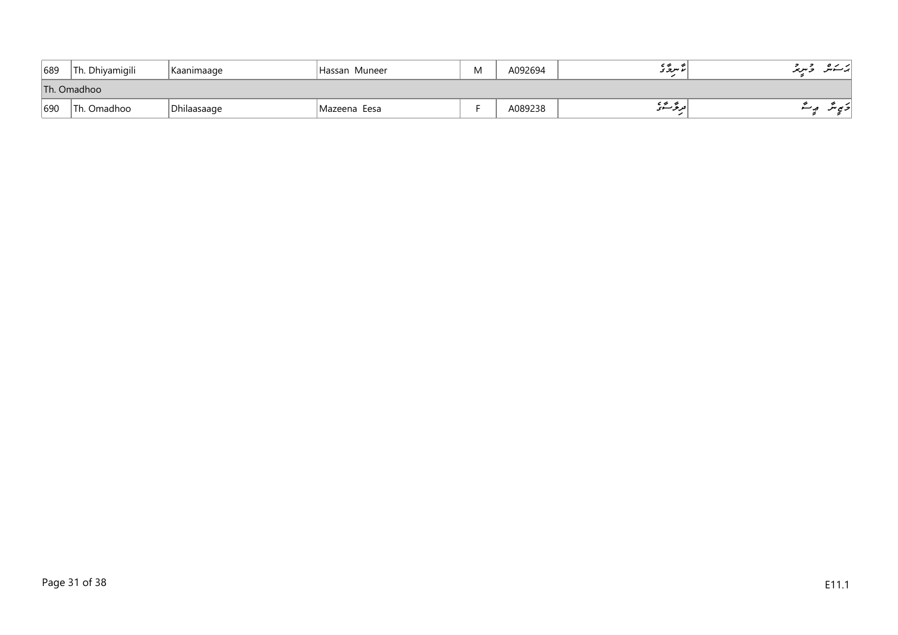| 689 | Th. Dhiyamigili | Kaanimaage | Hassan Muneer | M | A092694 | ކާނިމާގެ | ހަސަން މުނީރު |
|---|---|---|---|---|---|---|---|
| Th. Omadhoo | | | | | | | |
| 690 | Th. Omadhoo | Dhilaasaage | Mazeena Eesa | F | A089238 | ދިލާސާގެ | މަޒީނާ ޢީސާ |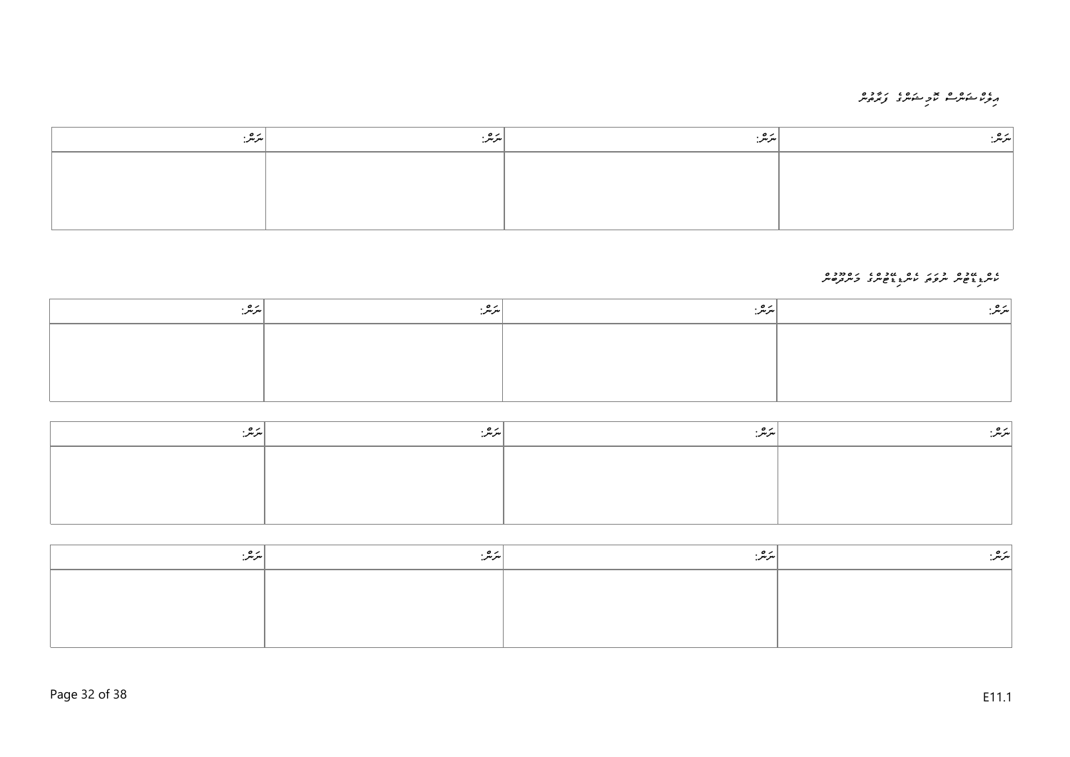# ދިވެހިރާއްޖޭގެ ޓޫރިޒަމް ސެކްޓަރ

| ނަންބަރު: | ނަންބަރު: | ނަންބަރު: | ނަންބަރު: |
|---|---|---|---|
| | | | |

## ހުށަހަޅާ ފަރާތުގެ މަޢުލޫމާތު

| ނަންބަރު: | ނަންބަރު: | ނަންބަރު: | ނަންބަރު: |
|---|---|---|---|
| | | | |

| ނަންބަރު: | ނަންބަރު: | ނަންބަރު: | ނަންބަރު: |
|---|---|---|---|
| | | | |

| ނަންބަރު: | ނަންބަރު: | ނަންބަރު: | ނަންބަރު: |
|---|---|---|---|
| | | | |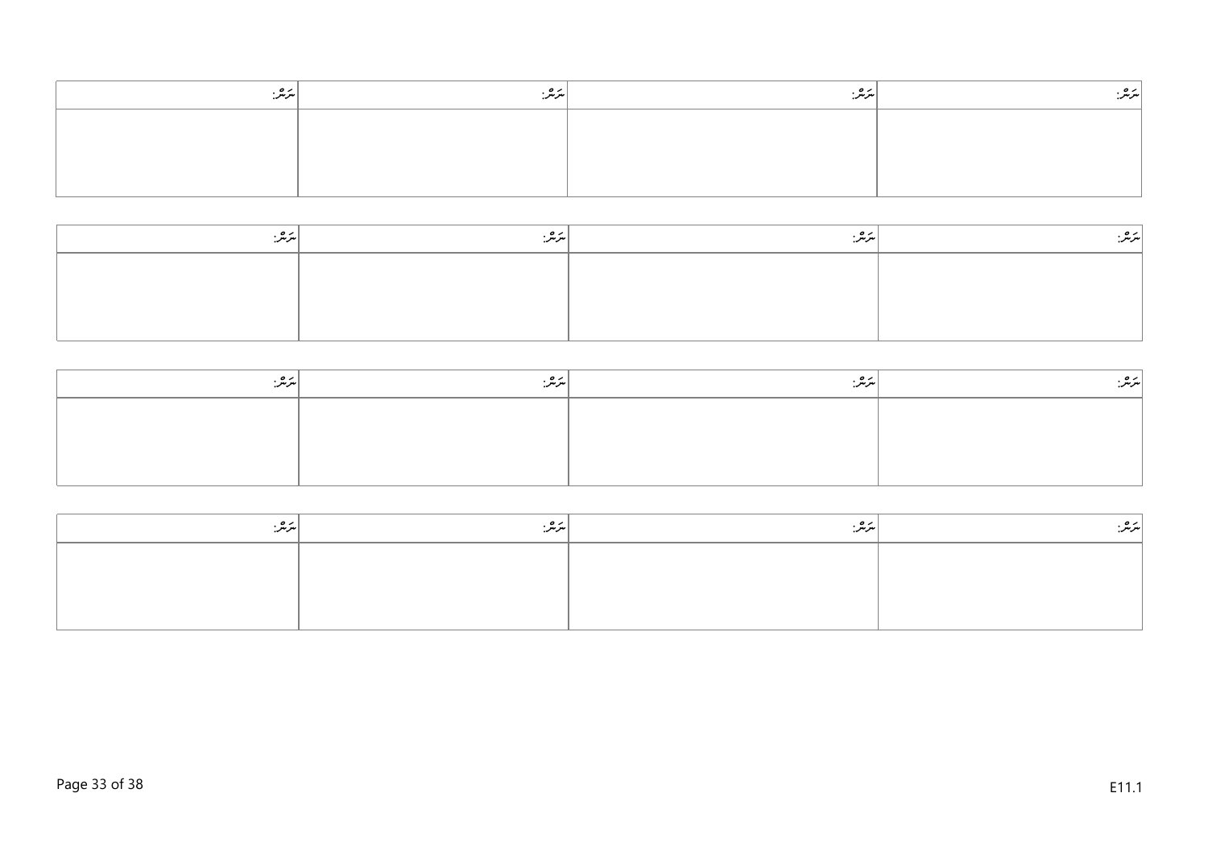| ނަރުދ: | ނަރުދ: | ނަރުދ: | ނަރުދ: |
| --- | --- | --- | --- |
| | | | |

| ނަރުދ: | ނަރުދ: | ނަރުދ: | ނަރުދ: |
| --- | --- | --- | --- |
| | | | |

| ނަރުދ: | ނަރުދ: | ނަރުދ: | ނަރުދ: |
| --- | --- | --- | --- |
| | | | |

| ނަރުދ: | ނަރުދ: | ނަރުދ: | ނަރުދ: |
| --- | --- | --- | --- |
| | | | |

E11.1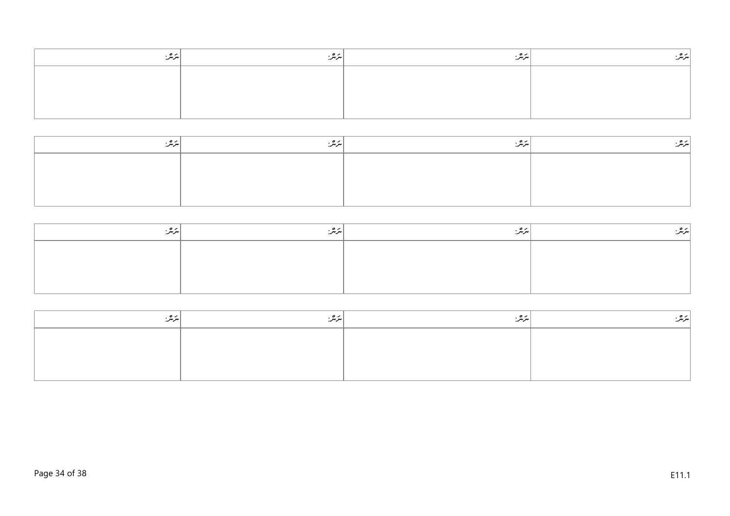| ނަންބަރު: | ނަންބަރު: | ނަންބަރު: | ނަންބަރު: |
| --- | --- | --- | --- |
| | | | |

| ނަންބަރު: | ނަންބަރު: | ނަންބަރު: | ނަންބަރު: |
| --- | --- | --- | --- |
| | | | |

| ނަންބަރު: | ނަންބަރު: | ނަންބަރު: | ނަންބަރު: |
| --- | --- | --- | --- |
| | | | |

| ނަންބަރު: | ނަންބަރު: | ނަންބަރު: | ނަންބަރު: |
| --- | --- | --- | --- |
| | | | |

E11.1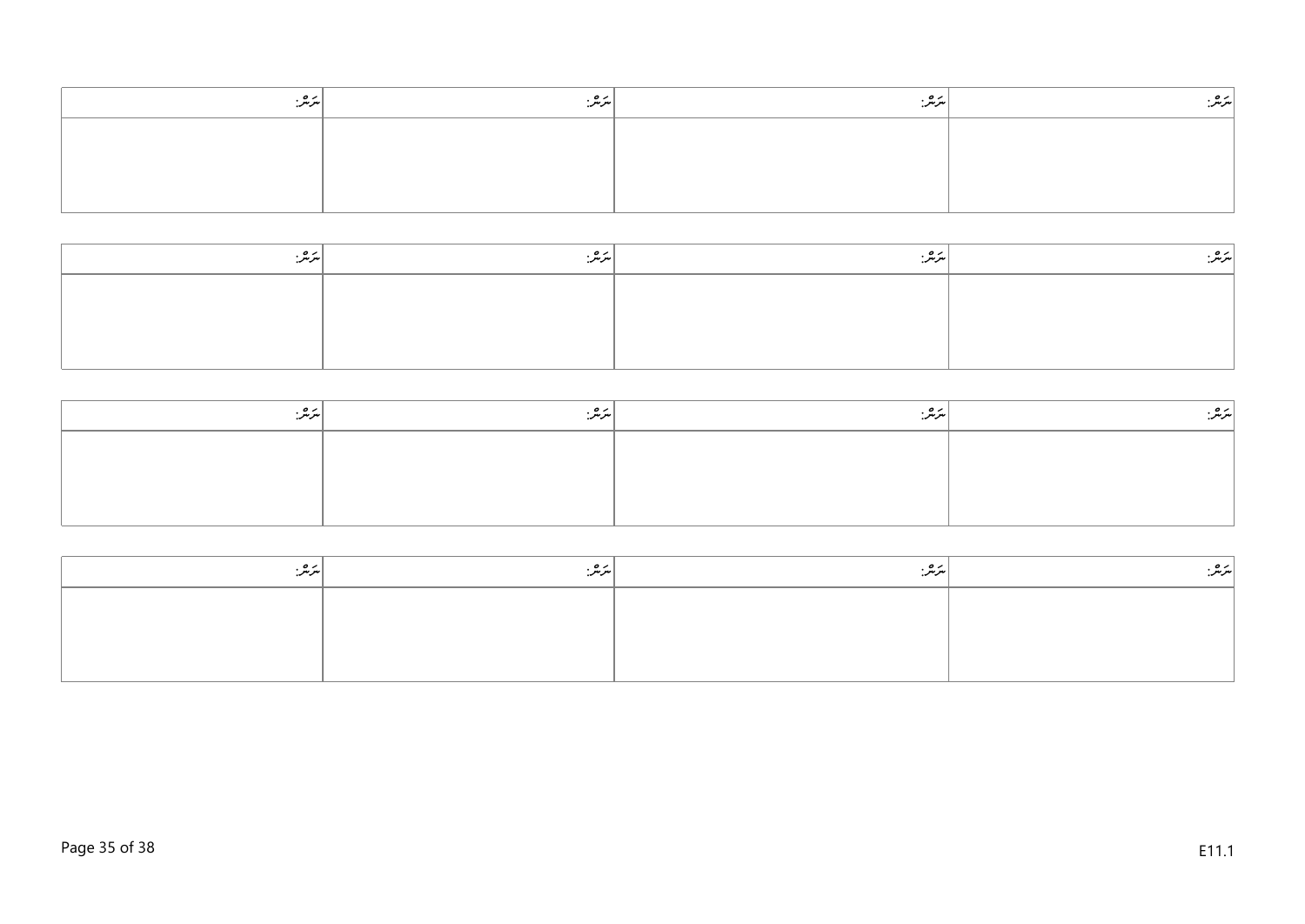| ނަރަދ: | ނަރަދ: | ނަރަދ: | ނަރަދ: |
| --- | --- | --- | --- |
| | | | |

| ނަރަދ: | ނަރަދ: | ނަރަދ: | ނަރަދ: |
| --- | --- | --- | --- |
| | | | |

| ނަރަދ: | ނަރަދ: | ނަރަދ: | ނަރަދ: |
| --- | --- | --- | --- |
| | | | |

| ނަރަދ: | ނަރަދ: | ނަރަދ: | ނަރަދ: |
| --- | --- | --- | --- |
| | | | |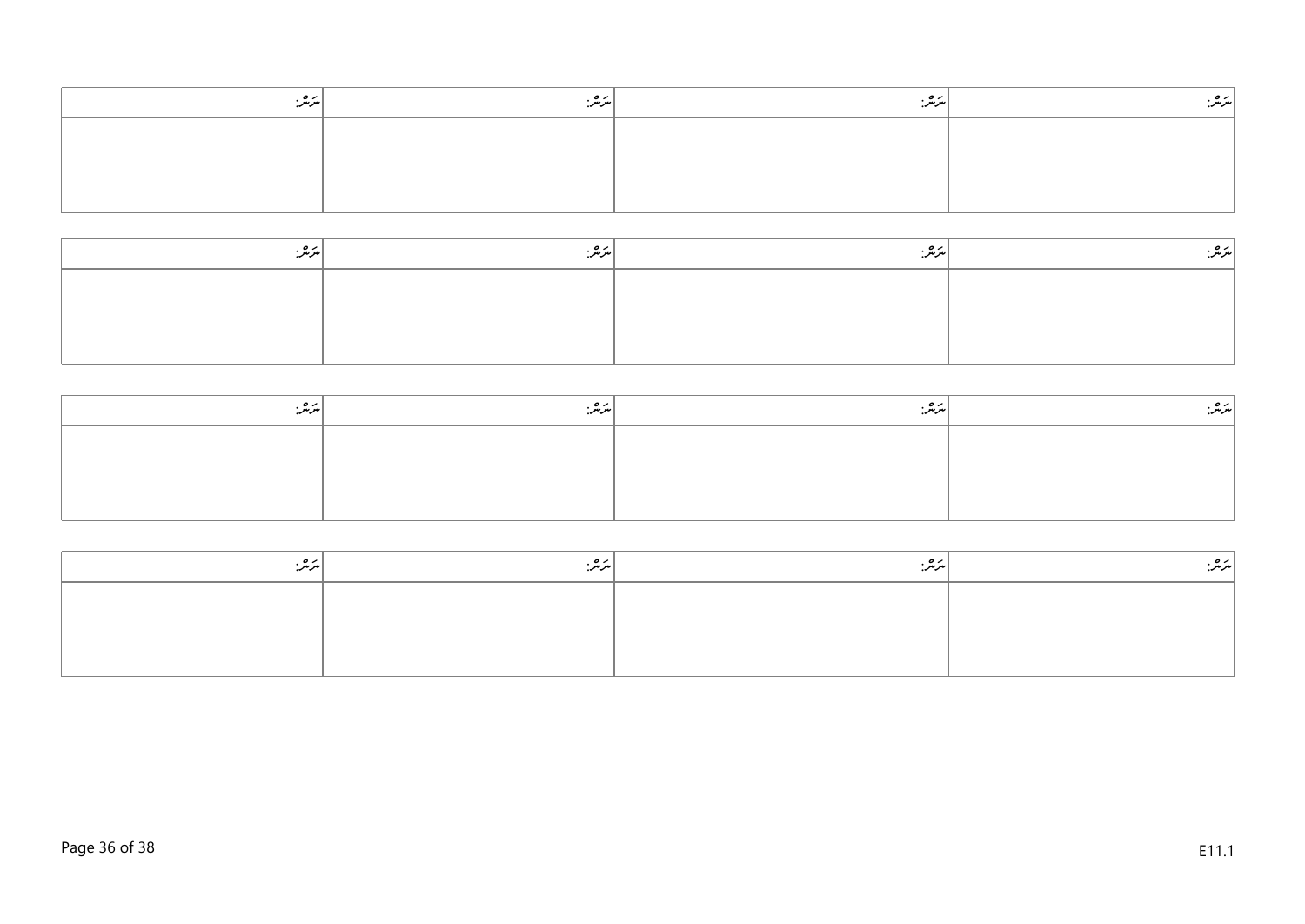| ނަންބަރު: | ނަންބަރު: | ނަންބަރު: | ނަންބަރު: |
|---|---|---|---|
| | | | |

| ނަންބަރު: | ނަންބަރު: | ނަންބަރު: | ނަންބަރު: |
|---|---|---|---|
| | | | |

| ނަންބަރު: | ނަންބަރު: | ނަންބަރު: | ނަންބަރު: |
|---|---|---|---|
| | | | |

| ނަންބަރު: | ނަންބަރު: | ނަންބަރު: | ނަންބަރު: |
|---|---|---|---|
| | | | |

E11.1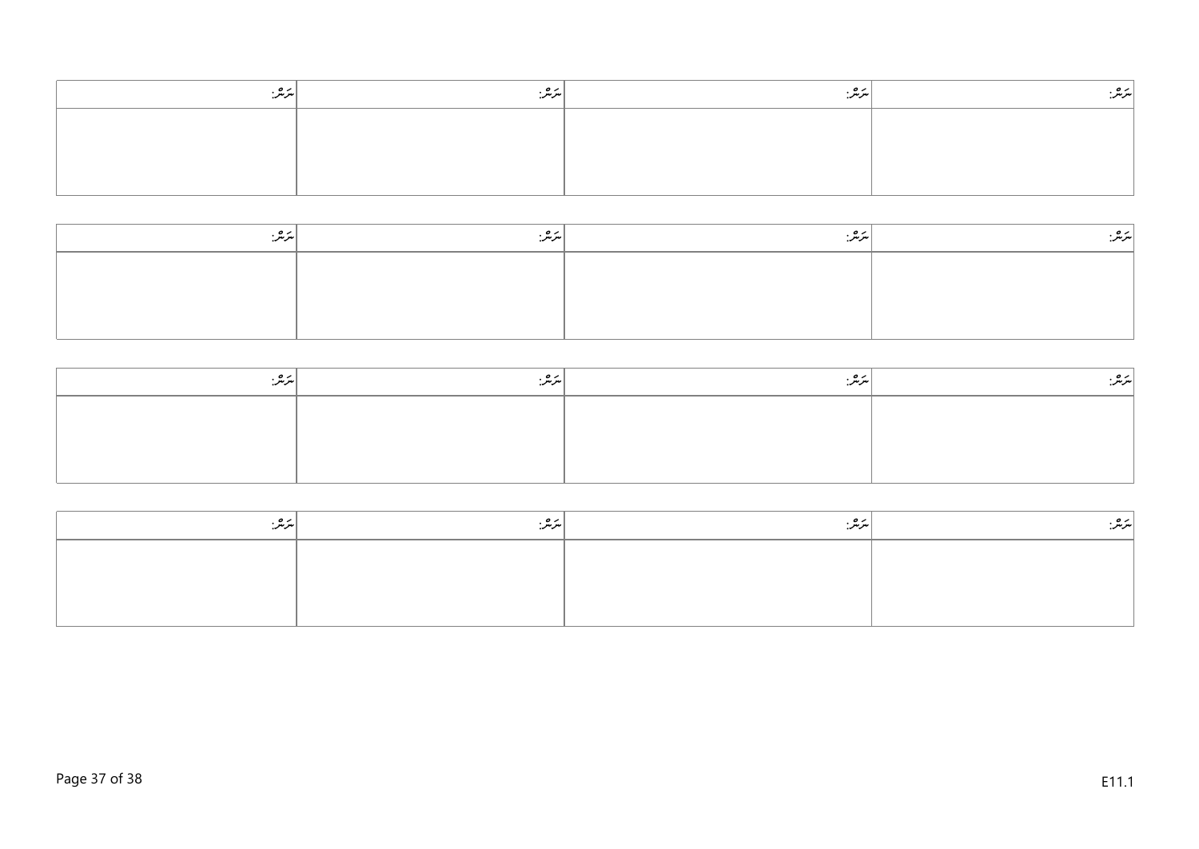| ނަންބަރު: | ނަންބަރު: | ނަންބަރު: | ނަންބަރު: |
|---|---|---|---|
| | | | |

| ނަންބަރު: | ނަންބަރު: | ނަންބަރު: | ނަންބަރު: |
|---|---|---|---|
| | | | |

| ނަންބަރު: | ނަންބަރު: | ނަންބަރު: | ނަންބަރު: |
|---|---|---|---|
| | | | |

| ނަންބަރު: | ނަންބަރު: | ނަންބަރު: | ނަންބަރު: |
|---|---|---|---|
| | | | |

E11.1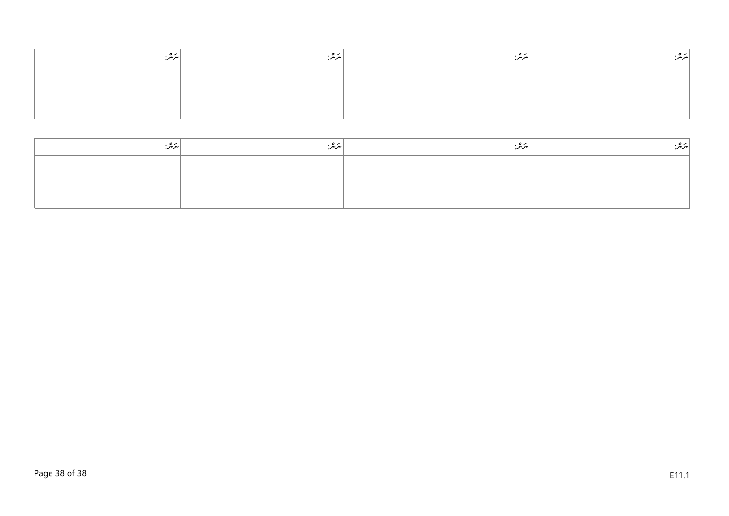| ނަންބަރު: | ނަންބަރު: | ނަންބަރު: | ނަންބަރު: |
|---|---|---|---|
| | | | |

| ނަންބަރު: | ނަންބަރު: | ނަންބަރު: | ނަންބަރު: |
|---|---|---|---|
| | | | |

E11.1